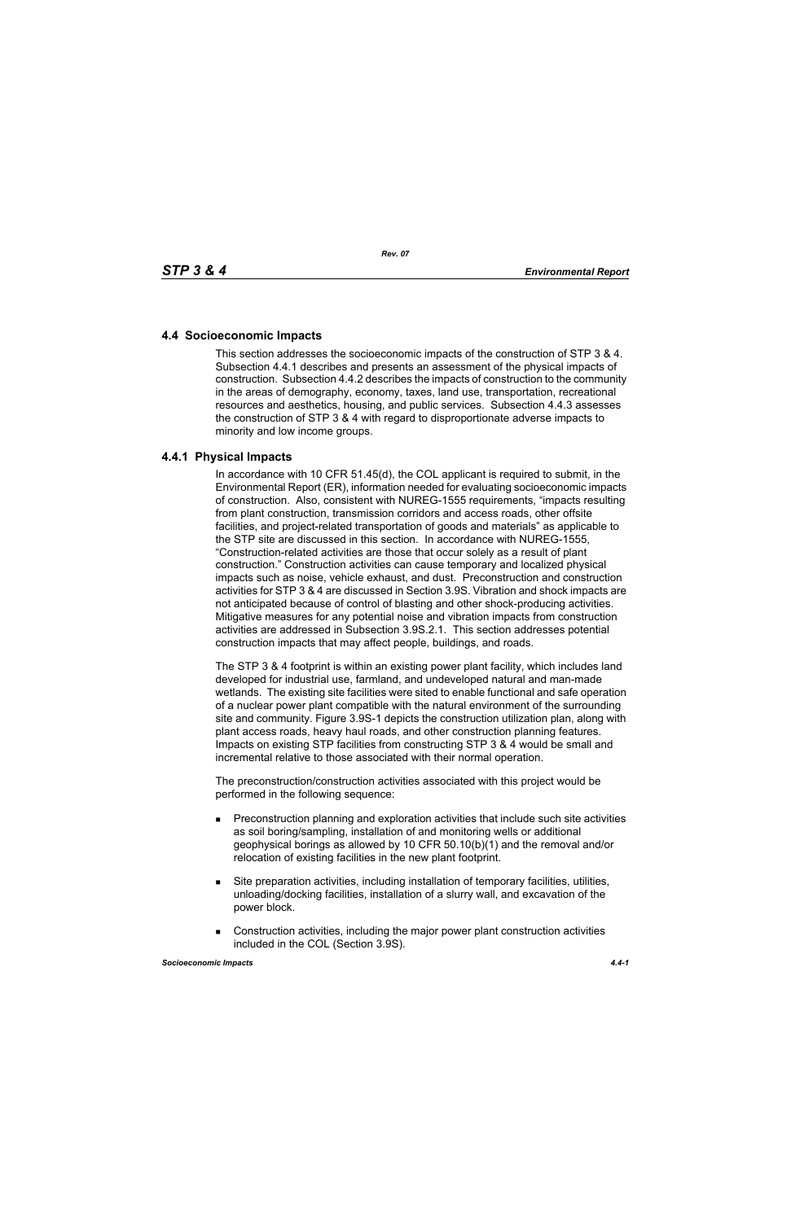## 4.4 Socioeconomic Impacts

This section addresses the socioeconomic impacts of the construction of STP 3 & 4. Subsection 4.4.1 describes and presents an assessment of the physical impacts of construction. Subsection 4.4.2 describes the impacts of construction to the community in the areas of demography, economy, taxes, land use, transportation, recreational resources and aesthetics, housing, and public services. Subsection 4.4.3 assesses the construction of STP 3 & 4 with regard to disproportionate adverse impacts to minority and low income groups.

### 4.4.1 Physical Impacts

In accordance with 10 CFR 51.45(d), the COL applicant is required to submit, in the Environmental Report (ER), information needed for evaluating socioeconomic impacts of construction. Also, consistent with NUREG-1555 requirements, "impacts resulting from plant construction, transmission corridors and access roads, other offsite facilities, and project-related transportation of goods and materials" as applicable to the STP site are discussed in this section. In accordance with NUREG-1555, "Construction-related activities are those that occur solely as a result of plant construction." Construction activities can cause temporary and localized physical impacts such as noise, vehicle exhaust, and dust. Preconstruction and construction activities for STP 3 & 4 are discussed in Section 3.9S. Vibration and shock impacts are not anticipated because of control of blasting and other shock-producing activities. Mitigative measures for any potential noise and vibration impacts from construction activities are addressed in Subsection 3.9S.2.1. This section addresses potential construction impacts that may affect people, buildings, and roads.

The STP 3 & 4 footprint is within an existing power plant facility, which includes land developed for industrial use, farmland, and undeveloped natural and man-made wetlands. The existing site facilities were sited to enable functional and safe operation of a nuclear power plant compatible with the natural environment of the surrounding site and community. Figure 3.9S-1 depicts the construction utilization plan, along with plant access roads, heavy haul roads, and other construction planning features. Impacts on existing STP facilities from constructing STP 3 & 4 would be small and incremental relative to those associated with their normal operation.

The preconstruction/construction activities associated with this project would be performed in the following sequence:

- Preconstruction planning and exploration activities that include such site activities as soil boring/sampling, installation of and monitoring wells or additional geophysical borings as allowed by 10 CFR 50.10(b)(1) and the removal and/or relocation of existing facilities in the new plant footprint.
- Site preparation activities, including installation of temporary facilities, utilities, unloading/docking facilities, installation of a slurry wall, and excavation of the power block.
- Construction activities, including the major power plant construction activities included in the COL (Section 3.9S).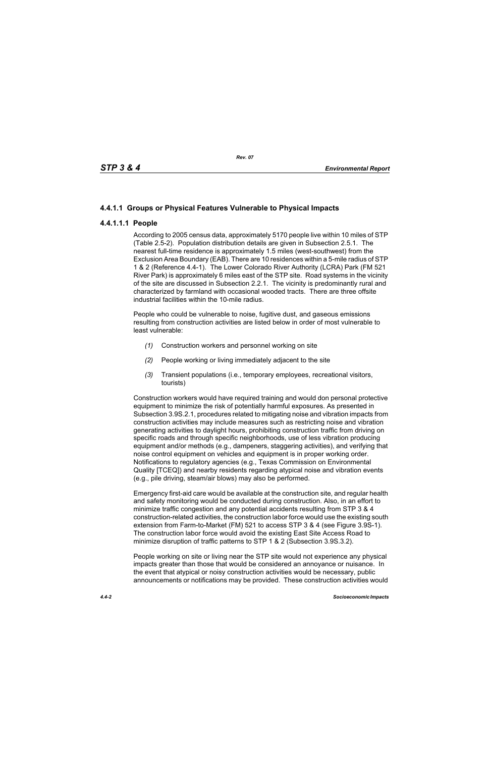### 4.4.1.1 Groups or Physical Features Vulnerable to Physical Impacts

#### 4.4.1.1.1 People

According to 2005 census data, approximately 5170 people live within 10 miles of STP (Table 2.5-2). Population distribution details are given in Subsection 2.5.1. The nearest full-time residence is approximately 1.5 miles (west-southwest) from the Exclusion Area Boundary (EAB). There are 10 residences within a 5-mile radius of STP 1 & 2 (Reference 4.4-1). The Lower Colorado River Authority (LCRA) Park (FM 521 River Park) is approximately 6 miles east of the STP site. Road systems in the vicinity of the site are discussed in Subsection 2.2.1. The vicinity is predominantly rural and characterized by farmland with occasional wooded tracts. There are three offsite industrial facilities within the 10-mile radius.

People who could be vulnerable to noise, fugitive dust, and gaseous emissions resulting from construction activities are listed below in order of most vulnerable to least vulnerable:

*(1)* Construction workers and personnel working on site

*(2)* People working or living immediately adjacent to the site

*(3)* Transient populations (i.e., temporary employees, recreational visitors, tourists)

Construction workers would have required training and would don personal protective equipment to minimize the risk of potentially harmful exposures. As presented in Subsection 3.9S.2.1, procedures related to mitigating noise and vibration impacts from construction activities may include measures such as restricting noise and vibration generating activities to daylight hours, prohibiting construction traffic from driving on specific roads and through specific neighborhoods, use of less vibration producing equipment and/or methods (e.g., dampeners, staggering activities), and verifying that noise control equipment on vehicles and equipment is in proper working order. Notifications to regulatory agencies (e.g., Texas Commission on Environmental Quality [TCEQ]) and nearby residents regarding atypical noise and vibration events (e.g., pile driving, steam/air blows) may also be performed.

Emergency first-aid care would be available at the construction site, and regular health and safety monitoring would be conducted during construction. Also, in an effort to minimize traffic congestion and any potential accidents resulting from STP 3 & 4 construction-related activities, the construction labor force would use the existing south extension from Farm-to-Market (FM) 521 to access STP 3 & 4 (see Figure 3.9S-1). The construction labor force would avoid the existing East Site Access Road to minimize disruption of traffic patterns to STP 1 & 2 (Subsection 3.9S.3.2).

People working on site or living near the STP site would not experience any physical impacts greater than those that would be considered an annoyance or nuisance. In the event that atypical or noisy construction activities would be necessary, public announcements or notifications may be provided. These construction activities would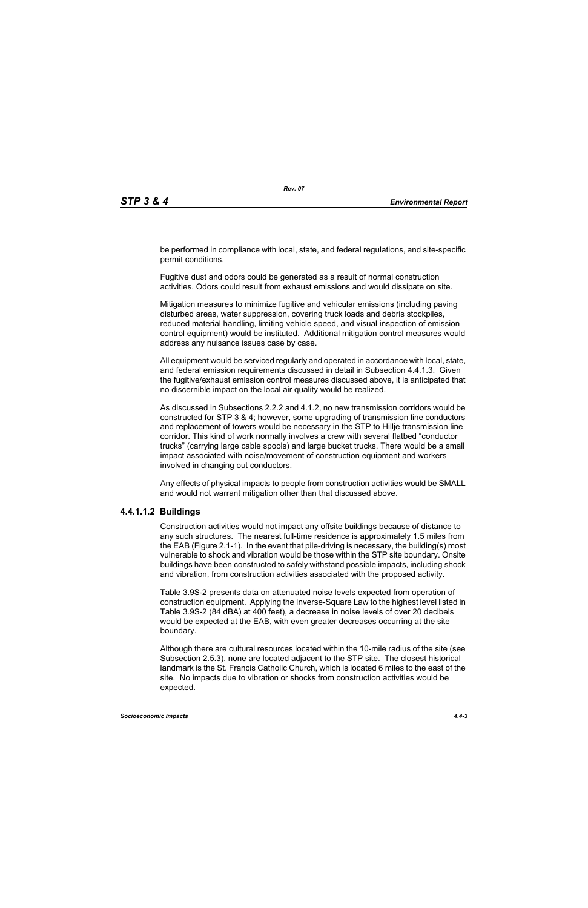be performed in compliance with local, state, and federal regulations, and site-specific permit conditions.

Fugitive dust and odors could be generated as a result of normal construction activities. Odors could result from exhaust emissions and would dissipate on site.

Mitigation measures to minimize fugitive and vehicular emissions (including paving disturbed areas, water suppression, covering truck loads and debris stockpiles, reduced material handling, limiting vehicle speed, and visual inspection of emission control equipment) would be instituted. Additional mitigation control measures would address any nuisance issues case by case.

All equipment would be serviced regularly and operated in accordance with local, state, and federal emission requirements discussed in detail in Subsection 4.4.1.3. Given the fugitive/exhaust emission control measures discussed above, it is anticipated that no discernible impact on the local air quality would be realized.

As discussed in Subsections 2.2.2 and 4.1.2, no new transmission corridors would be constructed for STP 3 & 4; however, some upgrading of transmission line conductors and replacement of towers would be necessary in the STP to Hillje transmission line corridor. This kind of work normally involves a crew with several flatbed "conductor trucks" (carrying large cable spools) and large bucket trucks. There would be a small impact associated with noise/movement of construction equipment and workers involved in changing out conductors.

Any effects of physical impacts to people from construction activities would be SMALL and would not warrant mitigation other than that discussed above.

#### 4.4.1.1.2 Buildings

Construction activities would not impact any offsite buildings because of distance to any such structures. The nearest full-time residence is approximately 1.5 miles from the EAB (Figure 2.1-1). In the event that pile-driving is necessary, the building(s) most vulnerable to shock and vibration would be those within the STP site boundary. Onsite buildings have been constructed to safely withstand possible impacts, including shock and vibration, from construction activities associated with the proposed activity.

Table 3.9S-2 presents data on attenuated noise levels expected from operation of construction equipment. Applying the Inverse-Square Law to the highest level listed in Table 3.9S-2 (84 dBA) at 400 feet), a decrease in noise levels of over 20 decibels would be expected at the EAB, with even greater decreases occurring at the site boundary.

Although there are cultural resources located within the 10-mile radius of the site (see Subsection 2.5.3), none are located adjacent to the STP site. The closest historical landmark is the St. Francis Catholic Church, which is located 6 miles to the east of the site. No impacts due to vibration or shocks from construction activities would be expected.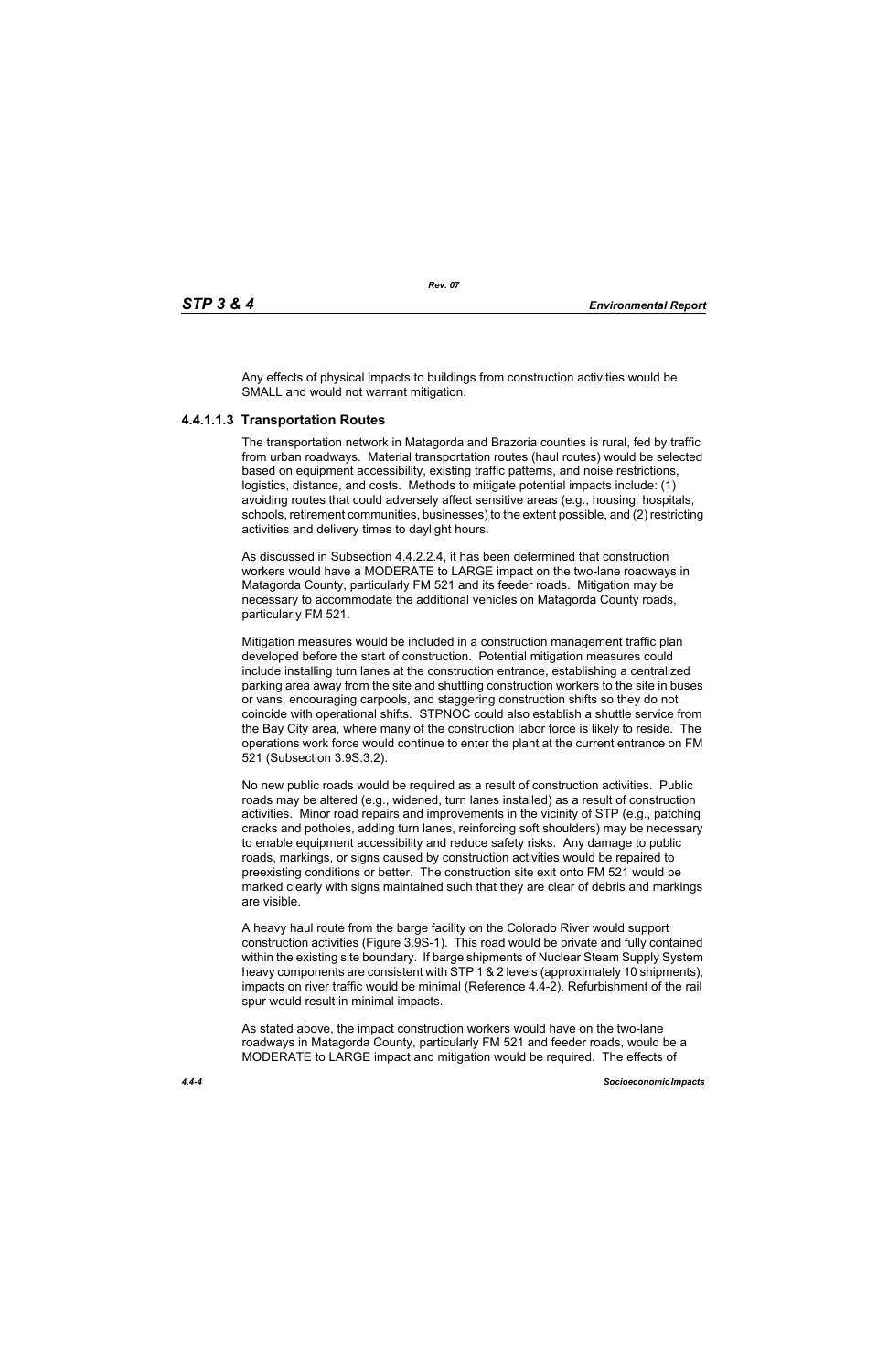Any effects of physical impacts to buildings from construction activities would be SMALL and would not warrant mitigation.

#### 4.4.1.1.3 Transportation Routes

The transportation network in Matagorda and Brazoria counties is rural, fed by traffic from urban roadways. Material transportation routes (haul routes) would be selected based on equipment accessibility, existing traffic patterns, and noise restrictions, logistics, distance, and costs. Methods to mitigate potential impacts include: (1) avoiding routes that could adversely affect sensitive areas (e.g., housing, hospitals, schools, retirement communities, businesses) to the extent possible, and (2) restricting activities and delivery times to daylight hours.

As discussed in Subsection 4.4.2.2.4, it has been determined that construction workers would have a MODERATE to LARGE impact on the two-lane roadways in Matagorda County, particularly FM 521 and its feeder roads. Mitigation may be necessary to accommodate the additional vehicles on Matagorda County roads, particularly FM 521.

Mitigation measures would be included in a construction management traffic plan developed before the start of construction. Potential mitigation measures could include installing turn lanes at the construction entrance, establishing a centralized parking area away from the site and shuttling construction workers to the site in buses or vans, encouraging carpools, and staggering construction shifts so they do not coincide with operational shifts. STPNOC could also establish a shuttle service from the Bay City area, where many of the construction labor force is likely to reside. The operations work force would continue to enter the plant at the current entrance on FM 521 (Subsection 3.9S.3.2).

No new public roads would be required as a result of construction activities. Public roads may be altered (e.g., widened, turn lanes installed) as a result of construction activities. Minor road repairs and improvements in the vicinity of STP (e.g., patching cracks and potholes, adding turn lanes, reinforcing soft shoulders) may be necessary to enable equipment accessibility and reduce safety risks. Any damage to public roads, markings, or signs caused by construction activities would be repaired to preexisting conditions or better. The construction site exit onto FM 521 would be marked clearly with signs maintained such that they are clear of debris and markings are visible.

A heavy haul route from the barge facility on the Colorado River would support construction activities (Figure 3.9S-1). This road would be private and fully contained within the existing site boundary. If barge shipments of Nuclear Steam Supply System heavy components are consistent with STP 1 & 2 levels (approximately 10 shipments), impacts on river traffic would be minimal (Reference 4.4-2). Refurbishment of the rail spur would result in minimal impacts.

As stated above, the impact construction workers would have on the two-lane roadways in Matagorda County, particularly FM 521 and feeder roads, would be a MODERATE to LARGE impact and mitigation would be required. The effects of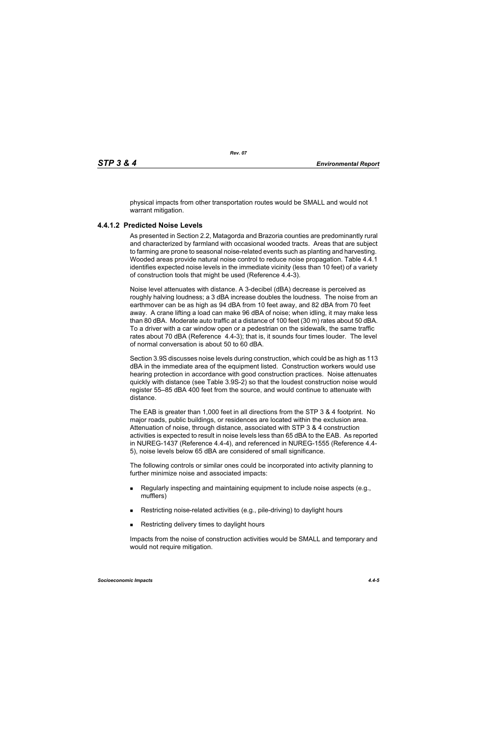physical impacts from other transportation routes would be SMALL and would not warrant mitigation.

#### 4.4.1.2 Predicted Noise Levels

As presented in Section 2.2, Matagorda and Brazoria counties are predominantly rural and characterized by farmland with occasional wooded tracts. Areas that are subject to farming are prone to seasonal noise-related events such as planting and harvesting. Wooded areas provide natural noise control to reduce noise propagation. Table 4.4.1 identifies expected noise levels in the immediate vicinity (less than 10 feet) of a variety of construction tools that might be used (Reference 4.4-3).

Noise level attenuates with distance. A 3-decibel (dBA) decrease is perceived as roughly halving loudness; a 3 dBA increase doubles the loudness. The noise from an earthmover can be as high as 94 dBA from 10 feet away, and 82 dBA from 70 feet away. A crane lifting a load can make 96 dBA of noise; when idling, it may make less than 80 dBA. Moderate auto traffic at a distance of 100 feet (30 m) rates about 50 dBA. To a driver with a car window open or a pedestrian on the sidewalk, the same traffic rates about 70 dBA (Reference 4.4-3); that is, it sounds four times louder. The level of normal conversation is about 50 to 60 dBA.

Section 3.9S discusses noise levels during construction, which could be as high as 113 dBA in the immediate area of the equipment listed. Construction workers would use hearing protection in accordance with good construction practices. Noise attenuates quickly with distance (see Table 3.9S-2) so that the loudest construction noise would register 55–85 dBA 400 feet from the source, and would continue to attenuate with distance.

The EAB is greater than 1,000 feet in all directions from the STP 3 & 4 footprint. No major roads, public buildings, or residences are located within the exclusion area. Attenuation of noise, through distance, associated with STP 3 & 4 construction activities is expected to result in noise levels less than 65 dBA to the EAB. As reported in NUREG-1437 (Reference 4.4-4), and referenced in NUREG-1555 (Reference 4.4-5), noise levels below 65 dBA are considered of small significance.

The following controls or similar ones could be incorporated into activity planning to further minimize noise and associated impacts:

- Regularly inspecting and maintaining equipment to include noise aspects (e.g., mufflers)
- Restricting noise-related activities (e.g., pile-driving) to daylight hours
- Restricting delivery times to daylight hours

Impacts from the noise of construction activities would be SMALL and temporary and would not require mitigation.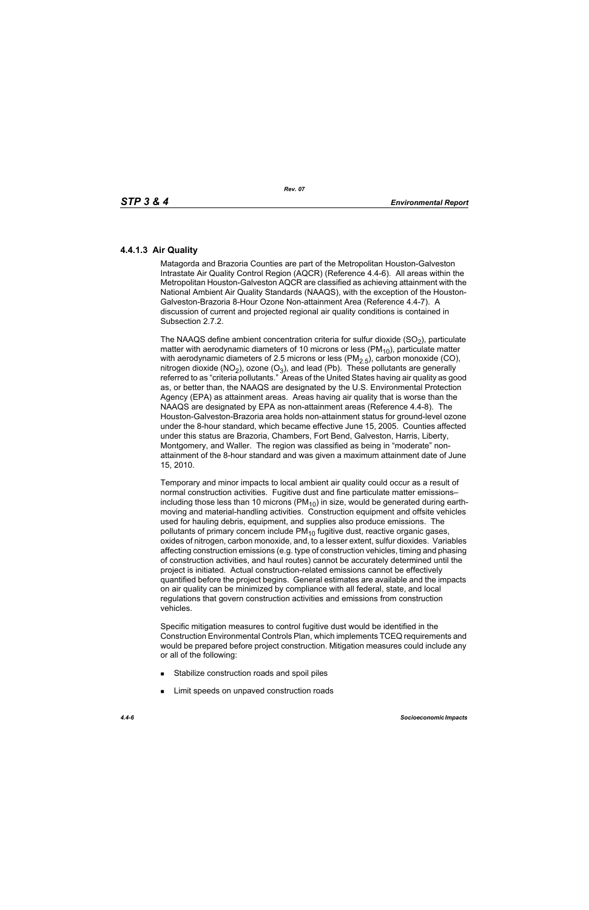### 4.4.1.3 Air Quality

Matagorda and Brazoria Counties are part of the Metropolitan Houston-Galveston Intrastate Air Quality Control Region (AQCR) (Reference 4.4-6). All areas within the Metropolitan Houston-Galveston AQCR are classified as achieving attainment with the National Ambient Air Quality Standards (NAAQS), with the exception of the Houston-Galveston-Brazoria 8-Hour Ozone Non-attainment Area (Reference 4.4-7). A discussion of current and projected regional air quality conditions is contained in Subsection 2.7.2.

The NAAQS define ambient concentration criteria for sulfur dioxide ($SO_2$), particulate matter with aerodynamic diameters of 10 microns or less ($PM_{10}$), particulate matter with aerodynamic diameters of 2.5 microns or less ($PM_{2.5}$), carbon monoxide (CO), nitrogen dioxide ($NO_2$), ozone ($O_3$), and lead (Pb). These pollutants are generally referred to as "criteria pollutants." Areas of the United States having air quality as good as, or better than, the NAAQS are designated by the U.S. Environmental Protection Agency (EPA) as attainment areas. Areas having air quality that is worse than the NAAQS are designated by EPA as non-attainment areas (Reference 4.4-8). The Houston-Galveston-Brazoria area holds non-attainment status for ground-level ozone under the 8-hour standard, which became effective June 15, 2005. Counties affected under this status are Brazoria, Chambers, Fort Bend, Galveston, Harris, Liberty, Montgomery, and Waller. The region was classified as being in "moderate" non-attainment of the 8-hour standard and was given a maximum attainment date of June 15, 2010.

Temporary and minor impacts to local ambient air quality could occur as a result of normal construction activities. Fugitive dust and fine particulate matter emissions– including those less than 10 microns ($PM_{10}$) in size, would be generated during earth-moving and material-handling activities. Construction equipment and offsite vehicles used for hauling debris, equipment, and supplies also produce emissions. The pollutants of primary concern include $PM_{10}$ fugitive dust, reactive organic gases, oxides of nitrogen, carbon monoxide, and, to a lesser extent, sulfur dioxides. Variables affecting construction emissions (e.g. type of construction vehicles, timing and phasing of construction activities, and haul routes) cannot be accurately determined until the project is initiated. Actual construction-related emissions cannot be effectively quantified before the project begins. General estimates are available and the impacts on air quality can be minimized by compliance with all federal, state, and local regulations that govern construction activities and emissions from construction vehicles.

Specific mitigation measures to control fugitive dust would be identified in the Construction Environmental Controls Plan, which implements TCEQ requirements and would be prepared before project construction. Mitigation measures could include any or all of the following:

- Stabilize construction roads and spoil piles
- Limit speeds on unpaved construction roads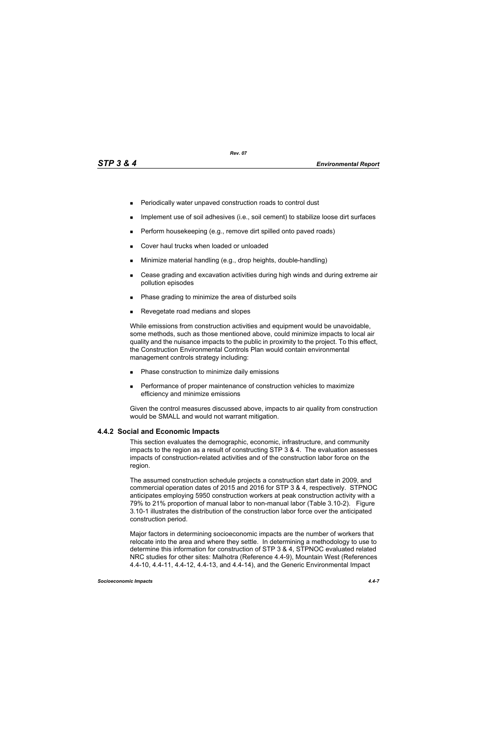- Periodically water unpaved construction roads to control dust
- Implement use of soil adhesives (i.e., soil cement) to stabilize loose dirt surfaces
- Perform housekeeping (e.g., remove dirt spilled onto paved roads)
- Cover haul trucks when loaded or unloaded
- Minimize material handling (e.g., drop heights, double-handling)
- Cease grading and excavation activities during high winds and during extreme air pollution episodes
- Phase grading to minimize the area of disturbed soils
- Revegetate road medians and slopes

While emissions from construction activities and equipment would be unavoidable, some methods, such as those mentioned above, could minimize impacts to local air quality and the nuisance impacts to the public in proximity to the project. To this effect, the Construction Environmental Controls Plan would contain environmental management controls strategy including:

- Phase construction to minimize daily emissions
- Performance of proper maintenance of construction vehicles to maximize efficiency and minimize emissions

Given the control measures discussed above, impacts to air quality from construction would be SMALL and would not warrant mitigation.

### 4.4.2 Social and Economic Impacts

This section evaluates the demographic, economic, infrastructure, and community impacts to the region as a result of constructing STP 3 & 4. The evaluation assesses impacts of construction-related activities and of the construction labor force on the region.

The assumed construction schedule projects a construction start date in 2009, and commercial operation dates of 2015 and 2016 for STP 3 & 4, respectively. STPNOC anticipates employing 5950 construction workers at peak construction activity with a 79% to 21% proportion of manual labor to non-manual labor (Table 3.10-2). Figure 3.10-1 illustrates the distribution of the construction labor force over the anticipated construction period.

Major factors in determining socioeconomic impacts are the number of workers that relocate into the area and where they settle. In determining a methodology to use to determine this information for construction of STP 3 & 4, STPNOC evaluated related NRC studies for other sites: Malhotra (Reference 4.4-9), Mountain West (References 4.4-10, 4.4-11, 4.4-12, 4.4-13, and 4.4-14), and the Generic Environmental Impact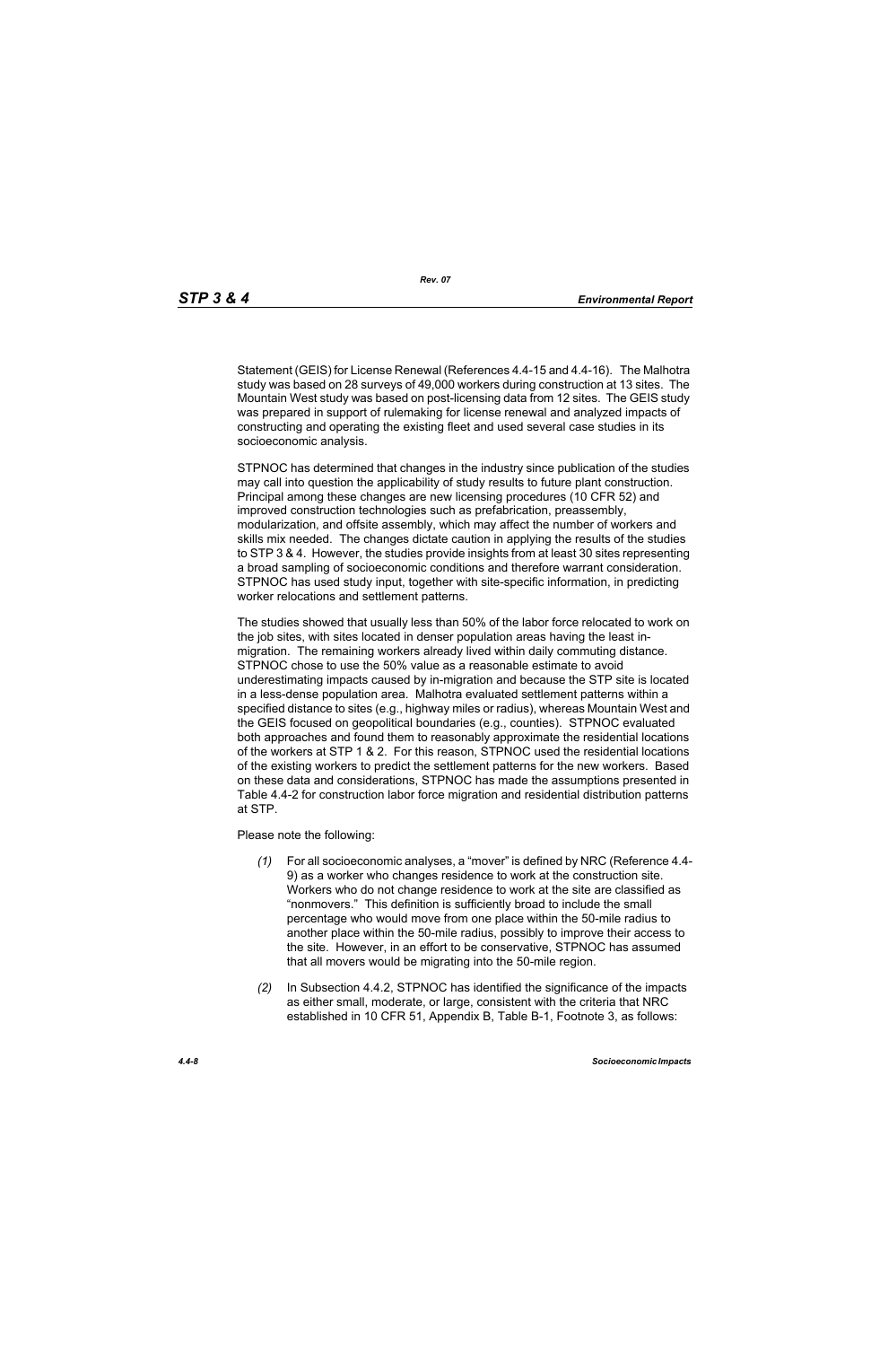Statement (GEIS) for License Renewal (References 4.4-15 and 4.4-16). The Malhotra study was based on 28 surveys of 49,000 workers during construction at 13 sites. The Mountain West study was based on post-licensing data from 12 sites. The GEIS study was prepared in support of rulemaking for license renewal and analyzed impacts of constructing and operating the existing fleet and used several case studies in its socioeconomic analysis.

STPNOC has determined that changes in the industry since publication of the studies may call into question the applicability of study results to future plant construction. Principal among these changes are new licensing procedures (10 CFR 52) and improved construction technologies such as prefabrication, preassembly, modularization, and offsite assembly, which may affect the number of workers and skills mix needed. The changes dictate caution in applying the results of the studies to STP 3 & 4. However, the studies provide insights from at least 30 sites representing a broad sampling of socioeconomic conditions and therefore warrant consideration. STPNOC has used study input, together with site-specific information, in predicting worker relocations and settlement patterns.

The studies showed that usually less than 50% of the labor force relocated to work on the job sites, with sites located in denser population areas having the least in-migration. The remaining workers already lived within daily commuting distance. STPNOC chose to use the 50% value as a reasonable estimate to avoid underestimating impacts caused by in-migration and because the STP site is located in a less-dense population area. Malhotra evaluated settlement patterns within a specified distance to sites (e.g., highway miles or radius), whereas Mountain West and the GEIS focused on geopolitical boundaries (e.g., counties). STPNOC evaluated both approaches and found them to reasonably approximate the residential locations of the workers at STP 1 & 2. For this reason, STPNOC used the residential locations of the existing workers to predict the settlement patterns for the new workers. Based on these data and considerations, STPNOC has made the assumptions presented in Table 4.4-2 for construction labor force migration and residential distribution patterns at STP.

Please note the following:

*(1)* For all socioeconomic analyses, a "mover" is defined by NRC (Reference 4.4-9) as a worker who changes residence to work at the construction site. Workers who do not change residence to work at the site are classified as "nonmovers." This definition is sufficiently broad to include the small percentage who would move from one place within the 50-mile radius to another place within the 50-mile radius, possibly to improve their access to the site. However, in an effort to be conservative, STPNOC has assumed that all movers would be migrating into the 50-mile region.

*(2)* In Subsection 4.4.2, STPNOC has identified the significance of the impacts as either small, moderate, or large, consistent with the criteria that NRC established in 10 CFR 51, Appendix B, Table B-1, Footnote 3, as follows: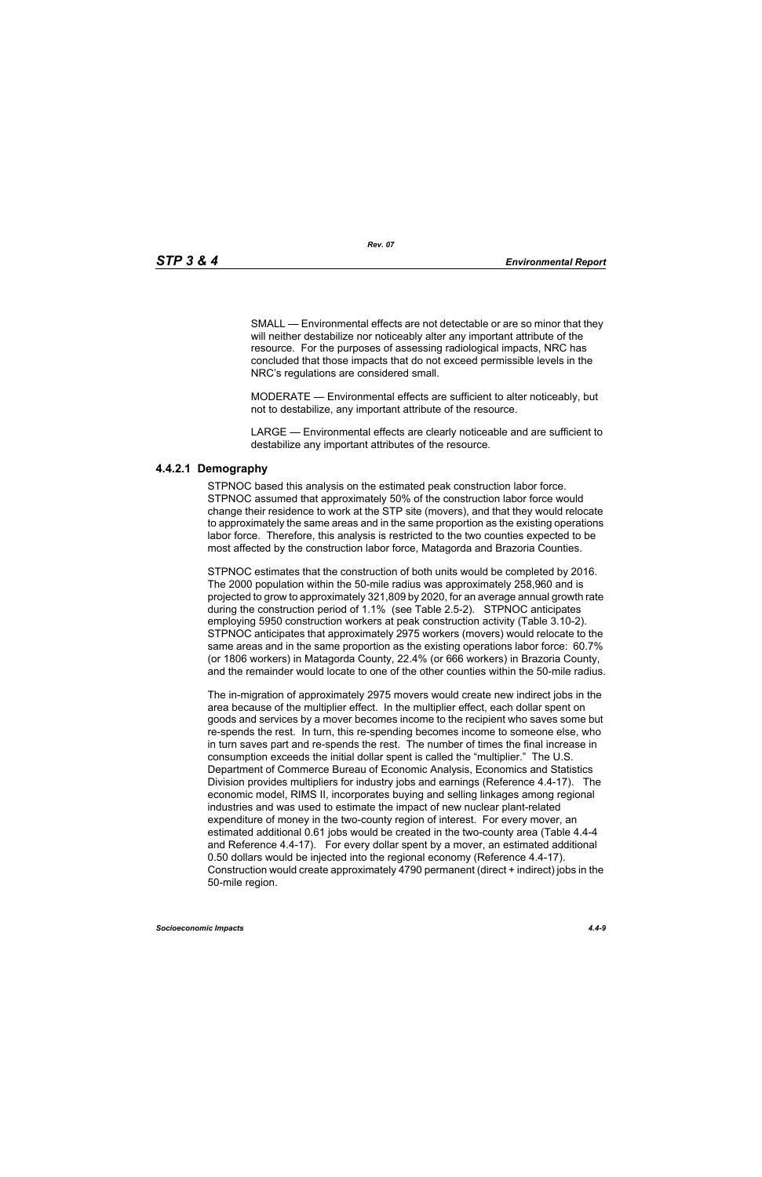SMALL — Environmental effects are not detectable or are so minor that they will neither destabilize nor noticeably alter any important attribute of the resource. For the purposes of assessing radiological impacts, NRC has concluded that those impacts that do not exceed permissible levels in the NRC's regulations are considered small.

MODERATE — Environmental effects are sufficient to alter noticeably, but not to destabilize, any important attribute of the resource.

LARGE — Environmental effects are clearly noticeable and are sufficient to destabilize any important attributes of the resource.

### 4.4.2.1 Demography

STPNOC based this analysis on the estimated peak construction labor force. STPNOC assumed that approximately 50% of the construction labor force would change their residence to work at the STP site (movers), and that they would relocate to approximately the same areas and in the same proportion as the existing operations labor force. Therefore, this analysis is restricted to the two counties expected to be most affected by the construction labor force, Matagorda and Brazoria Counties.

STPNOC estimates that the construction of both units would be completed by 2016. The 2000 population within the 50-mile radius was approximately 258,960 and is projected to grow to approximately 321,809 by 2020, for an average annual growth rate during the construction period of 1.1% (see Table 2.5-2). STPNOC anticipates employing 5950 construction workers at peak construction activity (Table 3.10-2). STPNOC anticipates that approximately 2975 workers (movers) would relocate to the same areas and in the same proportion as the existing operations labor force: 60.7% (or 1806 workers) in Matagorda County, 22.4% (or 666 workers) in Brazoria County, and the remainder would locate to one of the other counties within the 50-mile radius.

The in-migration of approximately 2975 movers would create new indirect jobs in the area because of the multiplier effect. In the multiplier effect, each dollar spent on goods and services by a mover becomes income to the recipient who saves some but re-spends the rest. In turn, this re-spending becomes income to someone else, who in turn saves part and re-spends the rest. The number of times the final increase in consumption exceeds the initial dollar spent is called the "multiplier." The U.S. Department of Commerce Bureau of Economic Analysis, Economics and Statistics Division provides multipliers for industry jobs and earnings (Reference 4.4-17). The economic model, RIMS II, incorporates buying and selling linkages among regional industries and was used to estimate the impact of new nuclear plant-related expenditure of money in the two-county region of interest. For every mover, an estimated additional 0.61 jobs would be created in the two-county area (Table 4.4-4 and Reference 4.4-17). For every dollar spent by a mover, an estimated additional 0.50 dollars would be injected into the regional economy (Reference 4.4-17). Construction would create approximately 4790 permanent (direct + indirect) jobs in the 50-mile region.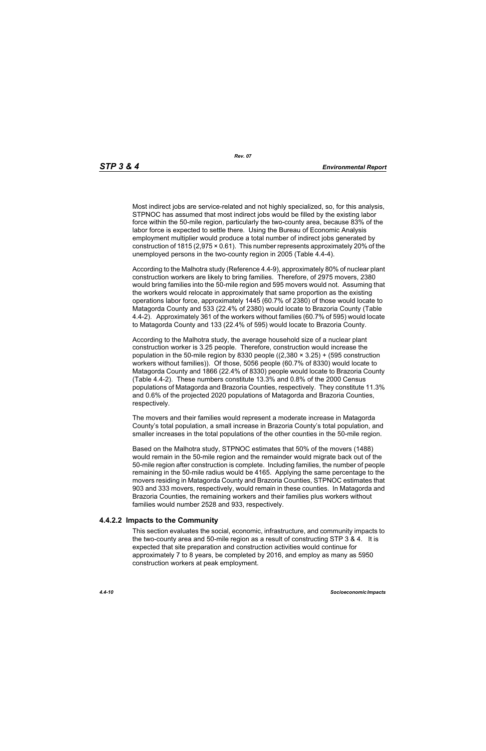Most indirect jobs are service-related and not highly specialized, so, for this analysis, STPNOC has assumed that most indirect jobs would be filled by the existing labor force within the 50-mile region, particularly the two-county area, because 83% of the labor force is expected to settle there. Using the Bureau of Economic Analysis employment multiplier would produce a total number of indirect jobs generated by construction of 1815 (2,975 × 0.61). This number represents approximately 20% of the unemployed persons in the two-county region in 2005 (Table 4.4-4).

According to the Malhotra study (Reference 4.4-9), approximately 80% of nuclear plant construction workers are likely to bring families. Therefore, of 2975 movers, 2380 would bring families into the 50-mile region and 595 movers would not. Assuming that the workers would relocate in approximately that same proportion as the existing operations labor force, approximately 1445 (60.7% of 2380) of those would locate to Matagorda County and 533 (22.4% of 2380) would locate to Brazoria County (Table 4.4-2). Approximately 361 of the workers without families (60.7% of 595) would locate to Matagorda County and 133 (22.4% of 595) would locate to Brazoria County.

According to the Malhotra study, the average household size of a nuclear plant construction worker is 3.25 people. Therefore, construction would increase the population in the 50-mile region by 8330 people ((2,380 × 3.25) + (595 construction workers without families)). Of those, 5056 people (60.7% of 8330) would locate to Matagorda County and 1866 (22.4% of 8330) people would locate to Brazoria County (Table 4.4-2). These numbers constitute 13.3% and 0.8% of the 2000 Census populations of Matagorda and Brazoria Counties, respectively. They constitute 11.3% and 0.6% of the projected 2020 populations of Matagorda and Brazoria Counties, respectively.

The movers and their families would represent a moderate increase in Matagorda County's total population, a small increase in Brazoria County's total population, and smaller increases in the total populations of the other counties in the 50-mile region.

Based on the Malhotra study, STPNOC estimates that 50% of the movers (1488) would remain in the 50-mile region and the remainder would migrate back out of the 50-mile region after construction is complete. Including families, the number of people remaining in the 50-mile radius would be 4165. Applying the same percentage to the movers residing in Matagorda County and Brazoria Counties, STPNOC estimates that 903 and 333 movers, respectively, would remain in these counties. In Matagorda and Brazoria Counties, the remaining workers and their families plus workers without families would number 2528 and 933, respectively.

### 4.4.2.2 Impacts to the Community

This section evaluates the social, economic, infrastructure, and community impacts to the two-county area and 50-mile region as a result of constructing STP 3 & 4. It is expected that site preparation and construction activities would continue for approximately 7 to 8 years, be completed by 2016, and employ as many as 5950 construction workers at peak employment.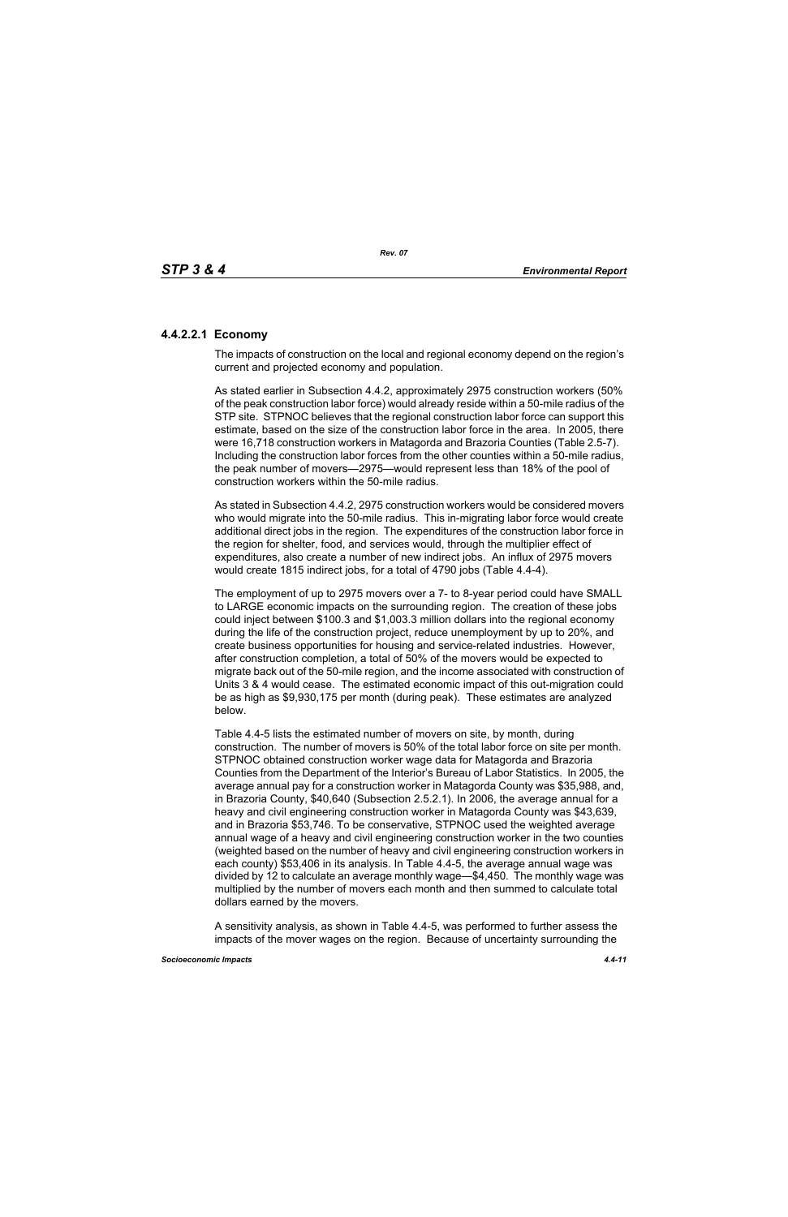#### 4.4.2.2.1 Economy

The impacts of construction on the local and regional economy depend on the region's current and projected economy and population.

As stated earlier in Subsection 4.4.2, approximately 2975 construction workers (50% of the peak construction labor force) would already reside within a 50-mile radius of the STP site. STPNOC believes that the regional construction labor force can support this estimate, based on the size of the construction labor force in the area. In 2005, there were 16,718 construction workers in Matagorda and Brazoria Counties (Table 2.5-7). Including the construction labor forces from the other counties within a 50-mile radius, the peak number of movers—2975—would represent less than 18% of the pool of construction workers within the 50-mile radius.

As stated in Subsection 4.4.2, 2975 construction workers would be considered movers who would migrate into the 50-mile radius. This in-migrating labor force would create additional direct jobs in the region. The expenditures of the construction labor force in the region for shelter, food, and services would, through the multiplier effect of expenditures, also create a number of new indirect jobs. An influx of 2975 movers would create 1815 indirect jobs, for a total of 4790 jobs (Table 4.4-4).

The employment of up to 2975 movers over a 7- to 8-year period could have SMALL to LARGE economic impacts on the surrounding region. The creation of these jobs could inject between $100.3 and $1,003.3 million dollars into the regional economy during the life of the construction project, reduce unemployment by up to 20%, and create business opportunities for housing and service-related industries. However, after construction completion, a total of 50% of the movers would be expected to migrate back out of the 50-mile region, and the income associated with construction of Units 3 & 4 would cease. The estimated economic impact of this out-migration could be as high as $9,930,175 per month (during peak). These estimates are analyzed below.

Table 4.4-5 lists the estimated number of movers on site, by month, during construction. The number of movers is 50% of the total labor force on site per month. STPNOC obtained construction worker wage data for Matagorda and Brazoria Counties from the Department of the Interior's Bureau of Labor Statistics. In 2005, the average annual pay for a construction worker in Matagorda County was $35,988, and, in Brazoria County, $40,640 (Subsection 2.5.2.1). In 2006, the average annual for a heavy and civil engineering construction worker in Matagorda County was $43,639, and in Brazoria $53,746. To be conservative, STPNOC used the weighted average annual wage of a heavy and civil engineering construction worker in the two counties (weighted based on the number of heavy and civil engineering construction workers in each county) $53,406 in its analysis. In Table 4.4-5, the average annual wage was divided by 12 to calculate an average monthly wage—$4,450. The monthly wage was multiplied by the number of movers each month and then summed to calculate total dollars earned by the movers.

A sensitivity analysis, as shown in Table 4.4-5, was performed to further assess the impacts of the mover wages on the region. Because of uncertainty surrounding the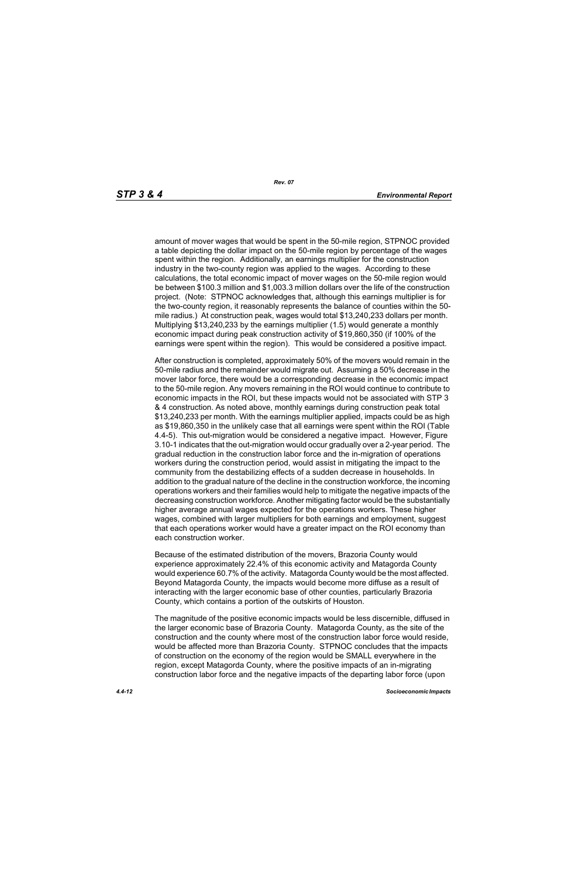amount of mover wages that would be spent in the 50-mile region, STPNOC provided a table depicting the dollar impact on the 50-mile region by percentage of the wages spent within the region. Additionally, an earnings multiplier for the construction industry in the two-county region was applied to the wages. According to these calculations, the total economic impact of mover wages on the 50-mile region would be between $100.3 million and $1,003.3 million dollars over the life of the construction project. (Note: STPNOC acknowledges that, although this earnings multiplier is for the two-county region, it reasonably represents the balance of counties within the 50-mile radius.) At construction peak, wages would total $13,240,233 dollars per month. Multiplying $13,240,233 by the earnings multiplier (1.5) would generate a monthly economic impact during peak construction activity of $19,860,350 (if 100% of the earnings were spent within the region). This would be considered a positive impact.

After construction is completed, approximately 50% of the movers would remain in the 50-mile radius and the remainder would migrate out. Assuming a 50% decrease in the mover labor force, there would be a corresponding decrease in the economic impact to the 50-mile region. Any movers remaining in the ROI would continue to contribute to economic impacts in the ROI, but these impacts would not be associated with STP 3 & 4 construction. As noted above, monthly earnings during construction peak total $13,240,233 per month. With the earnings multiplier applied, impacts could be as high as $19,860,350 in the unlikely case that all earnings were spent within the ROI (Table 4.4-5). This out-migration would be considered a negative impact. However, Figure 3.10-1 indicates that the out-migration would occur gradually over a 2-year period. The gradual reduction in the construction labor force and the in-migration of operations workers during the construction period, would assist in mitigating the impact to the community from the destabilizing effects of a sudden decrease in households. In addition to the gradual nature of the decline in the construction workforce, the incoming operations workers and their families would help to mitigate the negative impacts of the decreasing construction workforce. Another mitigating factor would be the substantially higher average annual wages expected for the operations workers. These higher wages, combined with larger multipliers for both earnings and employment, suggest that each operations worker would have a greater impact on the ROI economy than each construction worker.

Because of the estimated distribution of the movers, Brazoria County would experience approximately 22.4% of this economic activity and Matagorda County would experience 60.7% of the activity. Matagorda County would be the most affected. Beyond Matagorda County, the impacts would become more diffuse as a result of interacting with the larger economic base of other counties, particularly Brazoria County, which contains a portion of the outskirts of Houston.

The magnitude of the positive economic impacts would be less discernible, diffused in the larger economic base of Brazoria County. Matagorda County, as the site of the construction and the county where most of the construction labor force would reside, would be affected more than Brazoria County. STPNOC concludes that the impacts of construction on the economy of the region would be SMALL everywhere in the region, except Matagorda County, where the positive impacts of an in-migrating construction labor force and the negative impacts of the departing labor force (upon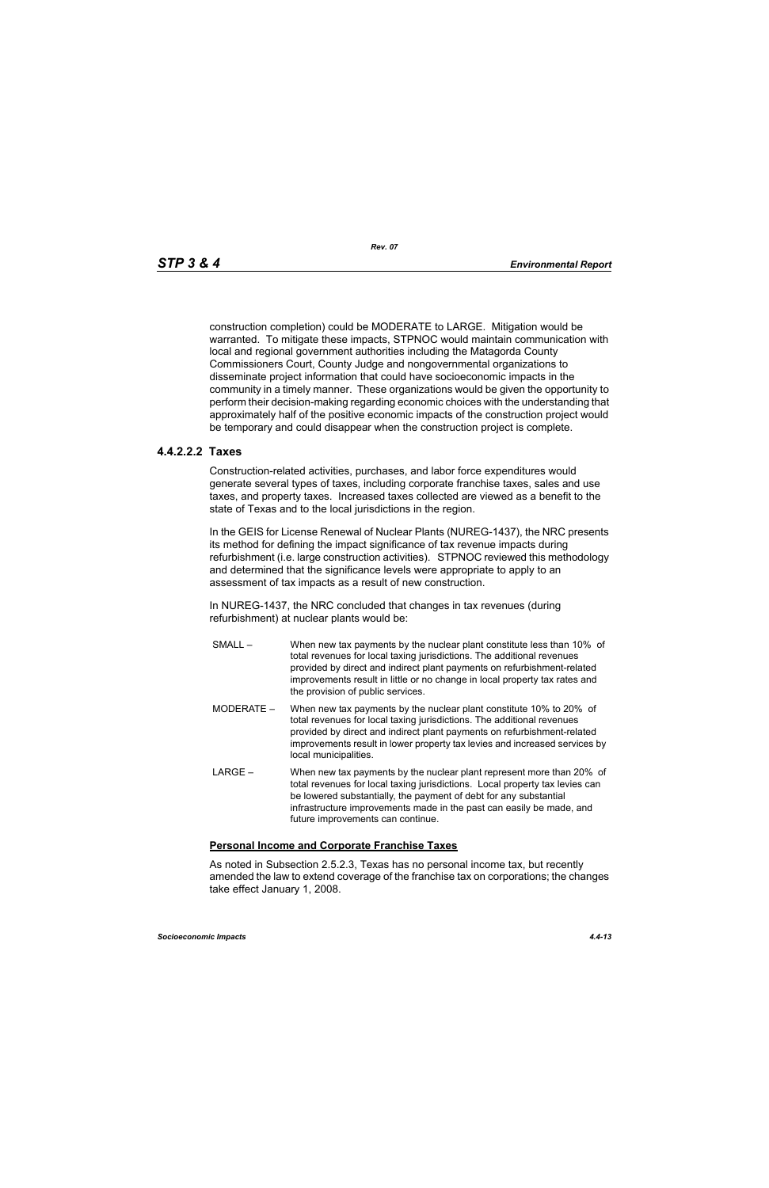construction completion) could be MODERATE to LARGE. Mitigation would be warranted. To mitigate these impacts, STPNOC would maintain communication with local and regional government authorities including the Matagorda County Commissioners Court, County Judge and nongovernmental organizations to disseminate project information that could have socioeconomic impacts in the community in a timely manner. These organizations would be given the opportunity to perform their decision-making regarding economic choices with the understanding that approximately half of the positive economic impacts of the construction project would be temporary and could disappear when the construction project is complete.

#### 4.4.2.2.2 Taxes

Construction-related activities, purchases, and labor force expenditures would generate several types of taxes, including corporate franchise taxes, sales and use taxes, and property taxes. Increased taxes collected are viewed as a benefit to the state of Texas and to the local jurisdictions in the region.

In the GEIS for License Renewal of Nuclear Plants (NUREG-1437), the NRC presents its method for defining the impact significance of tax revenue impacts during refurbishment (i.e. large construction activities). STPNOC reviewed this methodology and determined that the significance levels were appropriate to apply to an assessment of tax impacts as a result of new construction.

In NUREG-1437, the NRC concluded that changes in tax revenues (during refurbishment) at nuclear plants would be:

SMALL – When new tax payments by the nuclear plant constitute less than 10% of total revenues for local taxing jurisdictions. The additional revenues provided by direct and indirect plant payments on refurbishment-related improvements result in little or no change in local property tax rates and the provision of public services.

MODERATE – When new tax payments by the nuclear plant constitute 10% to 20% of total revenues for local taxing jurisdictions. The additional revenues provided by direct and indirect plant payments on refurbishment-related improvements result in lower property tax levies and increased services by local municipalities.

LARGE – When new tax payments by the nuclear plant represent more than 20% of total revenues for local taxing jurisdictions. Local property tax levies can be lowered substantially, the payment of debt for any substantial infrastructure improvements made in the past can easily be made, and future improvements can continue.

**Personal Income and Corporate Franchise Taxes**

As noted in Subsection 2.5.2.3, Texas has no personal income tax, but recently amended the law to extend coverage of the franchise tax on corporations; the changes take effect January 1, 2008.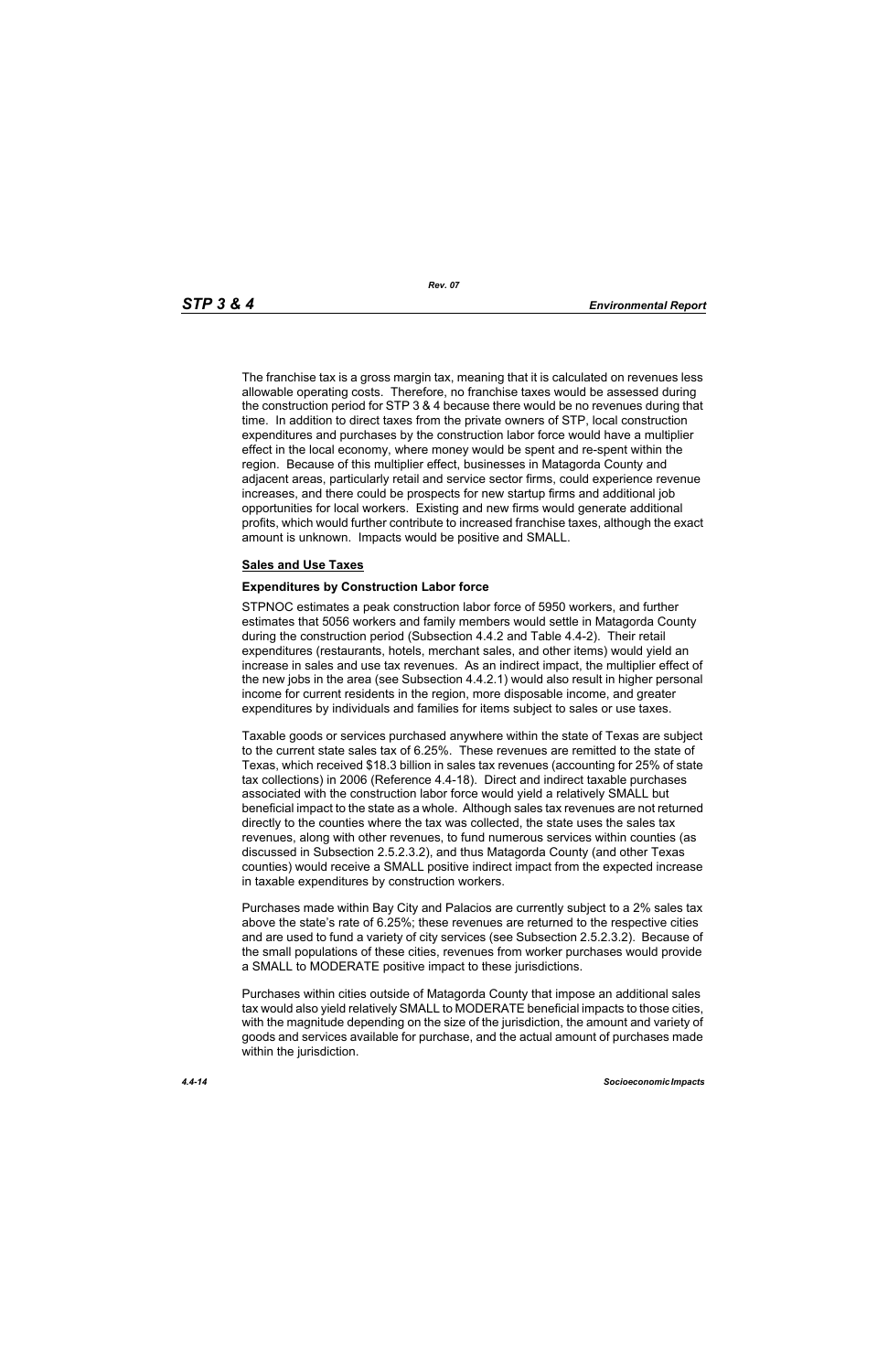The franchise tax is a gross margin tax, meaning that it is calculated on revenues less allowable operating costs. Therefore, no franchise taxes would be assessed during the construction period for STP 3 & 4 because there would be no revenues during that time. In addition to direct taxes from the private owners of STP, local construction expenditures and purchases by the construction labor force would have a multiplier effect in the local economy, where money would be spent and re-spent within the region. Because of this multiplier effect, businesses in Matagorda County and adjacent areas, particularly retail and service sector firms, could experience revenue increases, and there could be prospects for new startup firms and additional job opportunities for local workers. Existing and new firms would generate additional profits, which would further contribute to increased franchise taxes, although the exact amount is unknown. Impacts would be positive and SMALL.

<u>**Sales and Use Taxes**</u>

**Expenditures by Construction Labor force**

STPNOC estimates a peak construction labor force of 5950 workers, and further estimates that 5056 workers and family members would settle in Matagorda County during the construction period (Subsection 4.4.2 and Table 4.4-2). Their retail expenditures (restaurants, hotels, merchant sales, and other items) would yield an increase in sales and use tax revenues. As an indirect impact, the multiplier effect of the new jobs in the area (see Subsection 4.4.2.1) would also result in higher personal income for current residents in the region, more disposable income, and greater expenditures by individuals and families for items subject to sales or use taxes.

Taxable goods or services purchased anywhere within the state of Texas are subject to the current state sales tax of 6.25%. These revenues are remitted to the state of Texas, which received $18.3 billion in sales tax revenues (accounting for 25% of state tax collections) in 2006 (Reference 4.4-18). Direct and indirect taxable purchases associated with the construction labor force would yield a relatively SMALL but beneficial impact to the state as a whole. Although sales tax revenues are not returned directly to the counties where the tax was collected, the state uses the sales tax revenues, along with other revenues, to fund numerous services within counties (as discussed in Subsection 2.5.2.3.2), and thus Matagorda County (and other Texas counties) would receive a SMALL positive indirect impact from the expected increase in taxable expenditures by construction workers.

Purchases made within Bay City and Palacios are currently subject to a 2% sales tax above the state's rate of 6.25%; these revenues are returned to the respective cities and are used to fund a variety of city services (see Subsection 2.5.2.3.2). Because of the small populations of these cities, revenues from worker purchases would provide a SMALL to MODERATE positive impact to these jurisdictions.

Purchases within cities outside of Matagorda County that impose an additional sales tax would also yield relatively SMALL to MODERATE beneficial impacts to those cities, with the magnitude depending on the size of the jurisdiction, the amount and variety of goods and services available for purchase, and the actual amount of purchases made within the jurisdiction.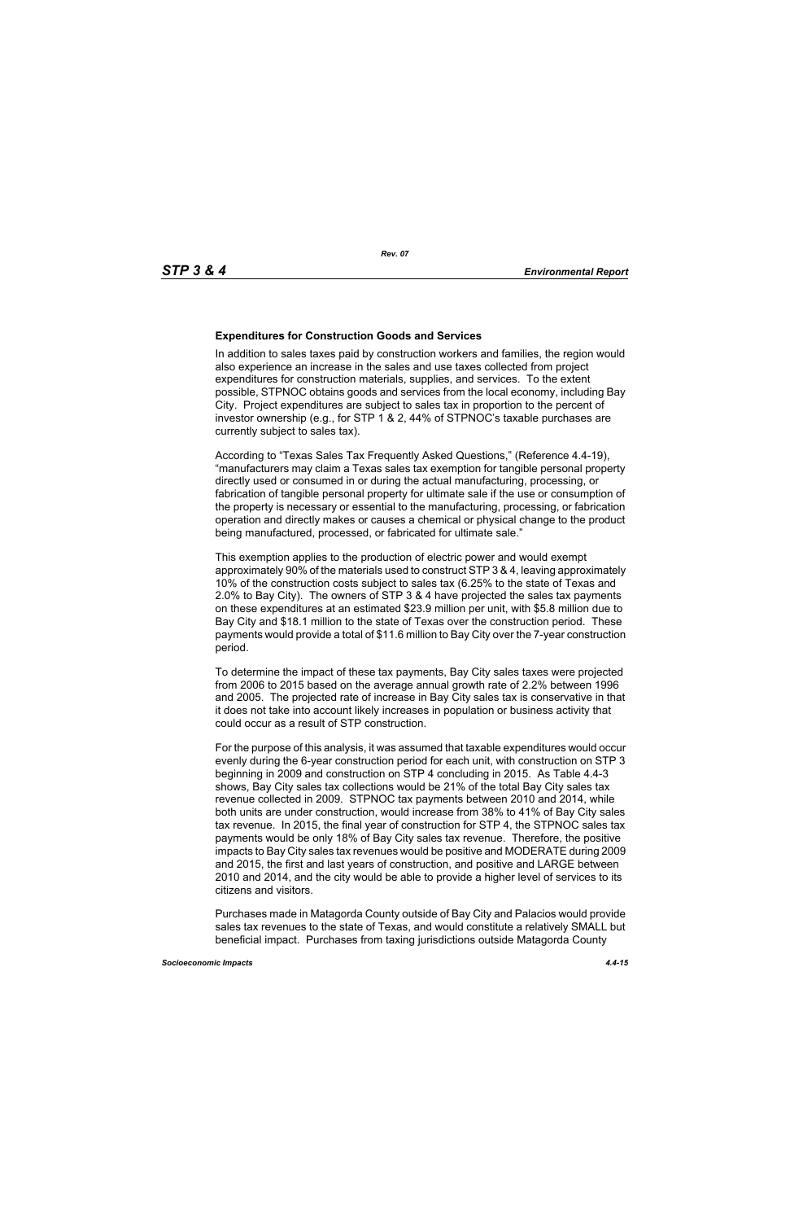### Expenditures for Construction Goods and Services

In addition to sales taxes paid by construction workers and families, the region would also experience an increase in the sales and use taxes collected from project expenditures for construction materials, supplies, and services. To the extent possible, STPNOC obtains goods and services from the local economy, including Bay City. Project expenditures are subject to sales tax in proportion to the percent of investor ownership (e.g., for STP 1 & 2, 44% of STPNOC's taxable purchases are currently subject to sales tax).

According to "Texas Sales Tax Frequently Asked Questions," (Reference 4.4-19), "manufacturers may claim a Texas sales tax exemption for tangible personal property directly used or consumed in or during the actual manufacturing, processing, or fabrication of tangible personal property for ultimate sale if the use or consumption of the property is necessary or essential to the manufacturing, processing, or fabrication operation and directly makes or causes a chemical or physical change to the product being manufactured, processed, or fabricated for ultimate sale."

This exemption applies to the production of electric power and would exempt approximately 90% of the materials used to construct STP 3 & 4, leaving approximately 10% of the construction costs subject to sales tax (6.25% to the state of Texas and 2.0% to Bay City). The owners of STP 3 & 4 have projected the sales tax payments on these expenditures at an estimated $23.9 million per unit, with $5.8 million due to Bay City and $18.1 million to the state of Texas over the construction period. These payments would provide a total of $11.6 million to Bay City over the 7-year construction period.

To determine the impact of these tax payments, Bay City sales taxes were projected from 2006 to 2015 based on the average annual growth rate of 2.2% between 1996 and 2005. The projected rate of increase in Bay City sales tax is conservative in that it does not take into account likely increases in population or business activity that could occur as a result of STP construction.

For the purpose of this analysis, it was assumed that taxable expenditures would occur evenly during the 6-year construction period for each unit, with construction on STP 3 beginning in 2009 and construction on STP 4 concluding in 2015. As Table 4.4-3 shows, Bay City sales tax collections would be 21% of the total Bay City sales tax revenue collected in 2009. STPNOC tax payments between 2010 and 2014, while both units are under construction, would increase from 38% to 41% of Bay City sales tax revenue. In 2015, the final year of construction for STP 4, the STPNOC sales tax payments would be only 18% of Bay City sales tax revenue. Therefore, the positive impacts to Bay City sales tax revenues would be positive and MODERATE during 2009 and 2015, the first and last years of construction, and positive and LARGE between 2010 and 2014, and the city would be able to provide a higher level of services to its citizens and visitors.

Purchases made in Matagorda County outside of Bay City and Palacios would provide sales tax revenues to the state of Texas, and would constitute a relatively SMALL but beneficial impact. Purchases from taxing jurisdictions outside Matagorda County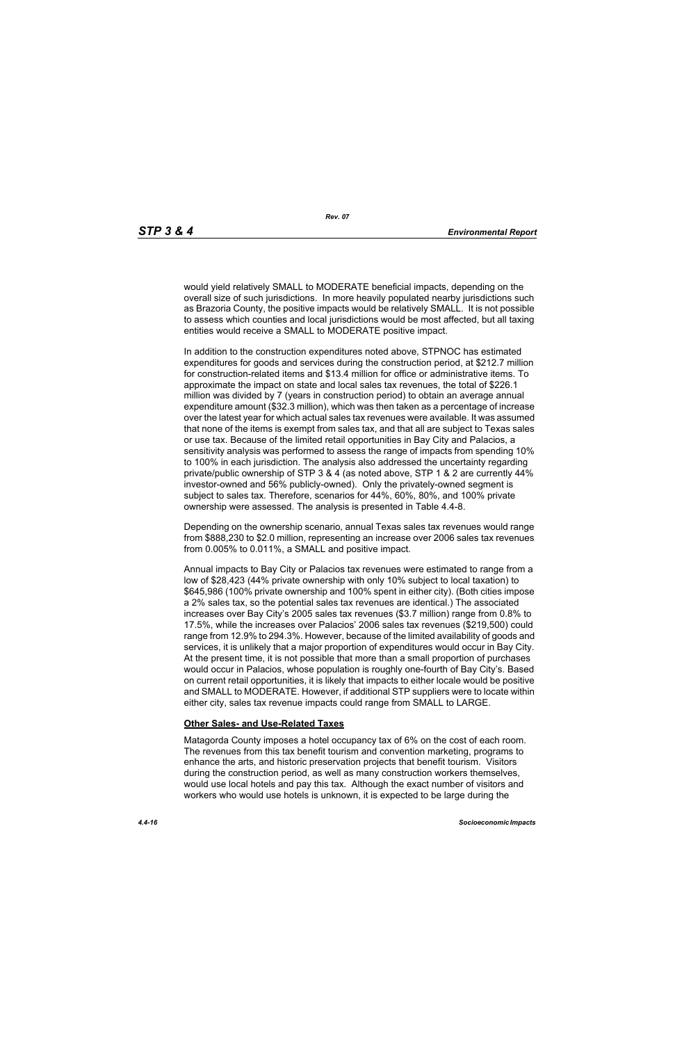would yield relatively SMALL to MODERATE beneficial impacts, depending on the overall size of such jurisdictions. In more heavily populated nearby jurisdictions such as Brazoria County, the positive impacts would be relatively SMALL. It is not possible to assess which counties and local jurisdictions would be most affected, but all taxing entities would receive a SMALL to MODERATE positive impact.

In addition to the construction expenditures noted above, STPNOC has estimated expenditures for goods and services during the construction period, at $212.7 million for construction-related items and $13.4 million for office or administrative items. To approximate the impact on state and local sales tax revenues, the total of $226.1 million was divided by 7 (years in construction period) to obtain an average annual expenditure amount ($32.3 million), which was then taken as a percentage of increase over the latest year for which actual sales tax revenues were available. It was assumed that none of the items is exempt from sales tax, and that all are subject to Texas sales or use tax. Because of the limited retail opportunities in Bay City and Palacios, a sensitivity analysis was performed to assess the range of impacts from spending 10% to 100% in each jurisdiction. The analysis also addressed the uncertainty regarding private/public ownership of STP 3 & 4 (as noted above, STP 1 & 2 are currently 44% investor-owned and 56% publicly-owned). Only the privately-owned segment is subject to sales tax. Therefore, scenarios for 44%, 60%, 80%, and 100% private ownership were assessed. The analysis is presented in Table 4.4-8.

Depending on the ownership scenario, annual Texas sales tax revenues would range from $888,230 to $2.0 million, representing an increase over 2006 sales tax revenues from 0.005% to 0.011%, a SMALL and positive impact.

Annual impacts to Bay City or Palacios tax revenues were estimated to range from a low of $28,423 (44% private ownership with only 10% subject to local taxation) to $645,986 (100% private ownership and 100% spent in either city). (Both cities impose a 2% sales tax, so the potential sales tax revenues are identical.) The associated increases over Bay City's 2005 sales tax revenues ($3.7 million) range from 0.8% to 17.5%, while the increases over Palacios' 2006 sales tax revenues ($219,500) could range from 12.9% to 294.3%. However, because of the limited availability of goods and services, it is unlikely that a major proportion of expenditures would occur in Bay City. At the present time, it is not possible that more than a small proportion of purchases would occur in Palacios, whose population is roughly one-fourth of Bay City's. Based on current retail opportunities, it is likely that impacts to either locale would be positive and SMALL to MODERATE. However, if additional STP suppliers were to locate within either city, sales tax revenue impacts could range from SMALL to LARGE.

**Other Sales- and Use-Related Taxes**

Matagorda County imposes a hotel occupancy tax of 6% on the cost of each room. The revenues from this tax benefit tourism and convention marketing, programs to enhance the arts, and historic preservation projects that benefit tourism. Visitors during the construction period, as well as many construction workers themselves, would use local hotels and pay this tax. Although the exact number of visitors and workers who would use hotels is unknown, it is expected to be large during the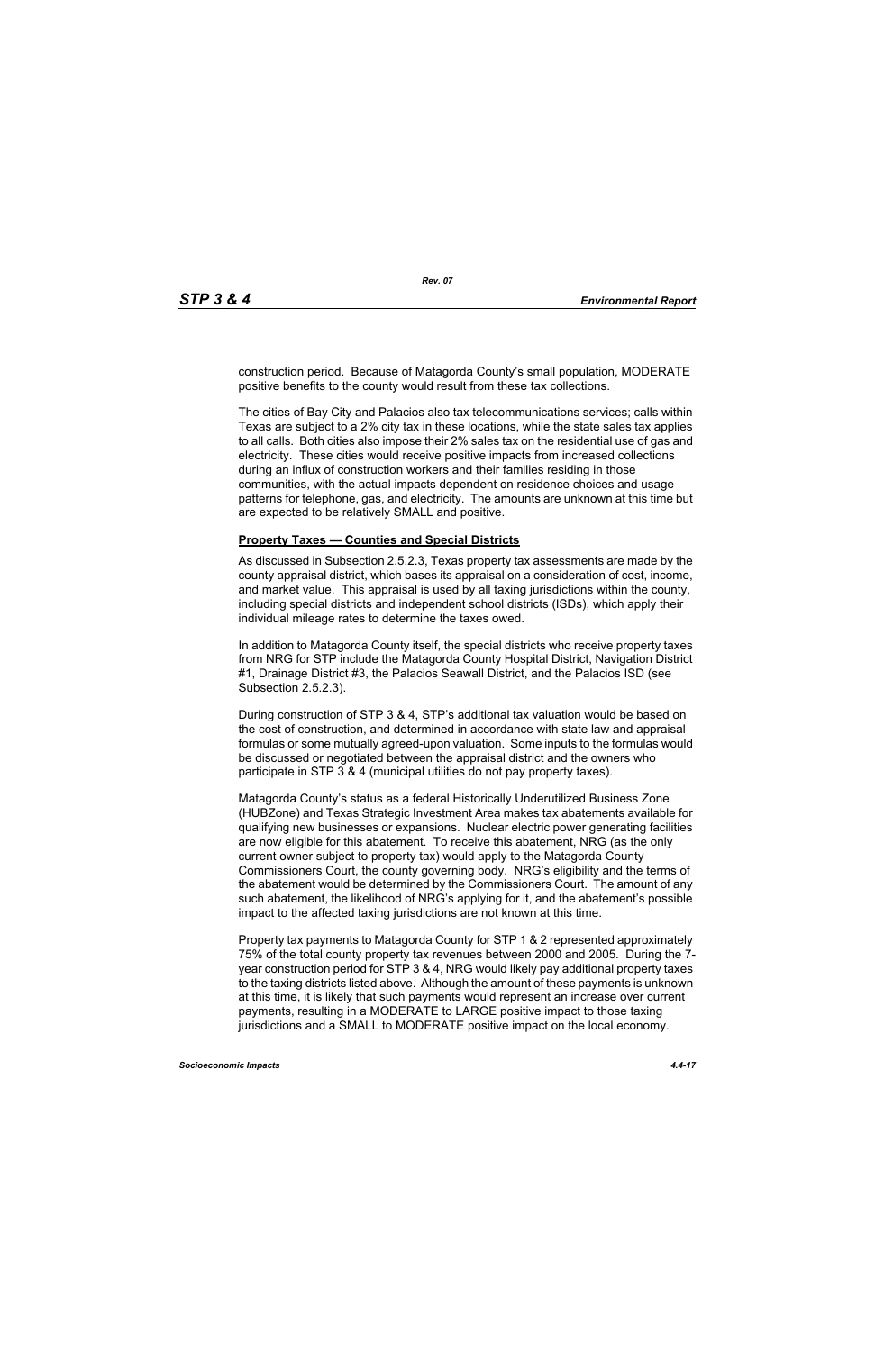construction period. Because of Matagorda County's small population, MODERATE positive benefits to the county would result from these tax collections.

The cities of Bay City and Palacios also tax telecommunications services; calls within Texas are subject to a 2% city tax in these locations, while the state sales tax applies to all calls. Both cities also impose their 2% sales tax on the residential use of gas and electricity. These cities would receive positive impacts from increased collections during an influx of construction workers and their families residing in those communities, with the actual impacts dependent on residence choices and usage patterns for telephone, gas, and electricity. The amounts are unknown at this time but are expected to be relatively SMALL and positive.

**Property Taxes — Counties and Special Districts**

As discussed in Subsection 2.5.2.3, Texas property tax assessments are made by the county appraisal district, which bases its appraisal on a consideration of cost, income, and market value. This appraisal is used by all taxing jurisdictions within the county, including special districts and independent school districts (ISDs), which apply their individual mileage rates to determine the taxes owed.

In addition to Matagorda County itself, the special districts who receive property taxes from NRG for STP include the Matagorda County Hospital District, Navigation District #1, Drainage District #3, the Palacios Seawall District, and the Palacios ISD (see Subsection 2.5.2.3).

During construction of STP 3 & 4, STP's additional tax valuation would be based on the cost of construction, and determined in accordance with state law and appraisal formulas or some mutually agreed-upon valuation. Some inputs to the formulas would be discussed or negotiated between the appraisal district and the owners who participate in STP 3 & 4 (municipal utilities do not pay property taxes).

Matagorda County's status as a federal Historically Underutilized Business Zone (HUBZone) and Texas Strategic Investment Area makes tax abatements available for qualifying new businesses or expansions. Nuclear electric power generating facilities are now eligible for this abatement. To receive this abatement, NRG (as the only current owner subject to property tax) would apply to the Matagorda County Commissioners Court, the county governing body. NRG's eligibility and the terms of the abatement would be determined by the Commissioners Court. The amount of any such abatement, the likelihood of NRG's applying for it, and the abatement's possible impact to the affected taxing jurisdictions are not known at this time.

Property tax payments to Matagorda County for STP 1 & 2 represented approximately 75% of the total county property tax revenues between 2000 and 2005. During the 7-year construction period for STP 3 & 4, NRG would likely pay additional property taxes to the taxing districts listed above. Although the amount of these payments is unknown at this time, it is likely that such payments would represent an increase over current payments, resulting in a MODERATE to LARGE positive impact to those taxing jurisdictions and a SMALL to MODERATE positive impact on the local economy.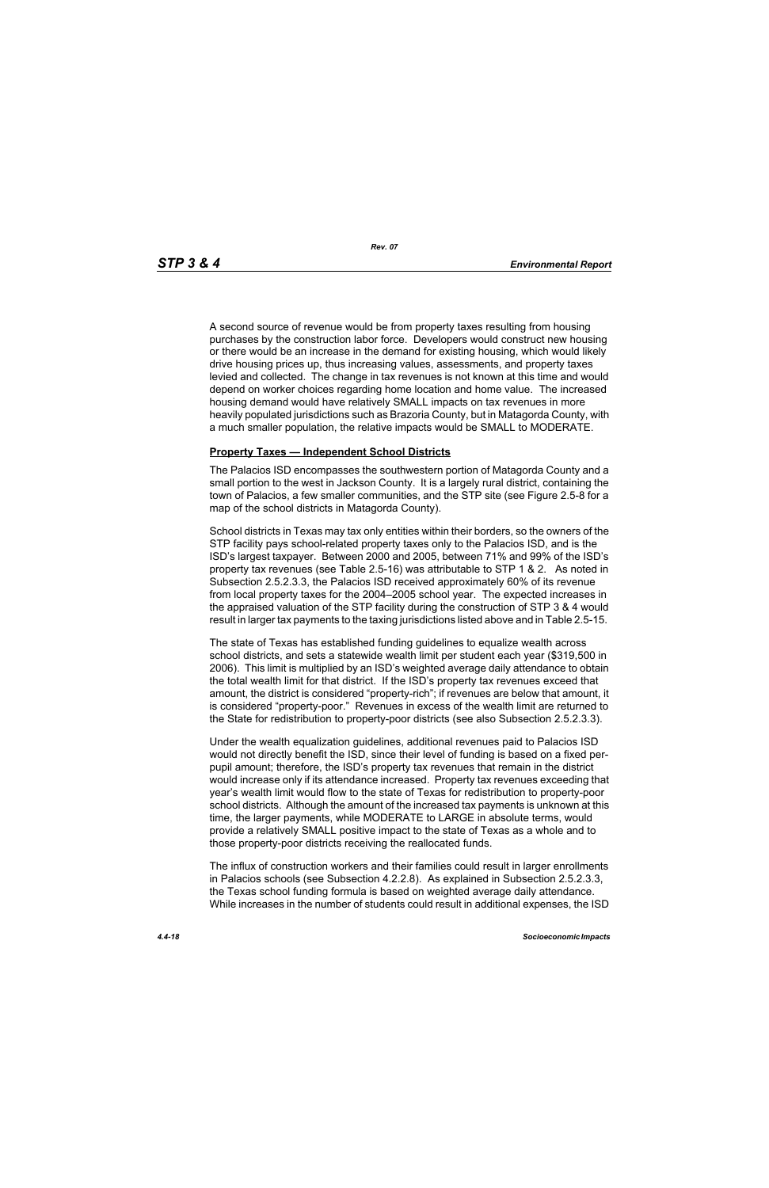A second source of revenue would be from property taxes resulting from housing purchases by the construction labor force. Developers would construct new housing or there would be an increase in the demand for existing housing, which would likely drive housing prices up, thus increasing values, assessments, and property taxes levied and collected. The change in tax revenues is not known at this time and would depend on worker choices regarding home location and home value. The increased housing demand would have relatively SMALL impacts on tax revenues in more heavily populated jurisdictions such as Brazoria County, but in Matagorda County, with a much smaller population, the relative impacts would be SMALL to MODERATE.

**Property Taxes — Independent School Districts**

The Palacios ISD encompasses the southwestern portion of Matagorda County and a small portion to the west in Jackson County. It is a largely rural district, containing the town of Palacios, a few smaller communities, and the STP site (see Figure 2.5-8 for a map of the school districts in Matagorda County).

School districts in Texas may tax only entities within their borders, so the owners of the STP facility pays school-related property taxes only to the Palacios ISD, and is the ISD's largest taxpayer. Between 2000 and 2005, between 71% and 99% of the ISD's property tax revenues (see Table 2.5-16) was attributable to STP 1 & 2. As noted in Subsection 2.5.2.3.3, the Palacios ISD received approximately 60% of its revenue from local property taxes for the 2004–2005 school year. The expected increases in the appraised valuation of the STP facility during the construction of STP 3 & 4 would result in larger tax payments to the taxing jurisdictions listed above and in Table 2.5-15.

The state of Texas has established funding guidelines to equalize wealth across school districts, and sets a statewide wealth limit per student each year ($319,500 in 2006). This limit is multiplied by an ISD's weighted average daily attendance to obtain the total wealth limit for that district. If the ISD's property tax revenues exceed that amount, the district is considered "property-rich"; if revenues are below that amount, it is considered "property-poor." Revenues in excess of the wealth limit are returned to the State for redistribution to property-poor districts (see also Subsection 2.5.2.3.3).

Under the wealth equalization guidelines, additional revenues paid to Palacios ISD would not directly benefit the ISD, since their level of funding is based on a fixed per-pupil amount; therefore, the ISD's property tax revenues that remain in the district would increase only if its attendance increased. Property tax revenues exceeding that year's wealth limit would flow to the state of Texas for redistribution to property-poor school districts. Although the amount of the increased tax payments is unknown at this time, the larger payments, while MODERATE to LARGE in absolute terms, would provide a relatively SMALL positive impact to the state of Texas as a whole and to those property-poor districts receiving the reallocated funds.

The influx of construction workers and their families could result in larger enrollments in Palacios schools (see Subsection 4.2.2.8). As explained in Subsection 2.5.2.3.3, the Texas school funding formula is based on weighted average daily attendance. While increases in the number of students could result in additional expenses, the ISD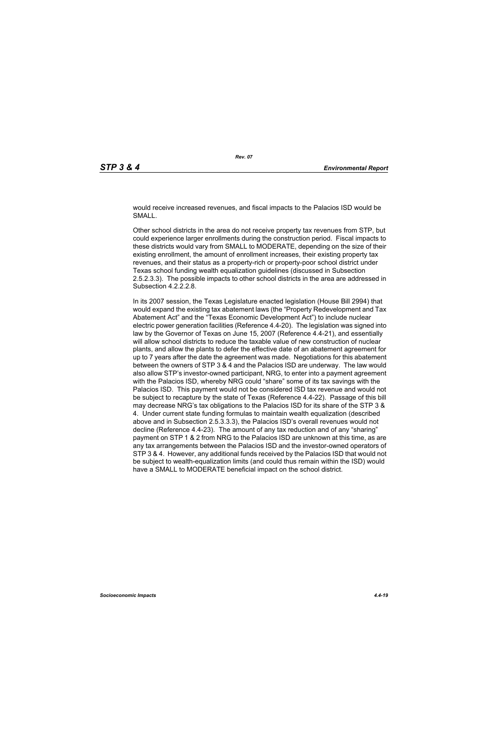would receive increased revenues, and fiscal impacts to the Palacios ISD would be SMALL.

Other school districts in the area do not receive property tax revenues from STP, but could experience larger enrollments during the construction period. Fiscal impacts to these districts would vary from SMALL to MODERATE, depending on the size of their existing enrollment, the amount of enrollment increases, their existing property tax revenues, and their status as a property-rich or property-poor school district under Texas school funding wealth equalization guidelines (discussed in Subsection 2.5.2.3.3). The possible impacts to other school districts in the area are addressed in Subsection 4.2.2.2.8.

In its 2007 session, the Texas Legislature enacted legislation (House Bill 2994) that would expand the existing tax abatement laws (the "Property Redevelopment and Tax Abatement Act" and the "Texas Economic Development Act") to include nuclear electric power generation facilities (Reference 4.4-20). The legislation was signed into law by the Governor of Texas on June 15, 2007 (Reference 4.4-21), and essentially will allow school districts to reduce the taxable value of new construction of nuclear plants, and allow the plants to defer the effective date of an abatement agreement for up to 7 years after the date the agreement was made. Negotiations for this abatement between the owners of STP 3 & 4 and the Palacios ISD are underway. The law would also allow STP's investor-owned participant, NRG, to enter into a payment agreement with the Palacios ISD, whereby NRG could "share" some of its tax savings with the Palacios ISD. This payment would not be considered ISD tax revenue and would not be subject to recapture by the state of Texas (Reference 4.4-22). Passage of this bill may decrease NRG's tax obligations to the Palacios ISD for its share of the STP 3 & 4. Under current state funding formulas to maintain wealth equalization (described above and in Subsection 2.5.3.3.3), the Palacios ISD's overall revenues would not decline (Reference 4.4-23). The amount of any tax reduction and of any "sharing" payment on STP 1 & 2 from NRG to the Palacios ISD are unknown at this time, as are any tax arrangements between the Palacios ISD and the investor-owned operators of STP 3 & 4. However, any additional funds received by the Palacios ISD that would not be subject to wealth-equalization limits (and could thus remain within the ISD) would have a SMALL to MODERATE beneficial impact on the school district.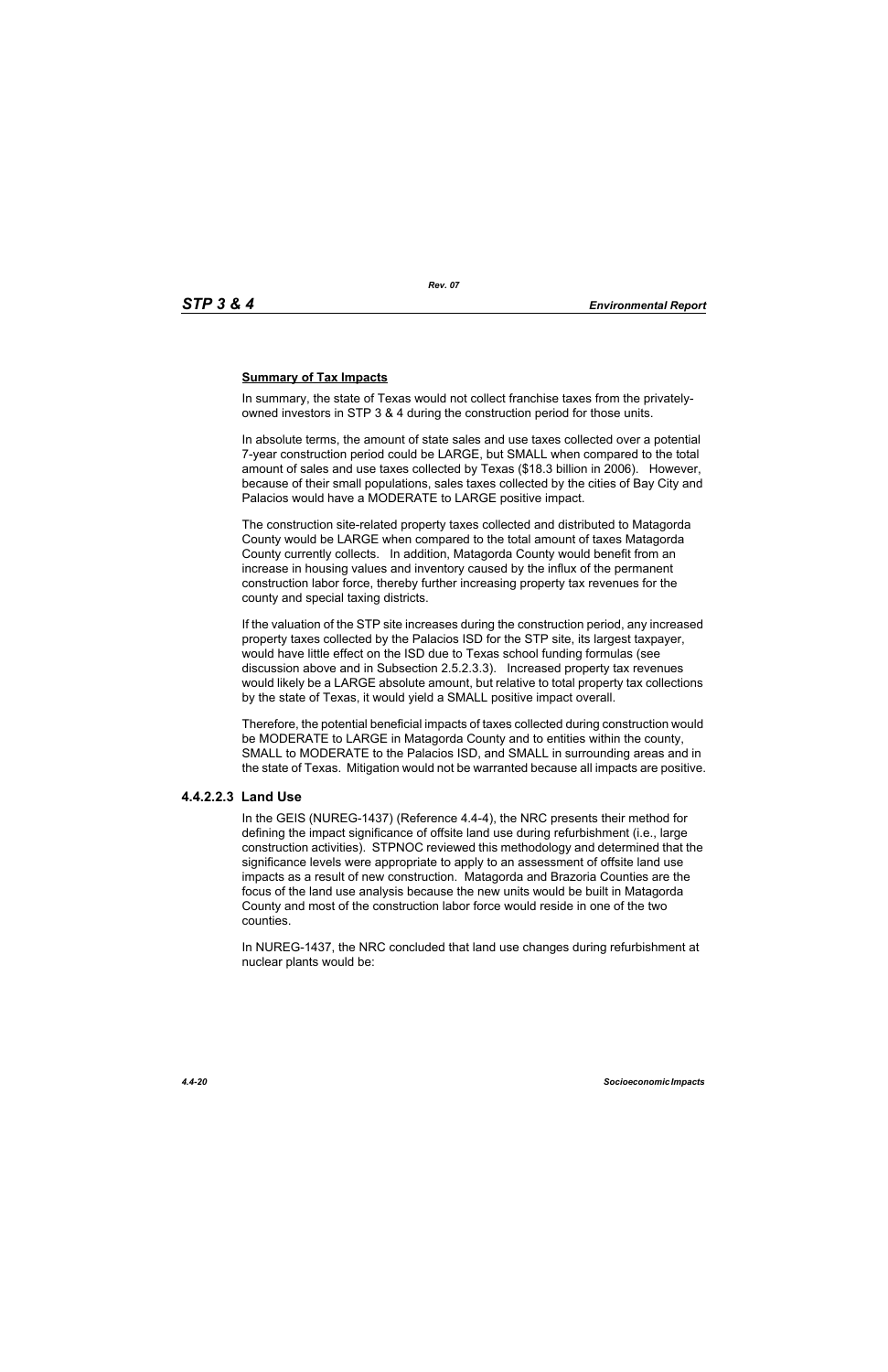**Summary of Tax Impacts**

In summary, the state of Texas would not collect franchise taxes from the privately-owned investors in STP 3 & 4 during the construction period for those units.

In absolute terms, the amount of state sales and use taxes collected over a potential 7-year construction period could be LARGE, but SMALL when compared to the total amount of sales and use taxes collected by Texas ($18.3 billion in 2006). However, because of their small populations, sales taxes collected by the cities of Bay City and Palacios would have a MODERATE to LARGE positive impact.

The construction site-related property taxes collected and distributed to Matagorda County would be LARGE when compared to the total amount of taxes Matagorda County currently collects. In addition, Matagorda County would benefit from an increase in housing values and inventory caused by the influx of the permanent construction labor force, thereby further increasing property tax revenues for the county and special taxing districts.

If the valuation of the STP site increases during the construction period, any increased property taxes collected by the Palacios ISD for the STP site, its largest taxpayer, would have little effect on the ISD due to Texas school funding formulas (see discussion above and in Subsection 2.5.2.3.3). Increased property tax revenues would likely be a LARGE absolute amount, but relative to total property tax collections by the state of Texas, it would yield a SMALL positive impact overall.

Therefore, the potential beneficial impacts of taxes collected during construction would be MODERATE to LARGE in Matagorda County and to entities within the county, SMALL to MODERATE to the Palacios ISD, and SMALL in surrounding areas and in the state of Texas. Mitigation would not be warranted because all impacts are positive.

### 4.4.2.2.3 Land Use

In the GEIS (NUREG-1437) (Reference 4.4-4), the NRC presents their method for defining the impact significance of offsite land use during refurbishment (i.e., large construction activities). STPNOC reviewed this methodology and determined that the significance levels were appropriate to apply to an assessment of offsite land use impacts as a result of new construction. Matagorda and Brazoria Counties are the focus of the land use analysis because the new units would be built in Matagorda County and most of the construction labor force would reside in one of the two counties.

In NUREG-1437, the NRC concluded that land use changes during refurbishment at nuclear plants would be: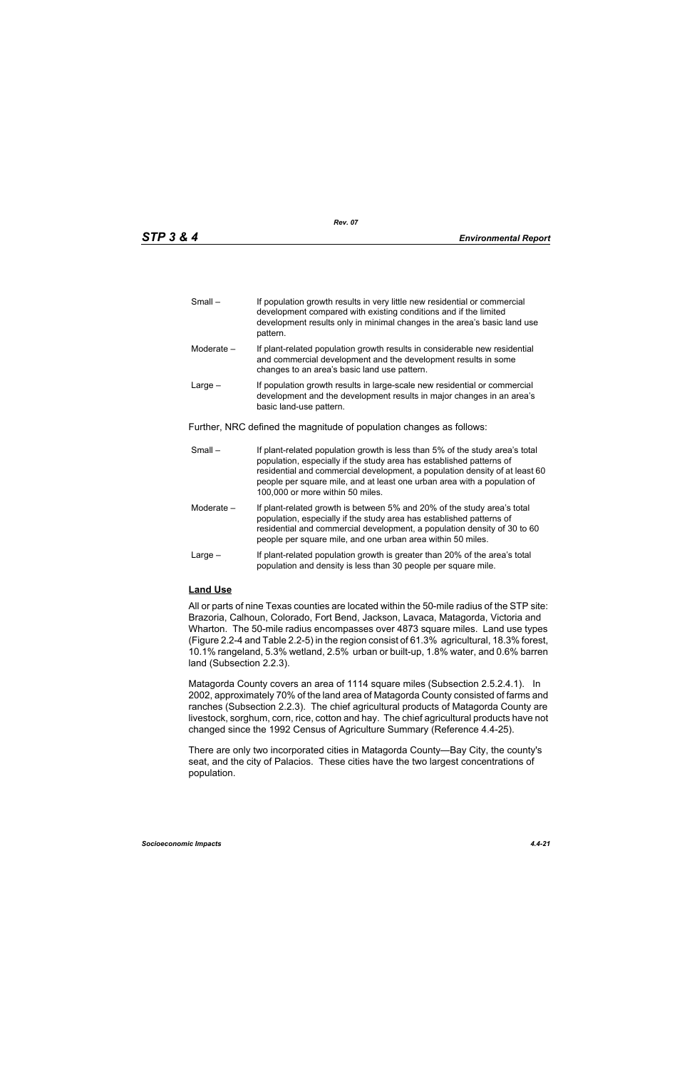Small – If population growth results in very little new residential or commercial development compared with existing conditions and if the limited development results only in minimal changes in the area's basic land use pattern.

Moderate – If plant-related population growth results in considerable new residential and commercial development and the development results in some changes to an area's basic land use pattern.

Large – If population growth results in large-scale new residential or commercial development and the development results in major changes in an area's basic land-use pattern.

Further, NRC defined the magnitude of population changes as follows:

Small – If plant-related population growth is less than 5% of the study area's total population, especially if the study area has established patterns of residential and commercial development, a population density of at least 60 people per square mile, and at least one urban area with a population of 100,000 or more within 50 miles.

Moderate – If plant-related growth is between 5% and 20% of the study area's total population, especially if the study area has established patterns of residential and commercial development, a population density of 30 to 60 people per square mile, and one urban area within 50 miles.

Large – If plant-related population growth is greater than 20% of the area's total population and density is less than 30 people per square mile.

**Land Use**

All or parts of nine Texas counties are located within the 50-mile radius of the STP site: Brazoria, Calhoun, Colorado, Fort Bend, Jackson, Lavaca, Matagorda, Victoria and Wharton. The 50-mile radius encompasses over 4873 square miles. Land use types (Figure 2.2-4 and Table 2.2-5) in the region consist of 61.3% agricultural, 18.3% forest, 10.1% rangeland, 5.3% wetland, 2.5% urban or built-up, 1.8% water, and 0.6% barren land (Subsection 2.2.3).

Matagorda County covers an area of 1114 square miles (Subsection 2.5.2.4.1). In 2002, approximately 70% of the land area of Matagorda County consisted of farms and ranches (Subsection 2.2.3). The chief agricultural products of Matagorda County are livestock, sorghum, corn, rice, cotton and hay. The chief agricultural products have not changed since the 1992 Census of Agriculture Summary (Reference 4.4-25).

There are only two incorporated cities in Matagorda County—Bay City, the county's seat, and the city of Palacios. These cities have the two largest concentrations of population.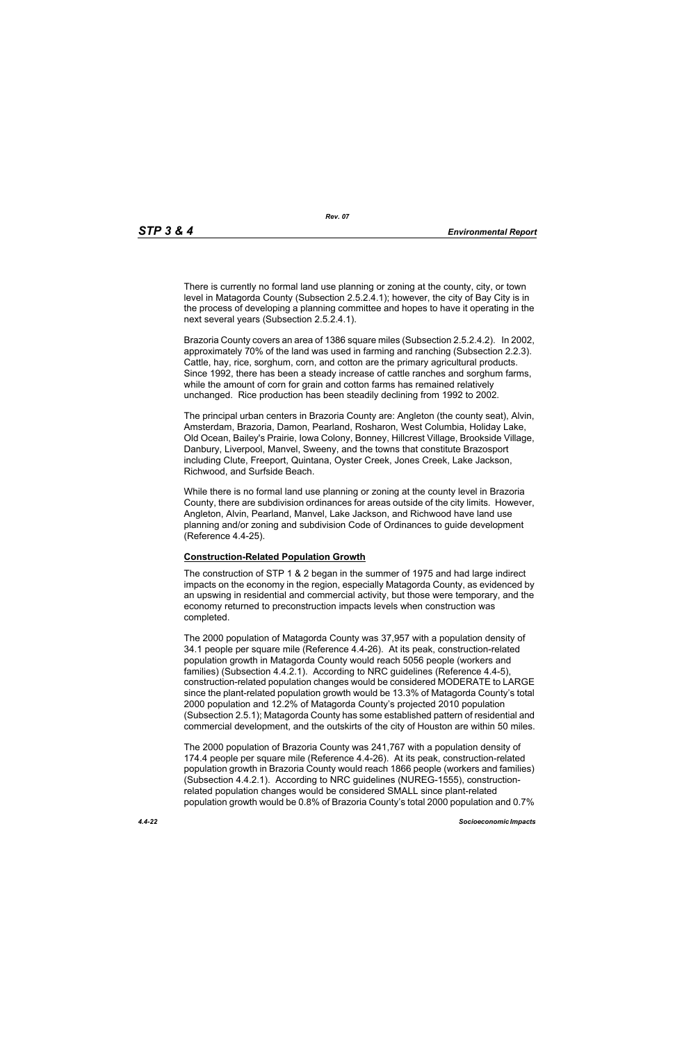There is currently no formal land use planning or zoning at the county, city, or town level in Matagorda County (Subsection 2.5.2.4.1); however, the city of Bay City is in the process of developing a planning committee and hopes to have it operating in the next several years (Subsection 2.5.2.4.1).

Brazoria County covers an area of 1386 square miles (Subsection 2.5.2.4.2). In 2002, approximately 70% of the land was used in farming and ranching (Subsection 2.2.3). Cattle, hay, rice, sorghum, corn, and cotton are the primary agricultural products. Since 1992, there has been a steady increase of cattle ranches and sorghum farms, while the amount of corn for grain and cotton farms has remained relatively unchanged. Rice production has been steadily declining from 1992 to 2002.

The principal urban centers in Brazoria County are: Angleton (the county seat), Alvin, Amsterdam, Brazoria, Damon, Pearland, Rosharon, West Columbia, Holiday Lake, Old Ocean, Bailey's Prairie, Iowa Colony, Bonney, Hillcrest Village, Brookside Village, Danbury, Liverpool, Manvel, Sweeny, and the towns that constitute Brazosport including Clute, Freeport, Quintana, Oyster Creek, Jones Creek, Lake Jackson, Richwood, and Surfside Beach.

While there is no formal land use planning or zoning at the county level in Brazoria County, there are subdivision ordinances for areas outside of the city limits. However, Angleton, Alvin, Pearland, Manvel, Lake Jackson, and Richwood have land use planning and/or zoning and subdivision Code of Ordinances to guide development (Reference 4.4-25).

**Construction-Related Population Growth**

The construction of STP 1 & 2 began in the summer of 1975 and had large indirect impacts on the economy in the region, especially Matagorda County, as evidenced by an upswing in residential and commercial activity, but those were temporary, and the economy returned to preconstruction impacts levels when construction was completed.

The 2000 population of Matagorda County was 37,957 with a population density of 34.1 people per square mile (Reference 4.4-26). At its peak, construction-related population growth in Matagorda County would reach 5056 people (workers and families) (Subsection 4.4.2.1). According to NRC guidelines (Reference 4.4-5), construction-related population changes would be considered MODERATE to LARGE since the plant-related population growth would be 13.3% of Matagorda County's total 2000 population and 12.2% of Matagorda County's projected 2010 population (Subsection 2.5.1); Matagorda County has some established pattern of residential and commercial development, and the outskirts of the city of Houston are within 50 miles.

The 2000 population of Brazoria County was 241,767 with a population density of 174.4 people per square mile (Reference 4.4-26). At its peak, construction-related population growth in Brazoria County would reach 1866 people (workers and families) (Subsection 4.4.2.1). According to NRC guidelines (NUREG-1555), construction-related population changes would be considered SMALL since plant-related population growth would be 0.8% of Brazoria County's total 2000 population and 0.7%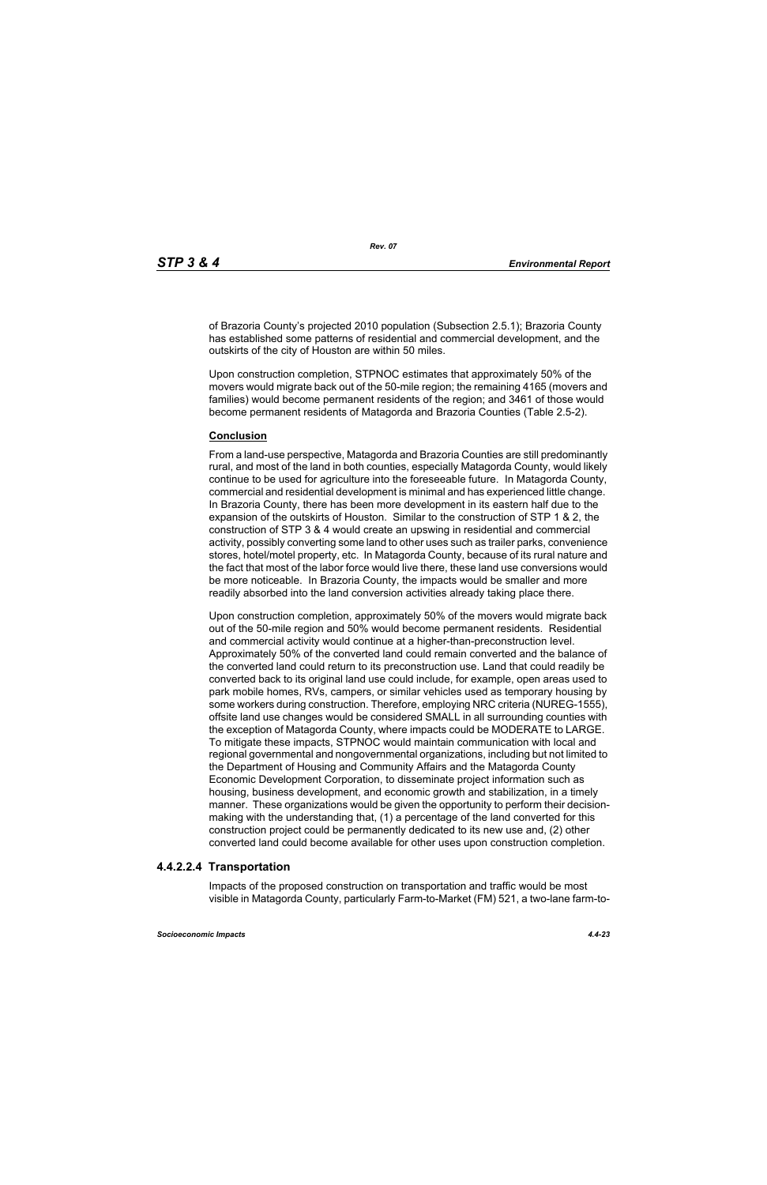of Brazoria County's projected 2010 population (Subsection 2.5.1); Brazoria County has established some patterns of residential and commercial development, and the outskirts of the city of Houston are within 50 miles.

Upon construction completion, STPNOC estimates that approximately 50% of the movers would migrate back out of the 50-mile region; the remaining 4165 (movers and families) would become permanent residents of the region; and 3461 of those would become permanent residents of Matagorda and Brazoria Counties (Table 2.5-2).

**Conclusion**

From a land-use perspective, Matagorda and Brazoria Counties are still predominantly rural, and most of the land in both counties, especially Matagorda County, would likely continue to be used for agriculture into the foreseeable future. In Matagorda County, commercial and residential development is minimal and has experienced little change. In Brazoria County, there has been more development in its eastern half due to the expansion of the outskirts of Houston. Similar to the construction of STP 1 & 2, the construction of STP 3 & 4 would create an upswing in residential and commercial activity, possibly converting some land to other uses such as trailer parks, convenience stores, hotel/motel property, etc. In Matagorda County, because of its rural nature and the fact that most of the labor force would live there, these land use conversions would be more noticeable. In Brazoria County, the impacts would be smaller and more readily absorbed into the land conversion activities already taking place there.

Upon construction completion, approximately 50% of the movers would migrate back out of the 50-mile region and 50% would become permanent residents. Residential and commercial activity would continue at a higher-than-preconstruction level. Approximately 50% of the converted land could remain converted and the balance of the converted land could return to its preconstruction use. Land that could readily be converted back to its original land use could include, for example, open areas used to park mobile homes, RVs, campers, or similar vehicles used as temporary housing by some workers during construction. Therefore, employing NRC criteria (NUREG-1555), offsite land use changes would be considered SMALL in all surrounding counties with the exception of Matagorda County, where impacts could be MODERATE to LARGE. To mitigate these impacts, STPNOC would maintain communication with local and regional governmental and nongovernmental organizations, including but not limited to the Department of Housing and Community Affairs and the Matagorda County Economic Development Corporation, to disseminate project information such as housing, business development, and economic growth and stabilization, in a timely manner. These organizations would be given the opportunity to perform their decision-making with the understanding that, (1) a percentage of the land converted for this construction project could be permanently dedicated to its new use and, (2) other converted land could become available for other uses upon construction completion.

### 4.4.2.2.4 Transportation

Impacts of the proposed construction on transportation and traffic would be most visible in Matagorda County, particularly Farm-to-Market (FM) 521, a two-lane farm-to-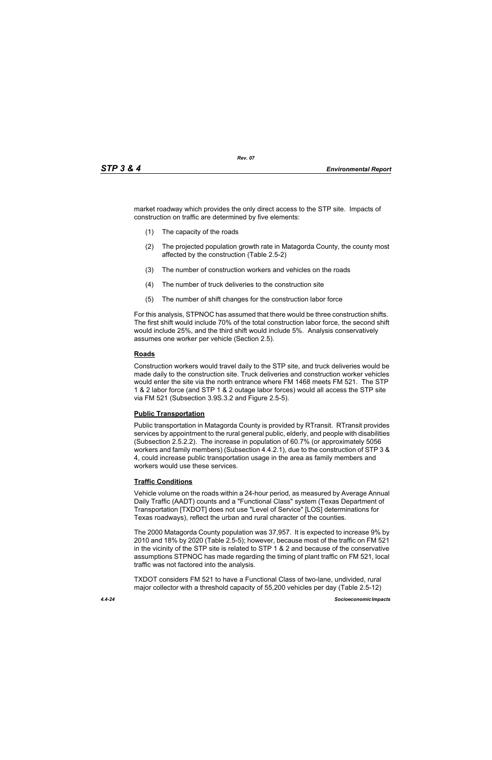market roadway which provides the only direct access to the STP site. Impacts of construction on traffic are determined by five elements:

(1) The capacity of the roads

(2) The projected population growth rate in Matagorda County, the county most affected by the construction (Table 2.5-2)

(3) The number of construction workers and vehicles on the roads

(4) The number of truck deliveries to the construction site

(5) The number of shift changes for the construction labor force

For this analysis, STPNOC has assumed that there would be three construction shifts. The first shift would include 70% of the total construction labor force, the second shift would include 25%, and the third shift would include 5%. Analysis conservatively assumes one worker per vehicle (Section 2.5).

**Roads**

Construction workers would travel daily to the STP site, and truck deliveries would be made daily to the construction site. Truck deliveries and construction worker vehicles would enter the site via the north entrance where FM 1468 meets FM 521. The STP 1 & 2 labor force (and STP 1 & 2 outage labor forces) would all access the STP site via FM 521 (Subsection 3.9S.3.2 and Figure 2.5-5).

**Public Transportation**

Public transportation in Matagorda County is provided by RTransit. RTransit provides services by appointment to the rural general public, elderly, and people with disabilities (Subsection 2.5.2.2). The increase in population of 60.7% (or approximately 5056 workers and family members) (Subsection 4.4.2.1), due to the construction of STP 3 & 4, could increase public transportation usage in the area as family members and workers would use these services.

**Traffic Conditions**

Vehicle volume on the roads within a 24-hour period, as measured by Average Annual Daily Traffic (AADT) counts and a "Functional Class" system (Texas Department of Transportation [TXDOT] does not use "Level of Service" [LOS] determinations for Texas roadways), reflect the urban and rural character of the counties.

The 2000 Matagorda County population was 37,957. It is expected to increase 9% by 2010 and 18% by 2020 (Table 2.5-5); however, because most of the traffic on FM 521 in the vicinity of the STP site is related to STP 1 & 2 and because of the conservative assumptions STPNOC has made regarding the timing of plant traffic on FM 521, local traffic was not factored into the analysis.

TXDOT considers FM 521 to have a Functional Class of two-lane, undivided, rural major collector with a threshold capacity of 55,200 vehicles per day (Table 2.5-12)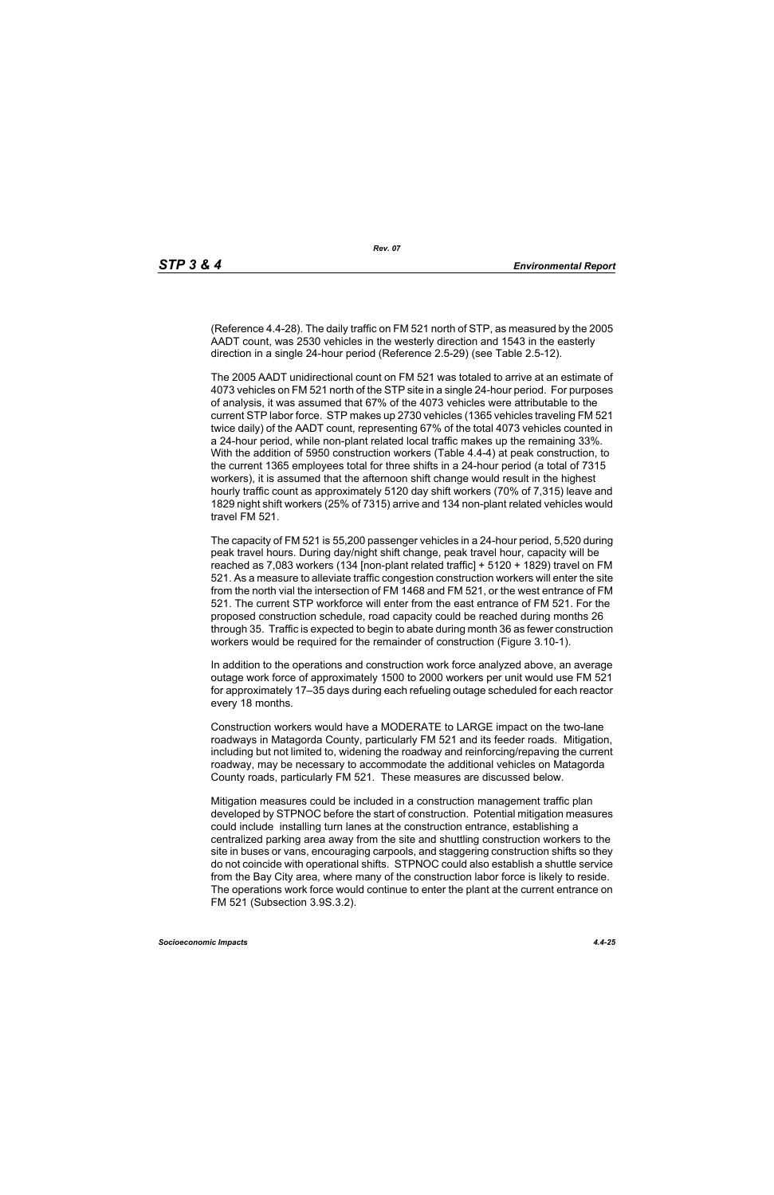(Reference 4.4-28). The daily traffic on FM 521 north of STP, as measured by the 2005 AADT count, was 2530 vehicles in the westerly direction and 1543 in the easterly direction in a single 24-hour period (Reference 2.5-29) (see Table 2.5-12).

The 2005 AADT unidirectional count on FM 521 was totaled to arrive at an estimate of 4073 vehicles on FM 521 north of the STP site in a single 24-hour period. For purposes of analysis, it was assumed that 67% of the 4073 vehicles were attributable to the current STP labor force. STP makes up 2730 vehicles (1365 vehicles traveling FM 521 twice daily) of the AADT count, representing 67% of the total 4073 vehicles counted in a 24-hour period, while non-plant related local traffic makes up the remaining 33%. With the addition of 5950 construction workers (Table 4.4-4) at peak construction, to the current 1365 employees total for three shifts in a 24-hour period (a total of 7315 workers), it is assumed that the afternoon shift change would result in the highest hourly traffic count as approximately 5120 day shift workers (70% of 7,315) leave and 1829 night shift workers (25% of 7315) arrive and 134 non-plant related vehicles would travel FM 521.

The capacity of FM 521 is 55,200 passenger vehicles in a 24-hour period, 5,520 during peak travel hours. During day/night shift change, peak travel hour, capacity will be reached as 7,083 workers (134 [non-plant related traffic] + 5120 + 1829) travel on FM 521. As a measure to alleviate traffic congestion construction workers will enter the site from the north vial the intersection of FM 1468 and FM 521, or the west entrance of FM 521. The current STP workforce will enter from the east entrance of FM 521. For the proposed construction schedule, road capacity could be reached during months 26 through 35. Traffic is expected to begin to abate during month 36 as fewer construction workers would be required for the remainder of construction (Figure 3.10-1).

In addition to the operations and construction work force analyzed above, an average outage work force of approximately 1500 to 2000 workers per unit would use FM 521 for approximately 17–35 days during each refueling outage scheduled for each reactor every 18 months.

Construction workers would have a MODERATE to LARGE impact on the two-lane roadways in Matagorda County, particularly FM 521 and its feeder roads. Mitigation, including but not limited to, widening the roadway and reinforcing/repaving the current roadway, may be necessary to accommodate the additional vehicles on Matagorda County roads, particularly FM 521. These measures are discussed below.

Mitigation measures could be included in a construction management traffic plan developed by STPNOC before the start of construction. Potential mitigation measures could include installing turn lanes at the construction entrance, establishing a centralized parking area away from the site and shuttling construction workers to the site in buses or vans, encouraging carpools, and staggering construction shifts so they do not coincide with operational shifts. STPNOC could also establish a shuttle service from the Bay City area, where many of the construction labor force is likely to reside. The operations work force would continue to enter the plant at the current entrance on FM 521 (Subsection 3.9S.3.2).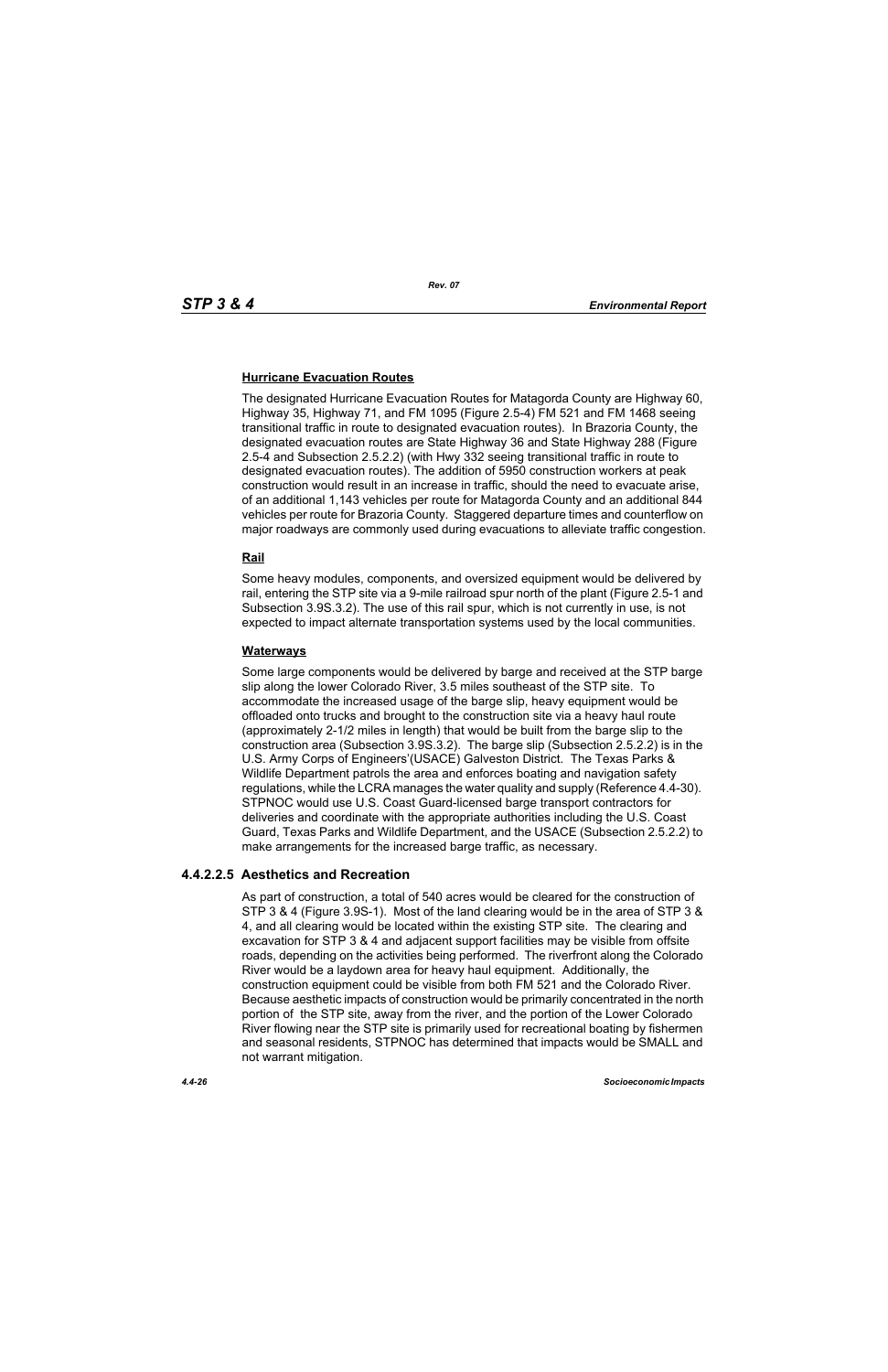**Hurricane Evacuation Routes**

The designated Hurricane Evacuation Routes for Matagorda County are Highway 60, Highway 35, Highway 71, and FM 1095 (Figure 2.5-4) FM 521 and FM 1468 seeing transitional traffic in route to designated evacuation routes). In Brazoria County, the designated evacuation routes are State Highway 36 and State Highway 288 (Figure 2.5-4 and Subsection 2.5.2.2) (with Hwy 332 seeing transitional traffic in route to designated evacuation routes). The addition of 5950 construction workers at peak construction would result in an increase in traffic, should the need to evacuate arise, of an additional 1,143 vehicles per route for Matagorda County and an additional 844 vehicles per route for Brazoria County. Staggered departure times and counterflow on major roadways are commonly used during evacuations to alleviate traffic congestion.

**Rail**

Some heavy modules, components, and oversized equipment would be delivered by rail, entering the STP site via a 9-mile railroad spur north of the plant (Figure 2.5-1 and Subsection 3.9S.3.2). The use of this rail spur, which is not currently in use, is not expected to impact alternate transportation systems used by the local communities.

**Waterways**

Some large components would be delivered by barge and received at the STP barge slip along the lower Colorado River, 3.5 miles southeast of the STP site. To accommodate the increased usage of the barge slip, heavy equipment would be offloaded onto trucks and brought to the construction site via a heavy haul route (approximately 2-1/2 miles in length) that would be built from the barge slip to the construction area (Subsection 3.9S.3.2). The barge slip (Subsection 2.5.2.2) is in the U.S. Army Corps of Engineers'(USACE) Galveston District. The Texas Parks & Wildlife Department patrols the area and enforces boating and navigation safety regulations, while the LCRA manages the water quality and supply (Reference 4.4-30). STPNOC would use U.S. Coast Guard-licensed barge transport contractors for deliveries and coordinate with the appropriate authorities including the U.S. Coast Guard, Texas Parks and Wildlife Department, and the USACE (Subsection 2.5.2.2) to make arrangements for the increased barge traffic, as necessary.

### 4.4.2.2.5 Aesthetics and Recreation

As part of construction, a total of 540 acres would be cleared for the construction of STP 3 & 4 (Figure 3.9S-1). Most of the land clearing would be in the area of STP 3 & 4, and all clearing would be located within the existing STP site. The clearing and excavation for STP 3 & 4 and adjacent support facilities may be visible from offsite roads, depending on the activities being performed. The riverfront along the Colorado River would be a laydown area for heavy haul equipment. Additionally, the construction equipment could be visible from both FM 521 and the Colorado River. Because aesthetic impacts of construction would be primarily concentrated in the north portion of the STP site, away from the river, and the portion of the Lower Colorado River flowing near the STP site is primarily used for recreational boating by fishermen and seasonal residents, STPNOC has determined that impacts would be SMALL and not warrant mitigation.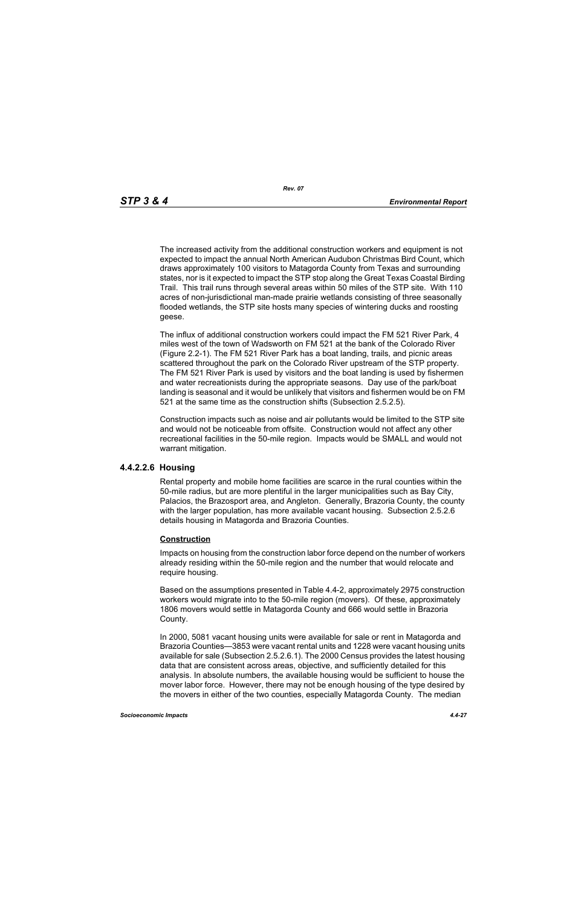The increased activity from the additional construction workers and equipment is not expected to impact the annual North American Audubon Christmas Bird Count, which draws approximately 100 visitors to Matagorda County from Texas and surrounding states, nor is it expected to impact the STP stop along the Great Texas Coastal Birding Trail. This trail runs through several areas within 50 miles of the STP site. With 110 acres of non-jurisdictional man-made prairie wetlands consisting of three seasonally flooded wetlands, the STP site hosts many species of wintering ducks and roosting geese.

The influx of additional construction workers could impact the FM 521 River Park, 4 miles west of the town of Wadsworth on FM 521 at the bank of the Colorado River (Figure 2.2-1). The FM 521 River Park has a boat landing, trails, and picnic areas scattered throughout the park on the Colorado River upstream of the STP property. The FM 521 River Park is used by visitors and the boat landing is used by fishermen and water recreationists during the appropriate seasons. Day use of the park/boat landing is seasonal and it would be unlikely that visitors and fishermen would be on FM 521 at the same time as the construction shifts (Subsection 2.5.2.5).

Construction impacts such as noise and air pollutants would be limited to the STP site and would not be noticeable from offsite. Construction would not affect any other recreational facilities in the 50-mile region. Impacts would be SMALL and would not warrant mitigation.

### 4.4.2.2.6 Housing

Rental property and mobile home facilities are scarce in the rural counties within the 50-mile radius, but are more plentiful in the larger municipalities such as Bay City, Palacios, the Brazosport area, and Angleton. Generally, Brazoria County, the county with the larger population, has more available vacant housing. Subsection 2.5.2.6 details housing in Matagorda and Brazoria Counties.

**Construction**

Impacts on housing from the construction labor force depend on the number of workers already residing within the 50-mile region and the number that would relocate and require housing.

Based on the assumptions presented in Table 4.4-2, approximately 2975 construction workers would migrate into to the 50-mile region (movers). Of these, approximately 1806 movers would settle in Matagorda County and 666 would settle in Brazoria County.

In 2000, 5081 vacant housing units were available for sale or rent in Matagorda and Brazoria Counties—3853 were vacant rental units and 1228 were vacant housing units available for sale (Subsection 2.5.2.6.1). The 2000 Census provides the latest housing data that are consistent across areas, objective, and sufficiently detailed for this analysis. In absolute numbers, the available housing would be sufficient to house the mover labor force. However, there may not be enough housing of the type desired by the movers in either of the two counties, especially Matagorda County. The median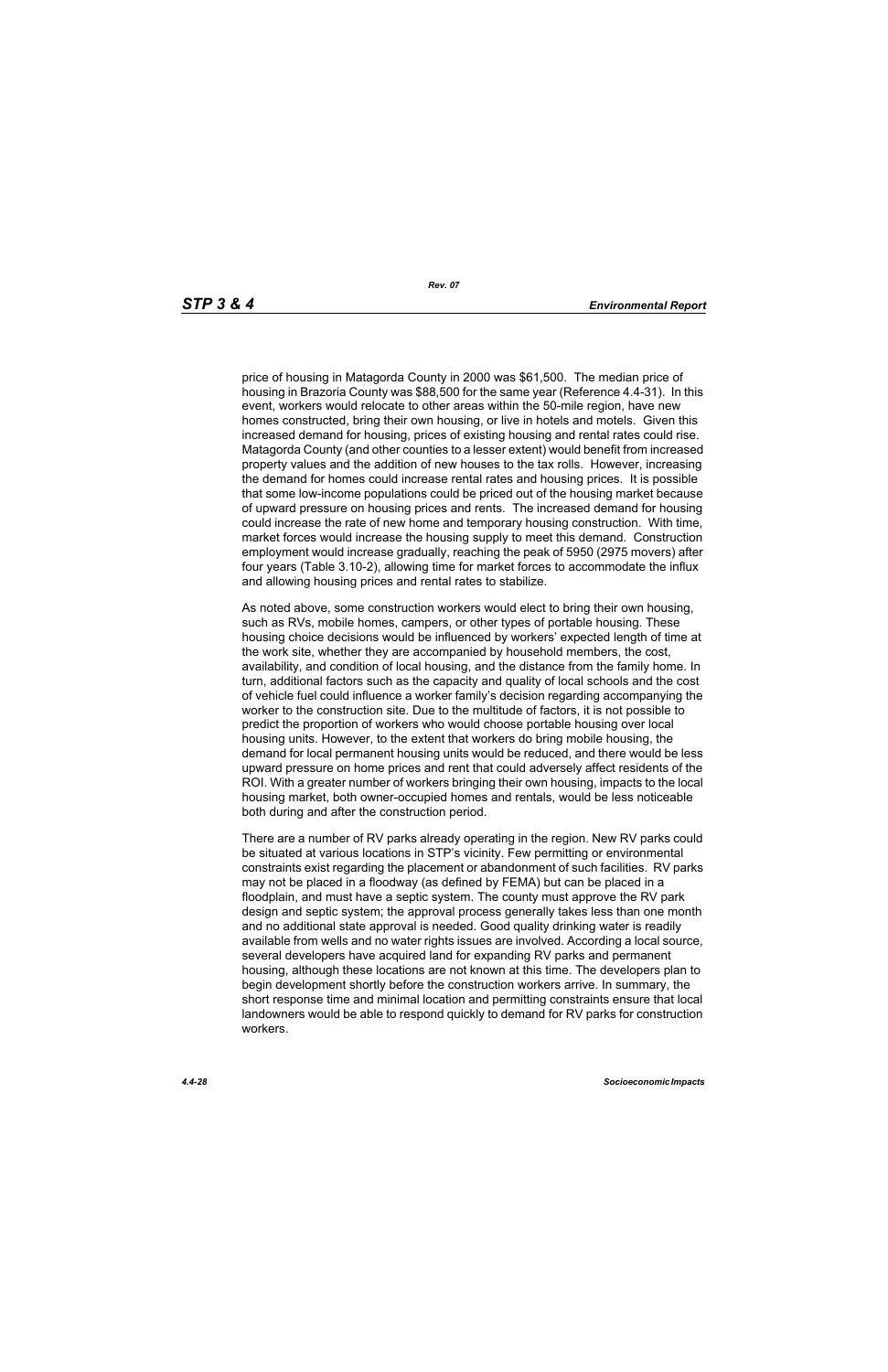price of housing in Matagorda County in 2000 was $61,500. The median price of housing in Brazoria County was $88,500 for the same year (Reference 4.4-31). In this event, workers would relocate to other areas within the 50-mile region, have new homes constructed, bring their own housing, or live in hotels and motels. Given this increased demand for housing, prices of existing housing and rental rates could rise. Matagorda County (and other counties to a lesser extent) would benefit from increased property values and the addition of new houses to the tax rolls. However, increasing the demand for homes could increase rental rates and housing prices. It is possible that some low-income populations could be priced out of the housing market because of upward pressure on housing prices and rents. The increased demand for housing could increase the rate of new home and temporary housing construction. With time, market forces would increase the housing supply to meet this demand. Construction employment would increase gradually, reaching the peak of 5950 (2975 movers) after four years (Table 3.10-2), allowing time for market forces to accommodate the influx and allowing housing prices and rental rates to stabilize.

As noted above, some construction workers would elect to bring their own housing, such as RVs, mobile homes, campers, or other types of portable housing. These housing choice decisions would be influenced by workers' expected length of time at the work site, whether they are accompanied by household members, the cost, availability, and condition of local housing, and the distance from the family home. In turn, additional factors such as the capacity and quality of local schools and the cost of vehicle fuel could influence a worker family's decision regarding accompanying the worker to the construction site. Due to the multitude of factors, it is not possible to predict the proportion of workers who would choose portable housing over local housing units. However, to the extent that workers do bring mobile housing, the demand for local permanent housing units would be reduced, and there would be less upward pressure on home prices and rent that could adversely affect residents of the ROI. With a greater number of workers bringing their own housing, impacts to the local housing market, both owner-occupied homes and rentals, would be less noticeable both during and after the construction period.

There are a number of RV parks already operating in the region. New RV parks could be situated at various locations in STP's vicinity. Few permitting or environmental constraints exist regarding the placement or abandonment of such facilities. RV parks may not be placed in a floodway (as defined by FEMA) but can be placed in a floodplain, and must have a septic system. The county must approve the RV park design and septic system; the approval process generally takes less than one month and no additional state approval is needed. Good quality drinking water is readily available from wells and no water rights issues are involved. According a local source, several developers have acquired land for expanding RV parks and permanent housing, although these locations are not known at this time. The developers plan to begin development shortly before the construction workers arrive. In summary, the short response time and minimal location and permitting constraints ensure that local landowners would be able to respond quickly to demand for RV parks for construction workers.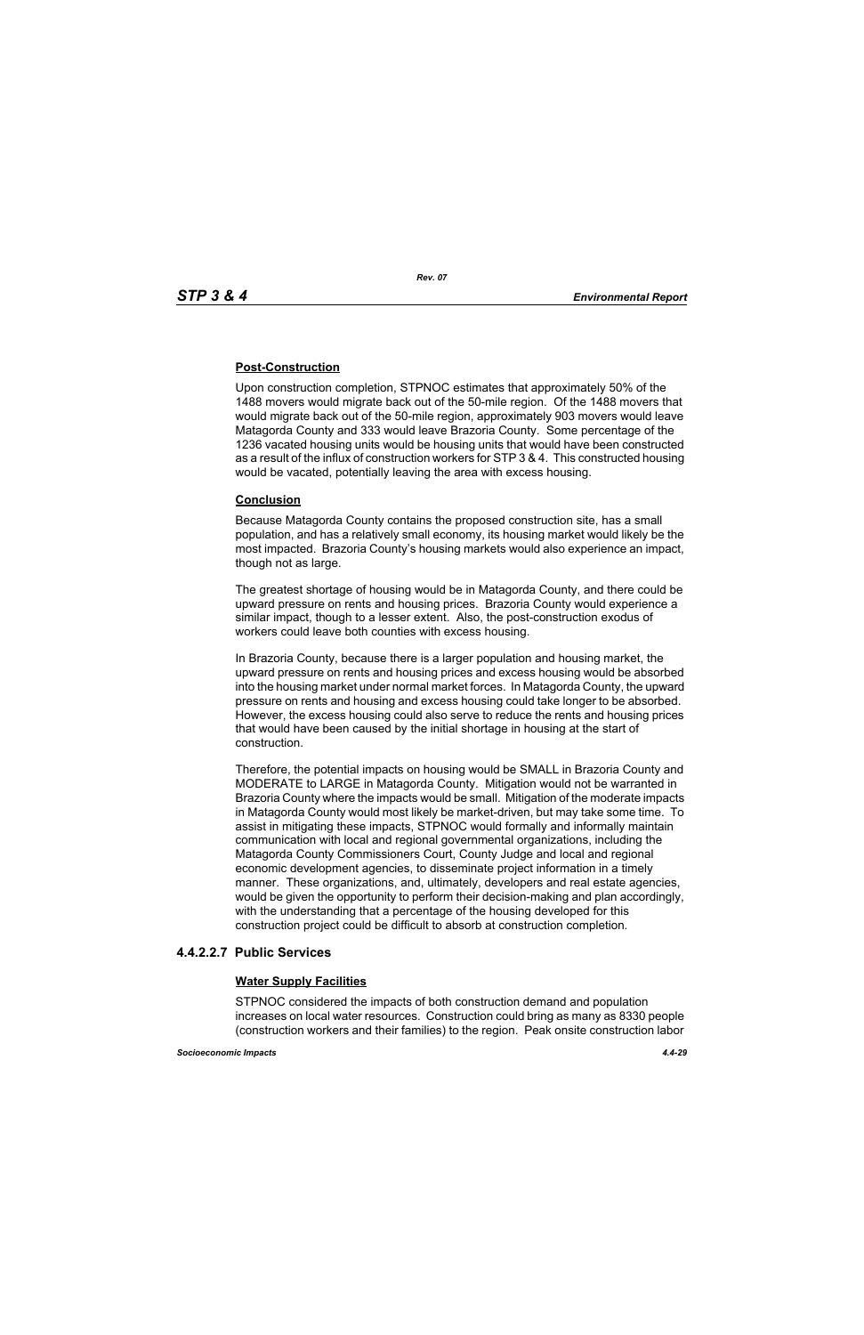**Post-Construction**

Upon construction completion, STPNOC estimates that approximately 50% of the 1488 movers would migrate back out of the 50-mile region. Of the 1488 movers that would migrate back out of the 50-mile region, approximately 903 movers would leave Matagorda County and 333 would leave Brazoria County. Some percentage of the 1236 vacated housing units would be housing units that would have been constructed as a result of the influx of construction workers for STP 3 & 4. This constructed housing would be vacated, potentially leaving the area with excess housing.

**Conclusion**

Because Matagorda County contains the proposed construction site, has a small population, and has a relatively small economy, its housing market would likely be the most impacted. Brazoria County's housing markets would also experience an impact, though not as large.

The greatest shortage of housing would be in Matagorda County, and there could be upward pressure on rents and housing prices. Brazoria County would experience a similar impact, though to a lesser extent. Also, the post-construction exodus of workers could leave both counties with excess housing.

In Brazoria County, because there is a larger population and housing market, the upward pressure on rents and housing prices and excess housing would be absorbed into the housing market under normal market forces. In Matagorda County, the upward pressure on rents and housing and excess housing could take longer to be absorbed. However, the excess housing could also serve to reduce the rents and housing prices that would have been caused by the initial shortage in housing at the start of construction.

Therefore, the potential impacts on housing would be SMALL in Brazoria County and MODERATE to LARGE in Matagorda County. Mitigation would not be warranted in Brazoria County where the impacts would be small. Mitigation of the moderate impacts in Matagorda County would most likely be market-driven, but may take some time. To assist in mitigating these impacts, STPNOC would formally and informally maintain communication with local and regional governmental organizations, including the Matagorda County Commissioners Court, County Judge and local and regional economic development agencies, to disseminate project information in a timely manner. These organizations, and, ultimately, developers and real estate agencies, would be given the opportunity to perform their decision-making and plan accordingly, with the understanding that a percentage of the housing developed for this construction project could be difficult to absorb at construction completion.

### 4.4.2.2.7 Public Services

**Water Supply Facilities**

STPNOC considered the impacts of both construction demand and population increases on local water resources. Construction could bring as many as 8330 people (construction workers and their families) to the region. Peak onsite construction labor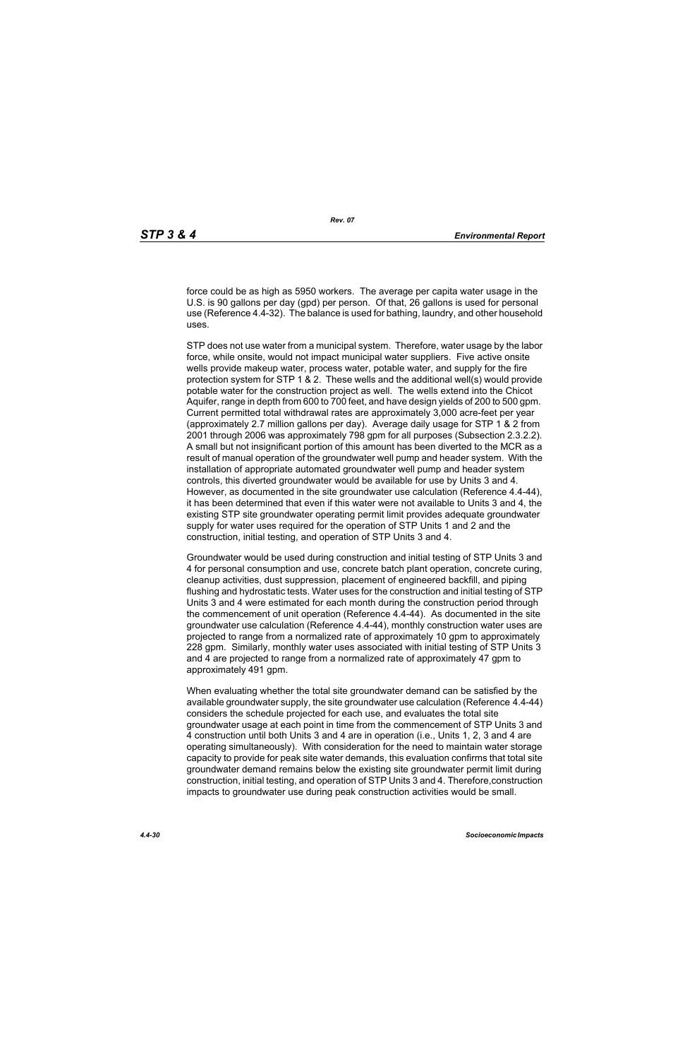force could be as high as 5950 workers. The average per capita water usage in the U.S. is 90 gallons per day (gpd) per person. Of that, 26 gallons is used for personal use (Reference 4.4-32). The balance is used for bathing, laundry, and other household uses.

STP does not use water from a municipal system. Therefore, water usage by the labor force, while onsite, would not impact municipal water suppliers. Five active onsite wells provide makeup water, process water, potable water, and supply for the fire protection system for STP 1 & 2. These wells and the additional well(s) would provide potable water for the construction project as well. The wells extend into the Chicot Aquifer, range in depth from 600 to 700 feet, and have design yields of 200 to 500 gpm. Current permitted total withdrawal rates are approximately 3,000 acre-feet per year (approximately 2.7 million gallons per day). Average daily usage for STP 1 & 2 from 2001 through 2006 was approximately 798 gpm for all purposes (Subsection 2.3.2.2). A small but not insignificant portion of this amount has been diverted to the MCR as a result of manual operation of the groundwater well pump and header system. With the installation of appropriate automated groundwater well pump and header system controls, this diverted groundwater would be available for use by Units 3 and 4. However, as documented in the site groundwater use calculation (Reference 4.4-44), it has been determined that even if this water were not available to Units 3 and 4, the existing STP site groundwater operating permit limit provides adequate groundwater supply for water uses required for the operation of STP Units 1 and 2 and the construction, initial testing, and operation of STP Units 3 and 4.

Groundwater would be used during construction and initial testing of STP Units 3 and 4 for personal consumption and use, concrete batch plant operation, concrete curing, cleanup activities, dust suppression, placement of engineered backfill, and piping flushing and hydrostatic tests. Water uses for the construction and initial testing of STP Units 3 and 4 were estimated for each month during the construction period through the commencement of unit operation (Reference 4.4-44). As documented in the site groundwater use calculation (Reference 4.4-44), monthly construction water uses are projected to range from a normalized rate of approximately 10 gpm to approximately 228 gpm. Similarly, monthly water uses associated with initial testing of STP Units 3 and 4 are projected to range from a normalized rate of approximately 47 gpm to approximately 491 gpm.

When evaluating whether the total site groundwater demand can be satisfied by the available groundwater supply, the site groundwater use calculation (Reference 4.4-44) considers the schedule projected for each use, and evaluates the total site groundwater usage at each point in time from the commencement of STP Units 3 and 4 construction until both Units 3 and 4 are in operation (i.e., Units 1, 2, 3 and 4 are operating simultaneously). With consideration for the need to maintain water storage capacity to provide for peak site water demands, this evaluation confirms that total site groundwater demand remains below the existing site groundwater permit limit during construction, initial testing, and operation of STP Units 3 and 4. Therefore,construction impacts to groundwater use during peak construction activities would be small.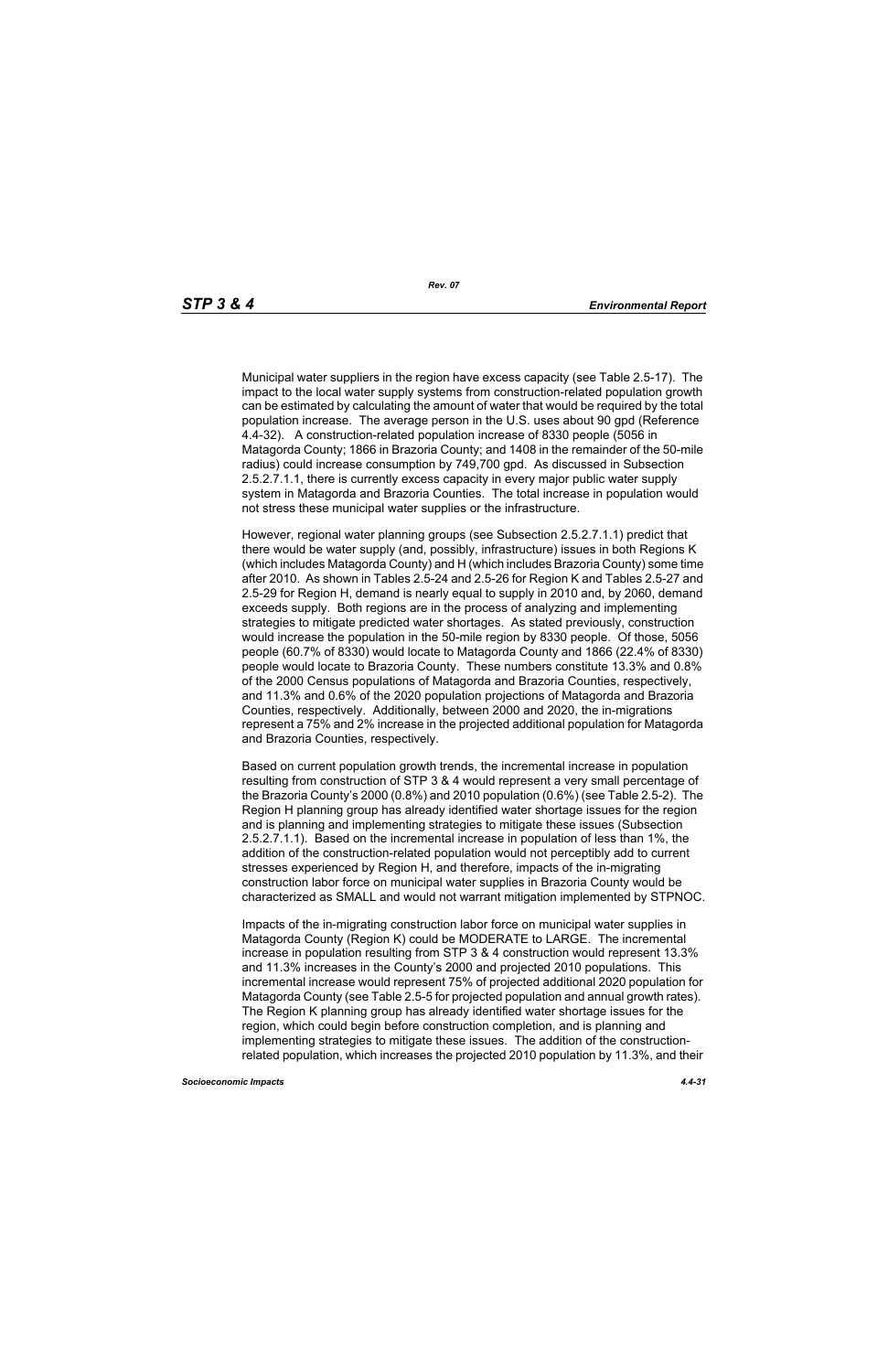Municipal water suppliers in the region have excess capacity (see Table 2.5-17). The impact to the local water supply systems from construction-related population growth can be estimated by calculating the amount of water that would be required by the total population increase. The average person in the U.S. uses about 90 gpd (Reference 4.4-32). A construction-related population increase of 8330 people (5056 in Matagorda County; 1866 in Brazoria County; and 1408 in the remainder of the 50-mile radius) could increase consumption by 749,700 gpd. As discussed in Subsection 2.5.2.7.1.1, there is currently excess capacity in every major public water supply system in Matagorda and Brazoria Counties. The total increase in population would not stress these municipal water supplies or the infrastructure.

However, regional water planning groups (see Subsection 2.5.2.7.1.1) predict that there would be water supply (and, possibly, infrastructure) issues in both Regions K (which includes Matagorda County) and H (which includes Brazoria County) some time after 2010. As shown in Tables 2.5-24 and 2.5-26 for Region K and Tables 2.5-27 and 2.5-29 for Region H, demand is nearly equal to supply in 2010 and, by 2060, demand exceeds supply. Both regions are in the process of analyzing and implementing strategies to mitigate predicted water shortages. As stated previously, construction would increase the population in the 50-mile region by 8330 people. Of those, 5056 people (60.7% of 8330) would locate to Matagorda County and 1866 (22.4% of 8330) people would locate to Brazoria County. These numbers constitute 13.3% and 0.8% of the 2000 Census populations of Matagorda and Brazoria Counties, respectively, and 11.3% and 0.6% of the 2020 population projections of Matagorda and Brazoria Counties, respectively. Additionally, between 2000 and 2020, the in-migrations represent a 75% and 2% increase in the projected additional population for Matagorda and Brazoria Counties, respectively.

Based on current population growth trends, the incremental increase in population resulting from construction of STP 3 & 4 would represent a very small percentage of the Brazoria County's 2000 (0.8%) and 2010 population (0.6%) (see Table 2.5-2). The Region H planning group has already identified water shortage issues for the region and is planning and implementing strategies to mitigate these issues (Subsection 2.5.2.7.1.1). Based on the incremental increase in population of less than 1%, the addition of the construction-related population would not perceptibly add to current stresses experienced by Region H, and therefore, impacts of the in-migrating construction labor force on municipal water supplies in Brazoria County would be characterized as SMALL and would not warrant mitigation implemented by STPNOC.

Impacts of the in-migrating construction labor force on municipal water supplies in Matagorda County (Region K) could be MODERATE to LARGE. The incremental increase in population resulting from STP 3 & 4 construction would represent 13.3% and 11.3% increases in the County's 2000 and projected 2010 populations. This incremental increase would represent 75% of projected additional 2020 population for Matagorda County (see Table 2.5-5 for projected population and annual growth rates). The Region K planning group has already identified water shortage issues for the region, which could begin before construction completion, and is planning and implementing strategies to mitigate these issues. The addition of the construction-related population, which increases the projected 2010 population by 11.3%, and their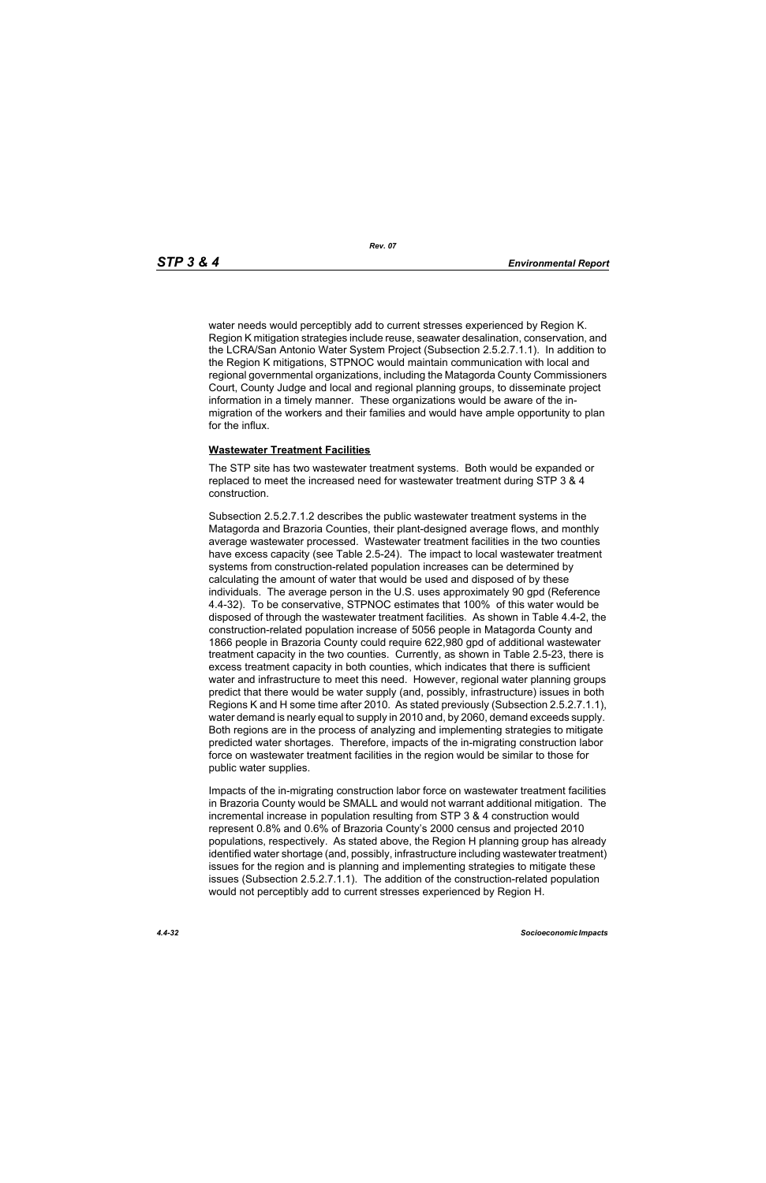water needs would perceptibly add to current stresses experienced by Region K. Region K mitigation strategies include reuse, seawater desalination, conservation, and the LCRA/San Antonio Water System Project (Subsection 2.5.2.7.1.1). In addition to the Region K mitigations, STPNOC would maintain communication with local and regional governmental organizations, including the Matagorda County Commissioners Court, County Judge and local and regional planning groups, to disseminate project information in a timely manner. These organizations would be aware of the in-migration of the workers and their families and would have ample opportunity to plan for the influx.

**Wastewater Treatment Facilities**

The STP site has two wastewater treatment systems. Both would be expanded or replaced to meet the increased need for wastewater treatment during STP 3 & 4 construction.

Subsection 2.5.2.7.1.2 describes the public wastewater treatment systems in the Matagorda and Brazoria Counties, their plant-designed average flows, and monthly average wastewater processed. Wastewater treatment facilities in the two counties have excess capacity (see Table 2.5-24). The impact to local wastewater treatment systems from construction-related population increases can be determined by calculating the amount of water that would be used and disposed of by these individuals. The average person in the U.S. uses approximately 90 gpd (Reference 4.4-32). To be conservative, STPNOC estimates that 100% of this water would be disposed of through the wastewater treatment facilities. As shown in Table 4.4-2, the construction-related population increase of 5056 people in Matagorda County and 1866 people in Brazoria County could require 622,980 gpd of additional wastewater treatment capacity in the two counties. Currently, as shown in Table 2.5-23, there is excess treatment capacity in both counties, which indicates that there is sufficient water and infrastructure to meet this need. However, regional water planning groups predict that there would be water supply (and, possibly, infrastructure) issues in both Regions K and H some time after 2010. As stated previously (Subsection 2.5.2.7.1.1), water demand is nearly equal to supply in 2010 and, by 2060, demand exceeds supply. Both regions are in the process of analyzing and implementing strategies to mitigate predicted water shortages. Therefore, impacts of the in-migrating construction labor force on wastewater treatment facilities in the region would be similar to those for public water supplies.

Impacts of the in-migrating construction labor force on wastewater treatment facilities in Brazoria County would be SMALL and would not warrant additional mitigation. The incremental increase in population resulting from STP 3 & 4 construction would represent 0.8% and 0.6% of Brazoria County's 2000 census and projected 2010 populations, respectively. As stated above, the Region H planning group has already identified water shortage (and, possibly, infrastructure including wastewater treatment) issues for the region and is planning and implementing strategies to mitigate these issues (Subsection 2.5.2.7.1.1). The addition of the construction-related population would not perceptibly add to current stresses experienced by Region H.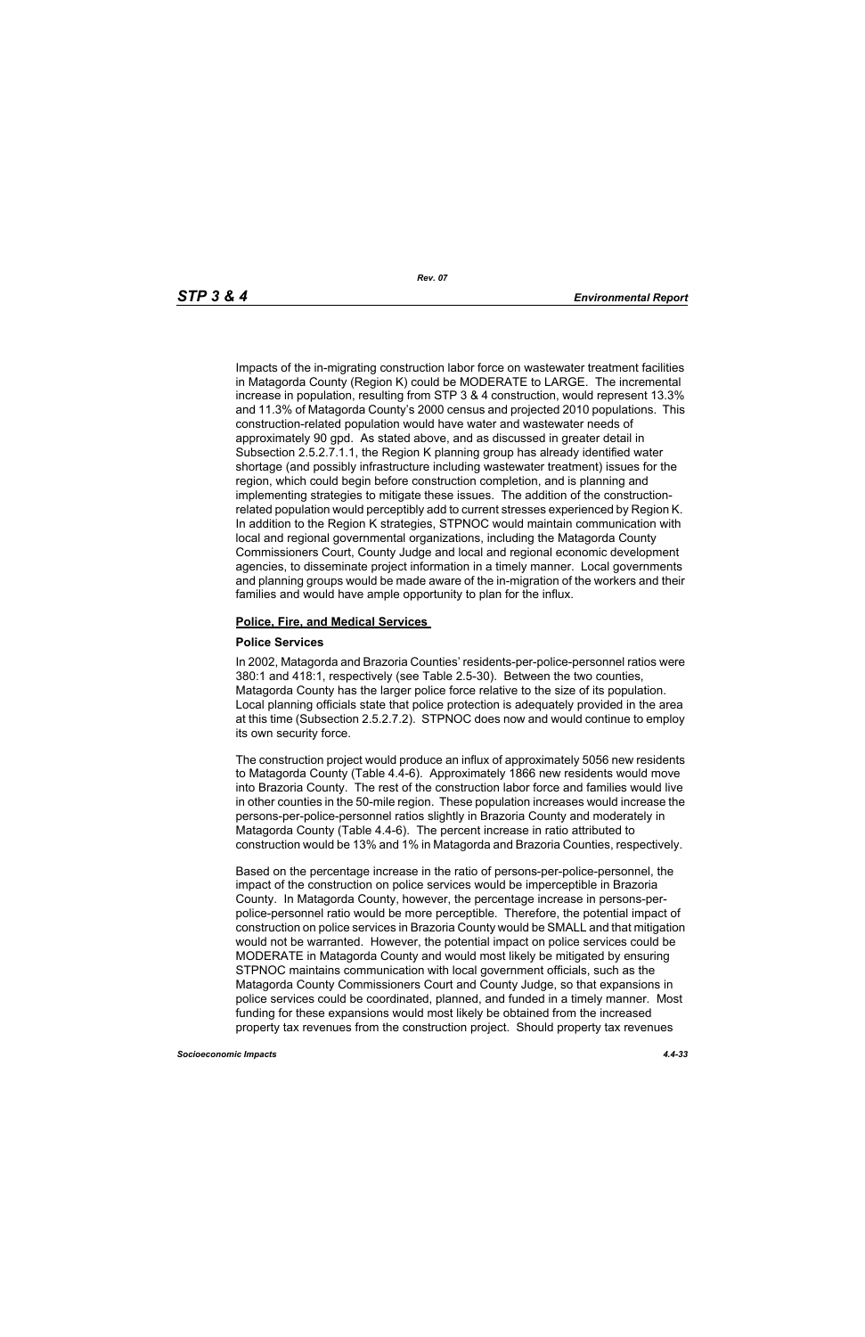Impacts of the in-migrating construction labor force on wastewater treatment facilities in Matagorda County (Region K) could be MODERATE to LARGE. The incremental increase in population, resulting from STP 3 & 4 construction, would represent 13.3% and 11.3% of Matagorda County's 2000 census and projected 2010 populations. This construction-related population would have water and wastewater needs of approximately 90 gpd. As stated above, and as discussed in greater detail in Subsection 2.5.2.7.1.1, the Region K planning group has already identified water shortage (and possibly infrastructure including wastewater treatment) issues for the region, which could begin before construction completion, and is planning and implementing strategies to mitigate these issues. The addition of the construction-related population would perceptibly add to current stresses experienced by Region K. In addition to the Region K strategies, STPNOC would maintain communication with local and regional governmental organizations, including the Matagorda County Commissioners Court, County Judge and local and regional economic development agencies, to disseminate project information in a timely manner. Local governments and planning groups would be made aware of the in-migration of the workers and their families and would have ample opportunity to plan for the influx.

## Police, Fire, and Medical Services

### Police Services

In 2002, Matagorda and Brazoria Counties' residents-per-police-personnel ratios were 380:1 and 418:1, respectively (see Table 2.5-30). Between the two counties, Matagorda County has the larger police force relative to the size of its population. Local planning officials state that police protection is adequately provided in the area at this time (Subsection 2.5.2.7.2). STPNOC does now and would continue to employ its own security force.

The construction project would produce an influx of approximately 5056 new residents to Matagorda County (Table 4.4-6). Approximately 1866 new residents would move into Brazoria County. The rest of the construction labor force and families would live in other counties in the 50-mile region. These population increases would increase the persons-per-police-personnel ratios slightly in Brazoria County and moderately in Matagorda County (Table 4.4-6). The percent increase in ratio attributed to construction would be 13% and 1% in Matagorda and Brazoria Counties, respectively.

Based on the percentage increase in the ratio of persons-per-police-personnel, the impact of the construction on police services would be imperceptible in Brazoria County. In Matagorda County, however, the percentage increase in persons-per-police-personnel ratio would be more perceptible. Therefore, the potential impact of construction on police services in Brazoria County would be SMALL and that mitigation would not be warranted. However, the potential impact on police services could be MODERATE in Matagorda County and would most likely be mitigated by ensuring STPNOC maintains communication with local government officials, such as the Matagorda County Commissioners Court and County Judge, so that expansions in police services could be coordinated, planned, and funded in a timely manner. Most funding for these expansions would most likely be obtained from the increased property tax revenues from the construction project. Should property tax revenues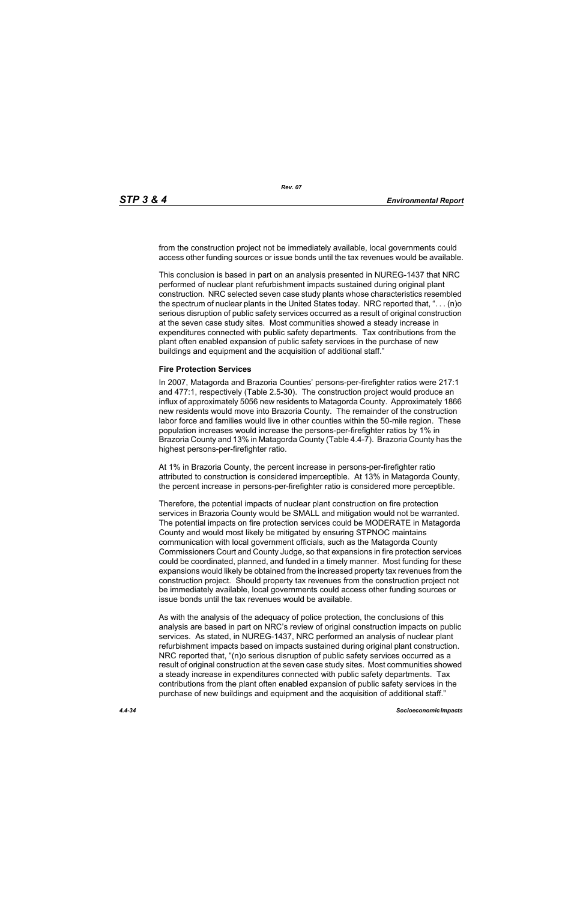from the construction project not be immediately available, local governments could access other funding sources or issue bonds until the tax revenues would be available.

This conclusion is based in part on an analysis presented in NUREG-1437 that NRC performed of nuclear plant refurbishment impacts sustained during original plant construction. NRC selected seven case study plants whose characteristics resembled the spectrum of nuclear plants in the United States today. NRC reported that, ". . . (n)o serious disruption of public safety services occurred as a result of original construction at the seven case study sites. Most communities showed a steady increase in expenditures connected with public safety departments. Tax contributions from the plant often enabled expansion of public safety services in the purchase of new buildings and equipment and the acquisition of additional staff."

### Fire Protection Services

In 2007, Matagorda and Brazoria Counties' persons-per-firefighter ratios were 217:1 and 477:1, respectively (Table 2.5-30). The construction project would produce an influx of approximately 5056 new residents to Matagorda County. Approximately 1866 new residents would move into Brazoria County. The remainder of the construction labor force and families would live in other counties within the 50-mile region. These population increases would increase the persons-per-firefighter ratios by 1% in Brazoria County and 13% in Matagorda County (Table 4.4-7). Brazoria County has the highest persons-per-firefighter ratio.

At 1% in Brazoria County, the percent increase in persons-per-firefighter ratio attributed to construction is considered imperceptible. At 13% in Matagorda County, the percent increase in persons-per-firefighter ratio is considered more perceptible.

Therefore, the potential impacts of nuclear plant construction on fire protection services in Brazoria County would be SMALL and mitigation would not be warranted. The potential impacts on fire protection services could be MODERATE in Matagorda County and would most likely be mitigated by ensuring STPNOC maintains communication with local government officials, such as the Matagorda County Commissioners Court and County Judge, so that expansions in fire protection services could be coordinated, planned, and funded in a timely manner. Most funding for these expansions would likely be obtained from the increased property tax revenues from the construction project. Should property tax revenues from the construction project not be immediately available, local governments could access other funding sources or issue bonds until the tax revenues would be available.

As with the analysis of the adequacy of police protection, the conclusions of this analysis are based in part on NRC's review of original construction impacts on public services. As stated, in NUREG-1437, NRC performed an analysis of nuclear plant refurbishment impacts based on impacts sustained during original plant construction. NRC reported that, "(n)o serious disruption of public safety services occurred as a result of original construction at the seven case study sites. Most communities showed a steady increase in expenditures connected with public safety departments. Tax contributions from the plant often enabled expansion of public safety services in the purchase of new buildings and equipment and the acquisition of additional staff."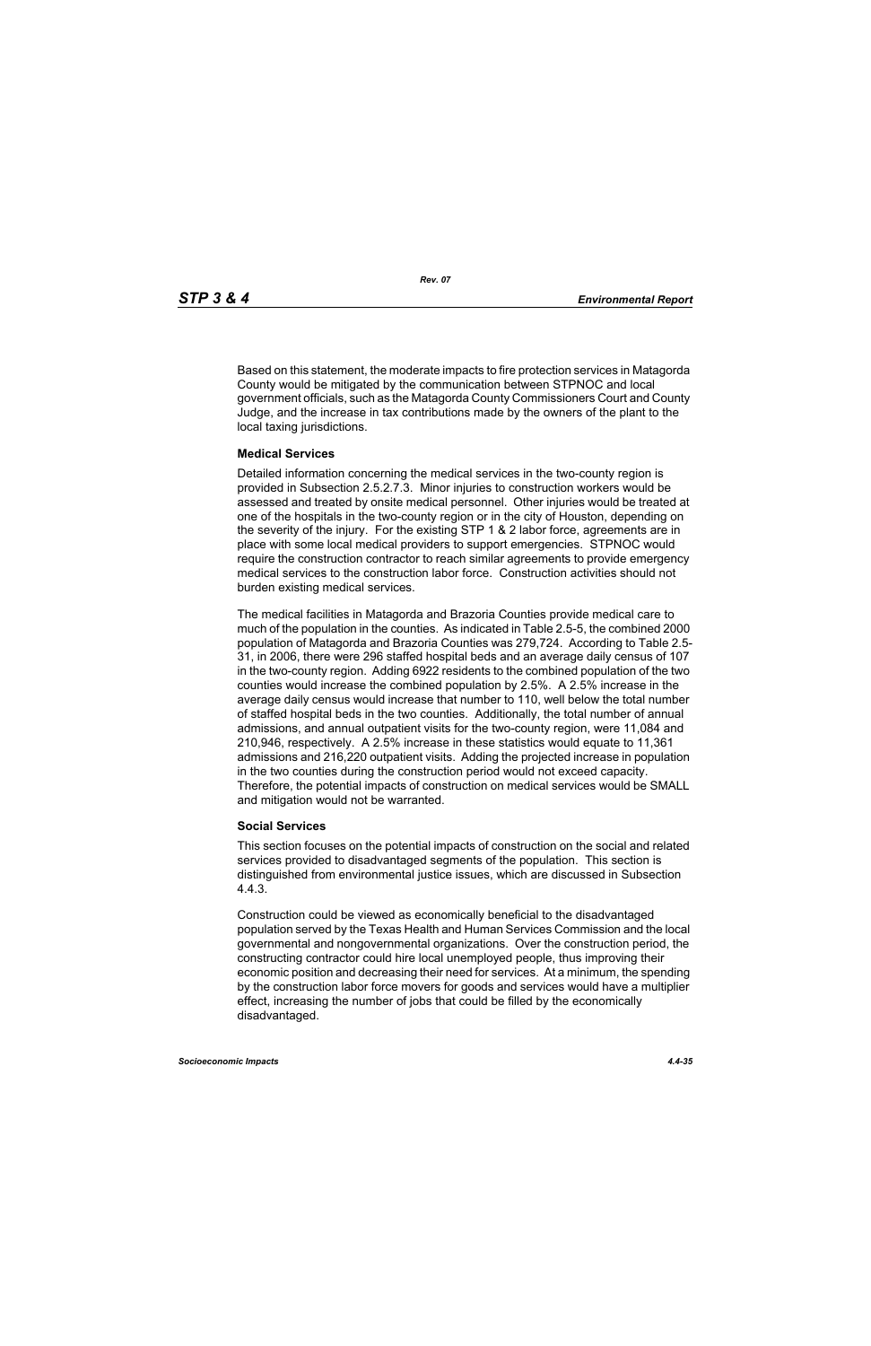Based on this statement, the moderate impacts to fire protection services in Matagorda County would be mitigated by the communication between STPNOC and local government officials, such as the Matagorda County Commissioners Court and County Judge, and the increase in tax contributions made by the owners of the plant to the local taxing jurisdictions.

### Medical Services

Detailed information concerning the medical services in the two-county region is provided in Subsection 2.5.2.7.3. Minor injuries to construction workers would be assessed and treated by onsite medical personnel. Other injuries would be treated at one of the hospitals in the two-county region or in the city of Houston, depending on the severity of the injury. For the existing STP 1 & 2 labor force, agreements are in place with some local medical providers to support emergencies. STPNOC would require the construction contractor to reach similar agreements to provide emergency medical services to the construction labor force. Construction activities should not burden existing medical services.

The medical facilities in Matagorda and Brazoria Counties provide medical care to much of the population in the counties. As indicated in Table 2.5-5, the combined 2000 population of Matagorda and Brazoria Counties was 279,724. According to Table 2.5-31, in 2006, there were 296 staffed hospital beds and an average daily census of 107 in the two-county region. Adding 6922 residents to the combined population of the two counties would increase the combined population by 2.5%. A 2.5% increase in the average daily census would increase that number to 110, well below the total number of staffed hospital beds in the two counties. Additionally, the total number of annual admissions, and annual outpatient visits for the two-county region, were 11,084 and 210,946, respectively. A 2.5% increase in these statistics would equate to 11,361 admissions and 216,220 outpatient visits. Adding the projected increase in population in the two counties during the construction period would not exceed capacity. Therefore, the potential impacts of construction on medical services would be SMALL and mitigation would not be warranted.

### Social Services

This section focuses on the potential impacts of construction on the social and related services provided to disadvantaged segments of the population. This section is distinguished from environmental justice issues, which are discussed in Subsection 4.4.3.

Construction could be viewed as economically beneficial to the disadvantaged population served by the Texas Health and Human Services Commission and the local governmental and nongovernmental organizations. Over the construction period, the constructing contractor could hire local unemployed people, thus improving their economic position and decreasing their need for services. At a minimum, the spending by the construction labor force movers for goods and services would have a multiplier effect, increasing the number of jobs that could be filled by the economically disadvantaged.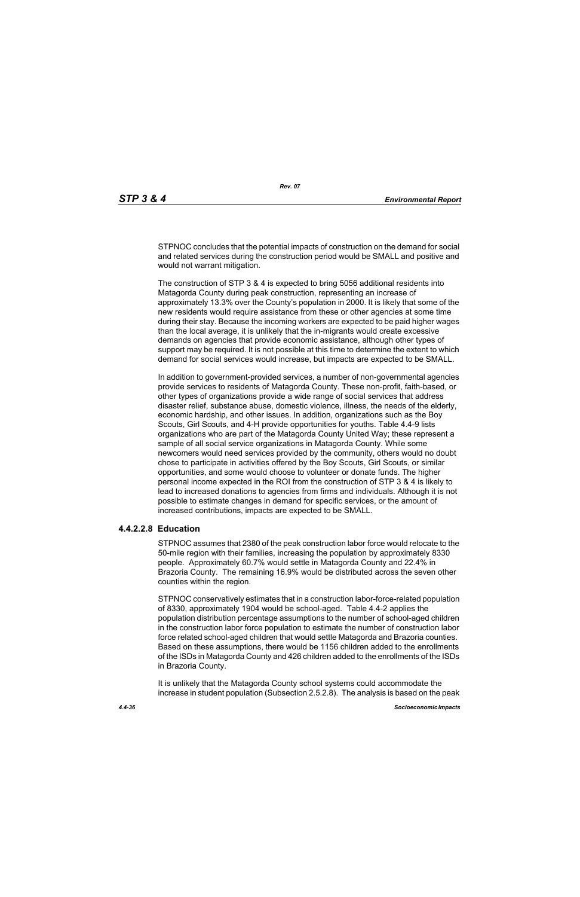STPNOC concludes that the potential impacts of construction on the demand for social and related services during the construction period would be SMALL and positive and would not warrant mitigation.

The construction of STP 3 & 4 is expected to bring 5056 additional residents into Matagorda County during peak construction, representing an increase of approximately 13.3% over the County's population in 2000. It is likely that some of the new residents would require assistance from these or other agencies at some time during their stay. Because the incoming workers are expected to be paid higher wages than the local average, it is unlikely that the in-migrants would create excessive demands on agencies that provide economic assistance, although other types of support may be required. It is not possible at this time to determine the extent to which demand for social services would increase, but impacts are expected to be SMALL.

In addition to government-provided services, a number of non-governmental agencies provide services to residents of Matagorda County. These non-profit, faith-based, or other types of organizations provide a wide range of social services that address disaster relief, substance abuse, domestic violence, illness, the needs of the elderly, economic hardship, and other issues. In addition, organizations such as the Boy Scouts, Girl Scouts, and 4-H provide opportunities for youths. Table 4.4-9 lists organizations who are part of the Matagorda County United Way; these represent a sample of all social service organizations in Matagorda County. While some newcomers would need services provided by the community, others would no doubt chose to participate in activities offered by the Boy Scouts, Girl Scouts, or similar opportunities, and some would choose to volunteer or donate funds. The higher personal income expected in the ROI from the construction of STP 3 & 4 is likely to lead to increased donations to agencies from firms and individuals. Although it is not possible to estimate changes in demand for specific services, or the amount of increased contributions, impacts are expected to be SMALL.

### 4.4.2.2.8 Education

STPNOC assumes that 2380 of the peak construction labor force would relocate to the 50-mile region with their families, increasing the population by approximately 8330 people. Approximately 60.7% would settle in Matagorda County and 22.4% in Brazoria County. The remaining 16.9% would be distributed across the seven other counties within the region.

STPNOC conservatively estimates that in a construction labor-force-related population of 8330, approximately 1904 would be school-aged. Table 4.4-2 applies the population distribution percentage assumptions to the number of school-aged children in the construction labor force population to estimate the number of construction labor force related school-aged children that would settle Matagorda and Brazoria counties. Based on these assumptions, there would be 1156 children added to the enrollments of the ISDs in Matagorda County and 426 children added to the enrollments of the ISDs in Brazoria County.

It is unlikely that the Matagorda County school systems could accommodate the increase in student population (Subsection 2.5.2.8). The analysis is based on the peak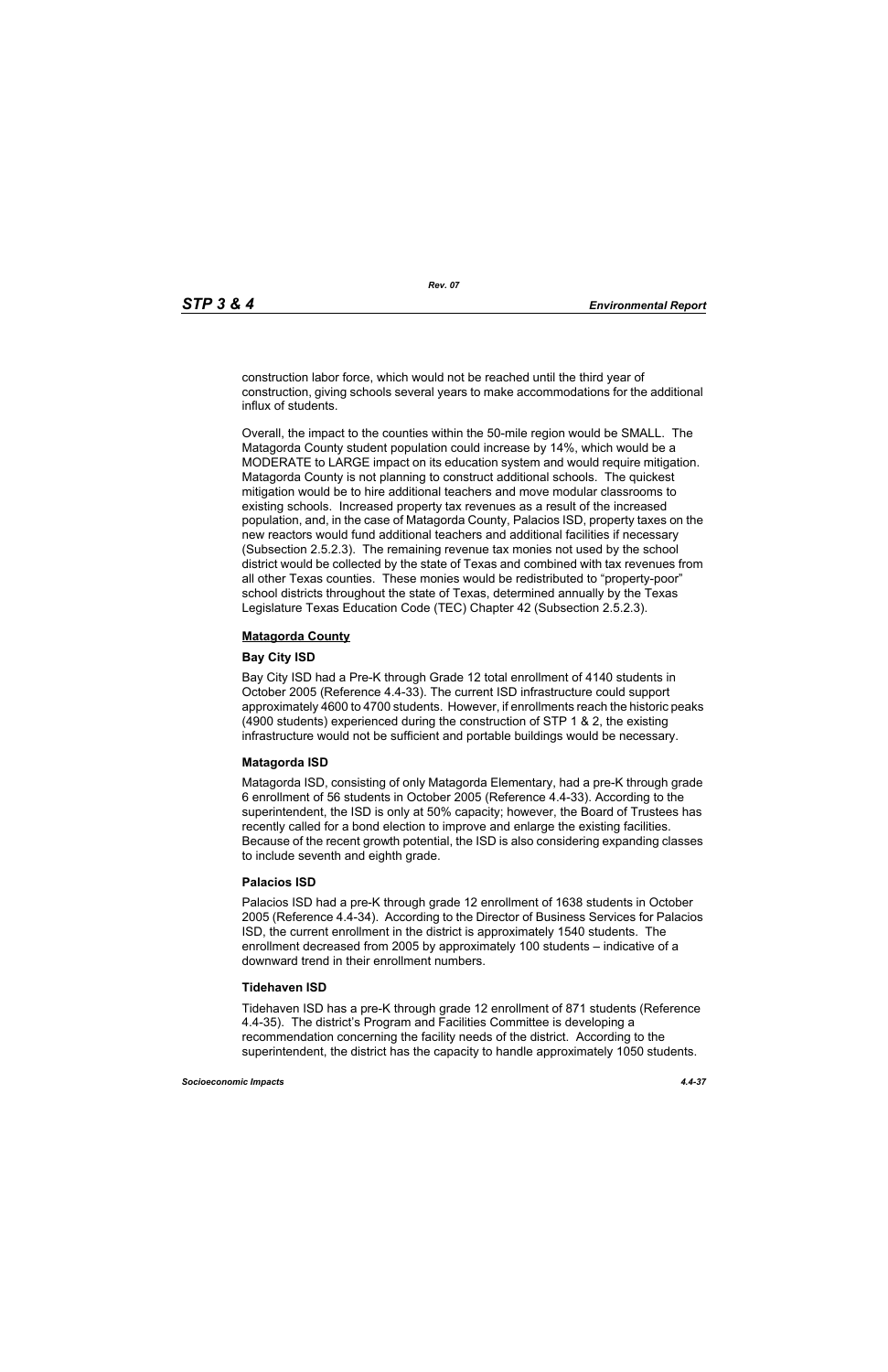construction labor force, which would not be reached until the third year of construction, giving schools several years to make accommodations for the additional influx of students.

Overall, the impact to the counties within the 50-mile region would be SMALL. The Matagorda County student population could increase by 14%, which would be a MODERATE to LARGE impact on its education system and would require mitigation. Matagorda County is not planning to construct additional schools. The quickest mitigation would be to hire additional teachers and move modular classrooms to existing schools. Increased property tax revenues as a result of the increased population, and, in the case of Matagorda County, Palacios ISD, property taxes on the new reactors would fund additional teachers and additional facilities if necessary (Subsection 2.5.2.3). The remaining revenue tax monies not used by the school district would be collected by the state of Texas and combined with tax revenues from all other Texas counties. These monies would be redistributed to "property-poor" school districts throughout the state of Texas, determined annually by the Texas Legislature Texas Education Code (TEC) Chapter 42 (Subsection 2.5.2.3).

**Matagorda County**

#### Bay City ISD

Bay City ISD had a Pre-K through Grade 12 total enrollment of 4140 students in October 2005 (Reference 4.4-33). The current ISD infrastructure could support approximately 4600 to 4700 students. However, if enrollments reach the historic peaks (4900 students) experienced during the construction of STP 1 & 2, the existing infrastructure would not be sufficient and portable buildings would be necessary.

#### Matagorda ISD

Matagorda ISD, consisting of only Matagorda Elementary, had a pre-K through grade 6 enrollment of 56 students in October 2005 (Reference 4.4-33). According to the superintendent, the ISD is only at 50% capacity; however, the Board of Trustees has recently called for a bond election to improve and enlarge the existing facilities. Because of the recent growth potential, the ISD is also considering expanding classes to include seventh and eighth grade.

#### Palacios ISD

Palacios ISD had a pre-K through grade 12 enrollment of 1638 students in October 2005 (Reference 4.4-34). According to the Director of Business Services for Palacios ISD, the current enrollment in the district is approximately 1540 students. The enrollment decreased from 2005 by approximately 100 students – indicative of a downward trend in their enrollment numbers.

#### Tidehaven ISD

Tidehaven ISD has a pre-K through grade 12 enrollment of 871 students (Reference 4.4-35). The district's Program and Facilities Committee is developing a recommendation concerning the facility needs of the district. According to the superintendent, the district has the capacity to handle approximately 1050 students.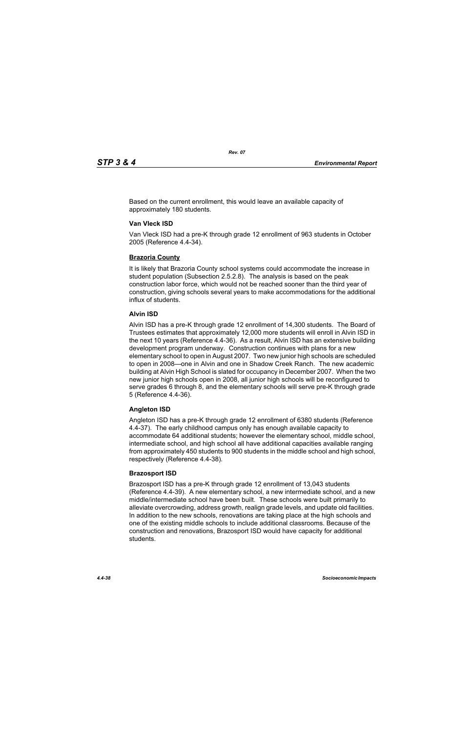Based on the current enrollment, this would leave an available capacity of approximately 180 students.

### Van Vleck ISD

Van Vleck ISD had a pre-K through grade 12 enrollment of 963 students in October 2005 (Reference 4.4-34).

## Brazoria County

It is likely that Brazoria County school systems could accommodate the increase in student population (Subsection 2.5.2.8). The analysis is based on the peak construction labor force, which would not be reached sooner than the third year of construction, giving schools several years to make accommodations for the additional influx of students.

### Alvin ISD

Alvin ISD has a pre-K through grade 12 enrollment of 14,300 students. The Board of Trustees estimates that approximately 12,000 more students will enroll in Alvin ISD in the next 10 years (Reference 4.4-36). As a result, Alvin ISD has an extensive building development program underway. Construction continues with plans for a new elementary school to open in August 2007. Two new junior high schools are scheduled to open in 2008—one in Alvin and one in Shadow Creek Ranch. The new academic building at Alvin High School is slated for occupancy in December 2007. When the two new junior high schools open in 2008, all junior high schools will be reconfigured to serve grades 6 through 8, and the elementary schools will serve pre-K through grade 5 (Reference 4.4-36).

### Angleton ISD

Angleton ISD has a pre-K through grade 12 enrollment of 6380 students (Reference 4.4-37). The early childhood campus only has enough available capacity to accommodate 64 additional students; however the elementary school, middle school, intermediate school, and high school all have additional capacities available ranging from approximately 450 students to 900 students in the middle school and high school, respectively (Reference 4.4-38).

### Brazosport ISD

Brazosport ISD has a pre-K through grade 12 enrollment of 13,043 students (Reference 4.4-39). A new elementary school, a new intermediate school, and a new middle/intermediate school have been built. These schools were built primarily to alleviate overcrowding, address growth, realign grade levels, and update old facilities. In addition to the new schools, renovations are taking place at the high schools and one of the existing middle schools to include additional classrooms. Because of the construction and renovations, Brazosport ISD would have capacity for additional students.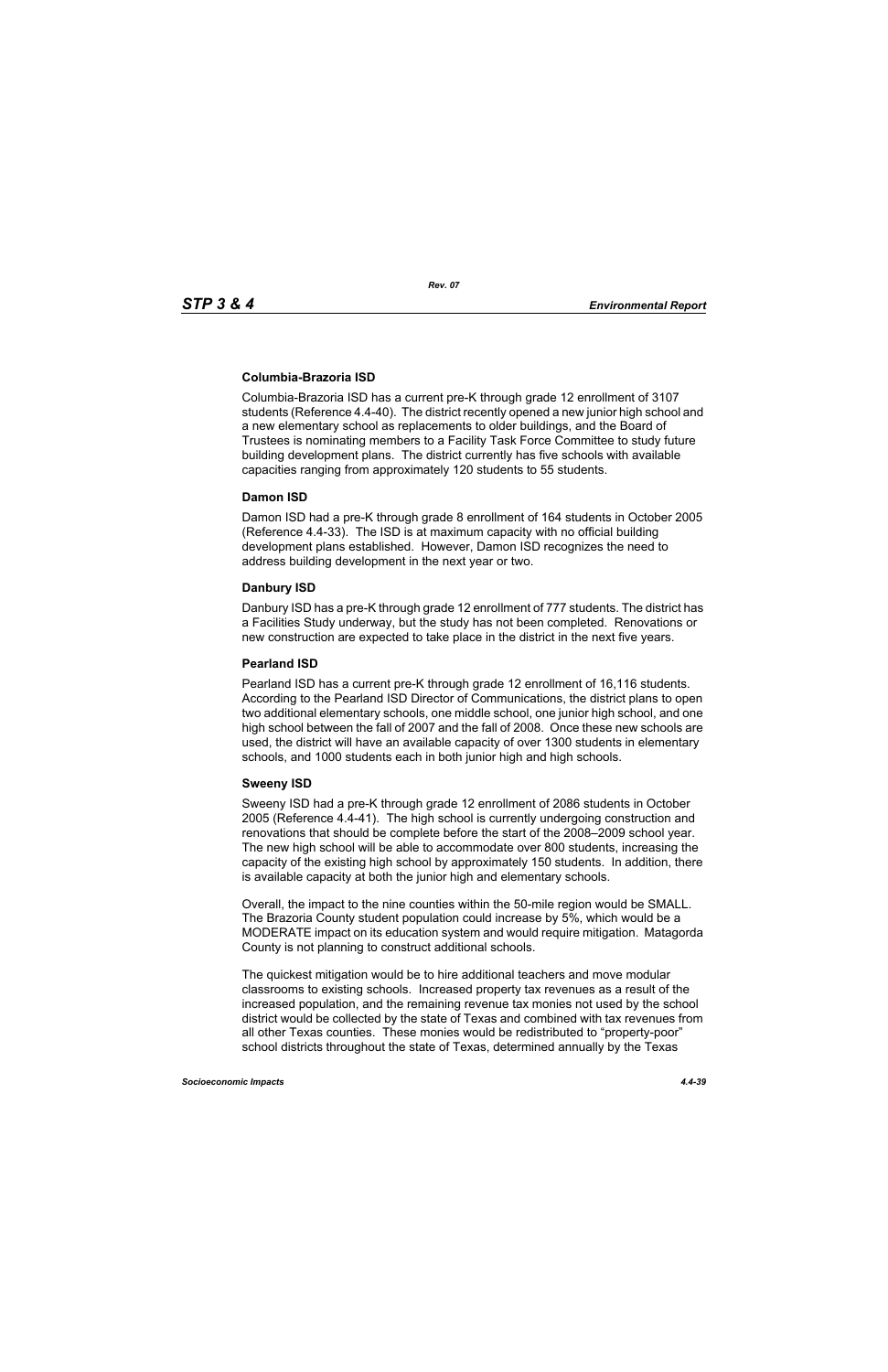#### Columbia-Brazoria ISD

Columbia-Brazoria ISD has a current pre-K through grade 12 enrollment of 3107 students (Reference 4.4-40). The district recently opened a new junior high school and a new elementary school as replacements to older buildings, and the Board of Trustees is nominating members to a Facility Task Force Committee to study future building development plans. The district currently has five schools with available capacities ranging from approximately 120 students to 55 students.

#### Damon ISD

Damon ISD had a pre-K through grade 8 enrollment of 164 students in October 2005 (Reference 4.4-33). The ISD is at maximum capacity with no official building development plans established. However, Damon ISD recognizes the need to address building development in the next year or two.

#### Danbury ISD

Danbury ISD has a pre-K through grade 12 enrollment of 777 students. The district has a Facilities Study underway, but the study has not been completed. Renovations or new construction are expected to take place in the district in the next five years.

#### Pearland ISD

Pearland ISD has a current pre-K through grade 12 enrollment of 16,116 students. According to the Pearland ISD Director of Communications, the district plans to open two additional elementary schools, one middle school, one junior high school, and one high school between the fall of 2007 and the fall of 2008. Once these new schools are used, the district will have an available capacity of over 1300 students in elementary schools, and 1000 students each in both junior high and high schools.

#### Sweeny ISD

Sweeny ISD had a pre-K through grade 12 enrollment of 2086 students in October 2005 (Reference 4.4-41). The high school is currently undergoing construction and renovations that should be complete before the start of the 2008–2009 school year. The new high school will be able to accommodate over 800 students, increasing the capacity of the existing high school by approximately 150 students. In addition, there is available capacity at both the junior high and elementary schools.

Overall, the impact to the nine counties within the 50-mile region would be SMALL. The Brazoria County student population could increase by 5%, which would be a MODERATE impact on its education system and would require mitigation. Matagorda County is not planning to construct additional schools.

The quickest mitigation would be to hire additional teachers and move modular classrooms to existing schools. Increased property tax revenues as a result of the increased population, and the remaining revenue tax monies not used by the school district would be collected by the state of Texas and combined with tax revenues from all other Texas counties. These monies would be redistributed to "property-poor" school districts throughout the state of Texas, determined annually by the Texas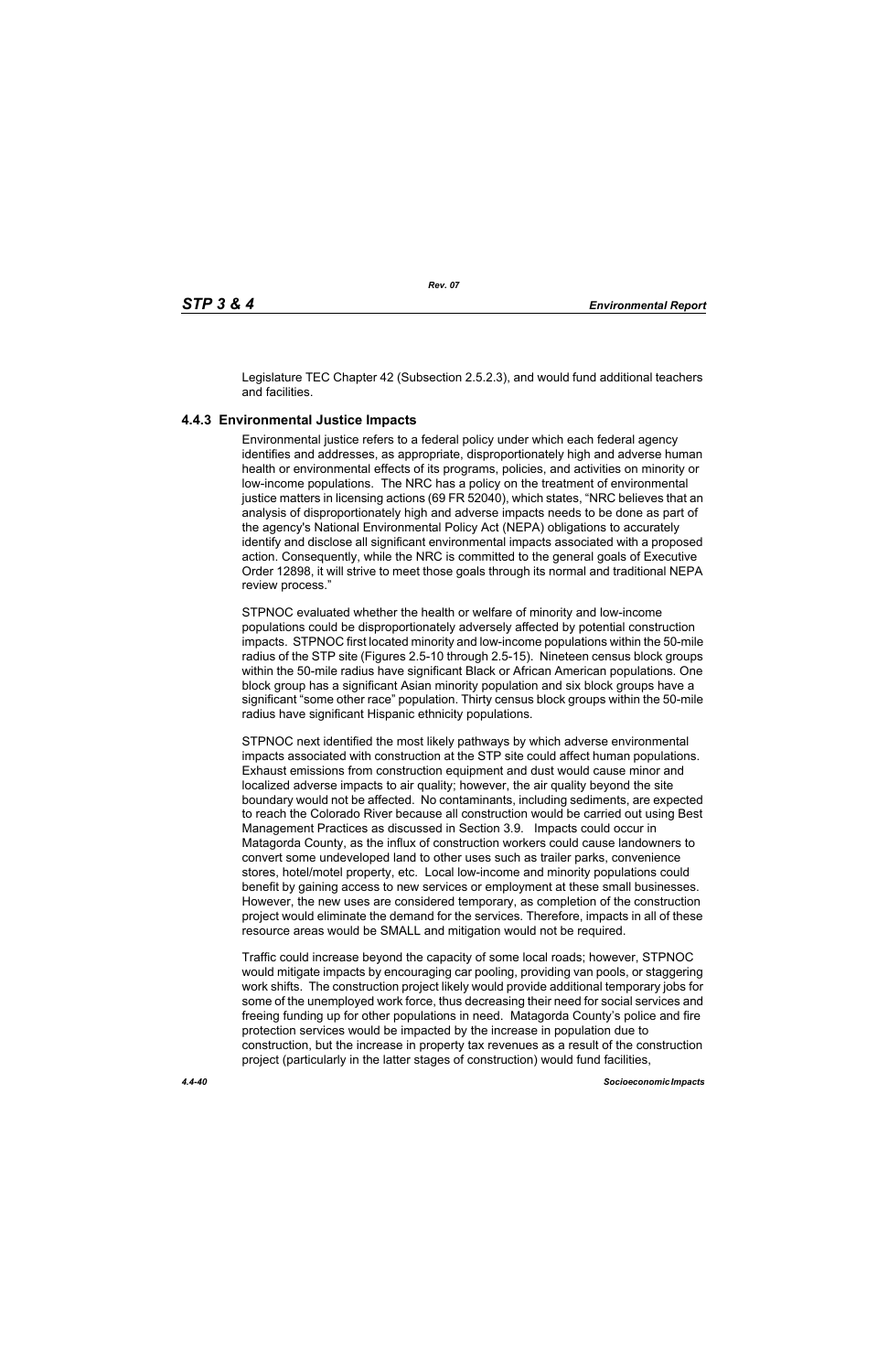Legislature TEC Chapter 42 (Subsection 2.5.2.3), and would fund additional teachers and facilities.

### 4.4.3 Environmental Justice Impacts

Environmental justice refers to a federal policy under which each federal agency identifies and addresses, as appropriate, disproportionately high and adverse human health or environmental effects of its programs, policies, and activities on minority or low-income populations. The NRC has a policy on the treatment of environmental justice matters in licensing actions (69 FR 52040), which states, "NRC believes that an analysis of disproportionately high and adverse impacts needs to be done as part of the agency's National Environmental Policy Act (NEPA) obligations to accurately identify and disclose all significant environmental impacts associated with a proposed action. Consequently, while the NRC is committed to the general goals of Executive Order 12898, it will strive to meet those goals through its normal and traditional NEPA review process."

STPNOC evaluated whether the health or welfare of minority and low-income populations could be disproportionately adversely affected by potential construction impacts. STPNOC first located minority and low-income populations within the 50-mile radius of the STP site (Figures 2.5-10 through 2.5-15). Nineteen census block groups within the 50-mile radius have significant Black or African American populations. One block group has a significant Asian minority population and six block groups have a significant "some other race" population. Thirty census block groups within the 50-mile radius have significant Hispanic ethnicity populations.

STPNOC next identified the most likely pathways by which adverse environmental impacts associated with construction at the STP site could affect human populations. Exhaust emissions from construction equipment and dust would cause minor and localized adverse impacts to air quality; however, the air quality beyond the site boundary would not be affected. No contaminants, including sediments, are expected to reach the Colorado River because all construction would be carried out using Best Management Practices as discussed in Section 3.9. Impacts could occur in Matagorda County, as the influx of construction workers could cause landowners to convert some undeveloped land to other uses such as trailer parks, convenience stores, hotel/motel property, etc. Local low-income and minority populations could benefit by gaining access to new services or employment at these small businesses. However, the new uses are considered temporary, as completion of the construction project would eliminate the demand for the services. Therefore, impacts in all of these resource areas would be SMALL and mitigation would not be required.

Traffic could increase beyond the capacity of some local roads; however, STPNOC would mitigate impacts by encouraging car pooling, providing van pools, or staggering work shifts. The construction project likely would provide additional temporary jobs for some of the unemployed work force, thus decreasing their need for social services and freeing funding up for other populations in need. Matagorda County's police and fire protection services would be impacted by the increase in population due to construction, but the increase in property tax revenues as a result of the construction project (particularly in the latter stages of construction) would fund facilities,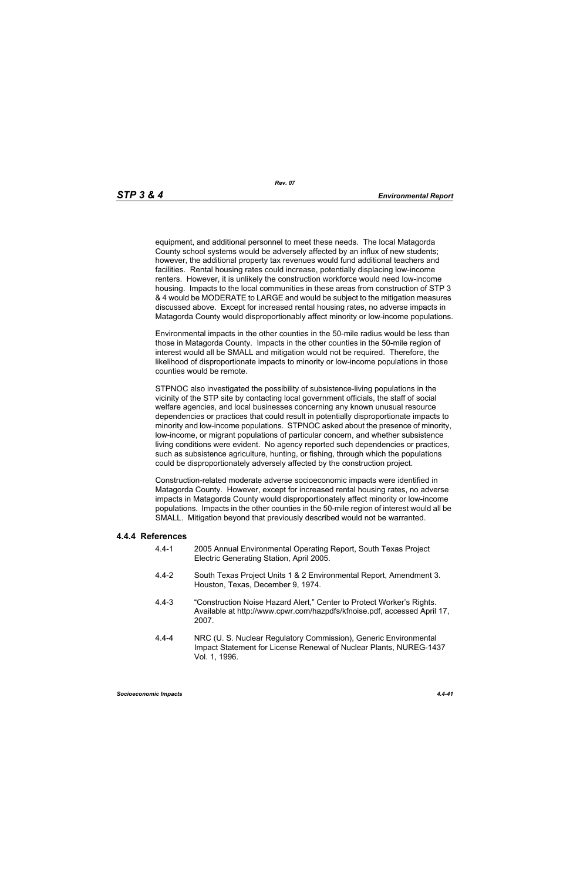equipment, and additional personnel to meet these needs. The local Matagorda County school systems would be adversely affected by an influx of new students; however, the additional property tax revenues would fund additional teachers and facilities. Rental housing rates could increase, potentially displacing low-income renters. However, it is unlikely the construction workforce would need low-income housing. Impacts to the local communities in these areas from construction of STP 3 & 4 would be MODERATE to LARGE and would be subject to the mitigation measures discussed above. Except for increased rental housing rates, no adverse impacts in Matagorda County would disproportionably affect minority or low-income populations.

Environmental impacts in the other counties in the 50-mile radius would be less than those in Matagorda County. Impacts in the other counties in the 50-mile region of interest would all be SMALL and mitigation would not be required. Therefore, the likelihood of disproportionate impacts to minority or low-income populations in those counties would be remote.

STPNOC also investigated the possibility of subsistence-living populations in the vicinity of the STP site by contacting local government officials, the staff of social welfare agencies, and local businesses concerning any known unusual resource dependencies or practices that could result in potentially disproportionate impacts to minority and low-income populations. STPNOC asked about the presence of minority, low-income, or migrant populations of particular concern, and whether subsistence living conditions were evident. No agency reported such dependencies or practices, such as subsistence agriculture, hunting, or fishing, through which the populations could be disproportionately adversely affected by the construction project.

Construction-related moderate adverse socioeconomic impacts were identified in Matagorda County. However, except for increased rental housing rates, no adverse impacts in Matagorda County would disproportionately affect minority or low-income populations. Impacts in the other counties in the 50-mile region of interest would all be SMALL. Mitigation beyond that previously described would not be warranted.

### 4.4.4 References

4.4-1 2005 Annual Environmental Operating Report, South Texas Project Electric Generating Station, April 2005.

4.4-2 South Texas Project Units 1 & 2 Environmental Report, Amendment 3. Houston, Texas, December 9, 1974.

4.4-3 "Construction Noise Hazard Alert," Center to Protect Worker's Rights. Available at http://www.cpwr.com/hazpdfs/kfnoise.pdf, accessed April 17, 2007.

4.4-4 NRC (U. S. Nuclear Regulatory Commission), Generic Environmental Impact Statement for License Renewal of Nuclear Plants, NUREG-1437 Vol. 1, 1996.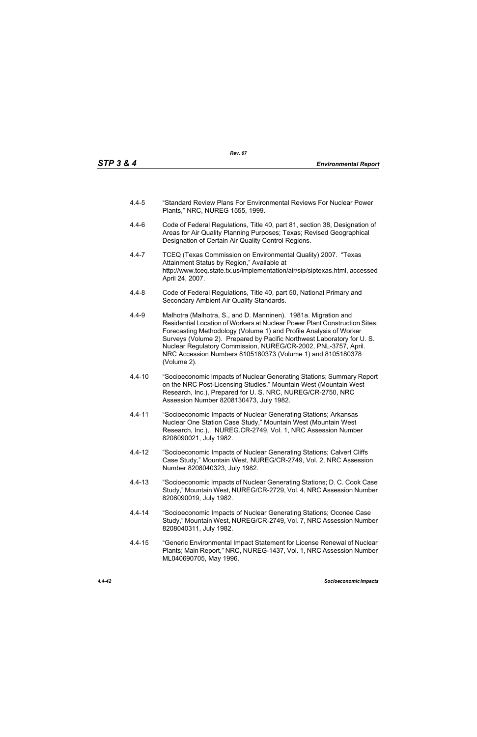4.4-5 “Standard Review Plans For Environmental Reviews For Nuclear Power Plants,” NRC, NUREG 1555, 1999.

4.4-6 Code of Federal Regulations, Title 40, part 81, section 38, Designation of Areas for Air Quality Planning Purposes; Texas; Revised Geographical Designation of Certain Air Quality Control Regions.

4.4-7 TCEQ (Texas Commission on Environmental Quality) 2007. “Texas Attainment Status by Region,” Available at http://www.tceq.state.tx.us/implementation/air/sip/siptexas.html, accessed April 24, 2007.

4.4-8 Code of Federal Regulations, Title 40, part 50, National Primary and Secondary Ambient Air Quality Standards.

4.4-9 Malhotra (Malhotra, S., and D. Manninen). 1981a. Migration and Residential Location of Workers at Nuclear Power Plant Construction Sites; Forecasting Methodology (Volume 1) and Profile Analysis of Worker Surveys (Volume 2). Prepared by Pacific Northwest Laboratory for U. S. Nuclear Regulatory Commission, NUREG/CR-2002, PNL-3757, April. NRC Accession Numbers 8105180373 (Volume 1) and 8105180378 (Volume 2).

4.4-10 “Socioeconomic Impacts of Nuclear Generating Stations; Summary Report on the NRC Post-Licensing Studies,” Mountain West (Mountain West Research, Inc.), Prepared for U. S. NRC, NUREG/CR-2750, NRC Assession Number 8208130473, July 1982.

4.4-11 “Socioeconomic Impacts of Nuclear Generating Stations; Arkansas Nuclear One Station Case Study,” Mountain West (Mountain West Research, Inc.),. NUREG.CR-2749, Vol. 1, NRC Assession Number 8208090021, July 1982.

4.4-12 “Socioeconomic Impacts of Nuclear Generating Stations; Calvert Cliffs Case Study,” Mountain West, NUREG/CR-2749, Vol. 2, NRC Assession Number 8208040323, July 1982.

4.4-13 “Socioeconomic Impacts of Nuclear Generating Stations; D. C. Cook Case Study,” Mountain West, NUREG/CR-2729, Vol. 4, NRC Assession Number 8208090019, July 1982.

4.4-14 “Socioeconomic Impacts of Nuclear Generating Stations; Oconee Case Study,” Mountain West, NUREG/CR-2749, Vol. 7, NRC Assession Number 8208040311, July 1982.

4.4-15 “Generic Environmental Impact Statement for License Renewal of Nuclear Plants; Main Report,” NRC, NUREG-1437, Vol. 1, NRC Assession Number ML040690705, May 1996.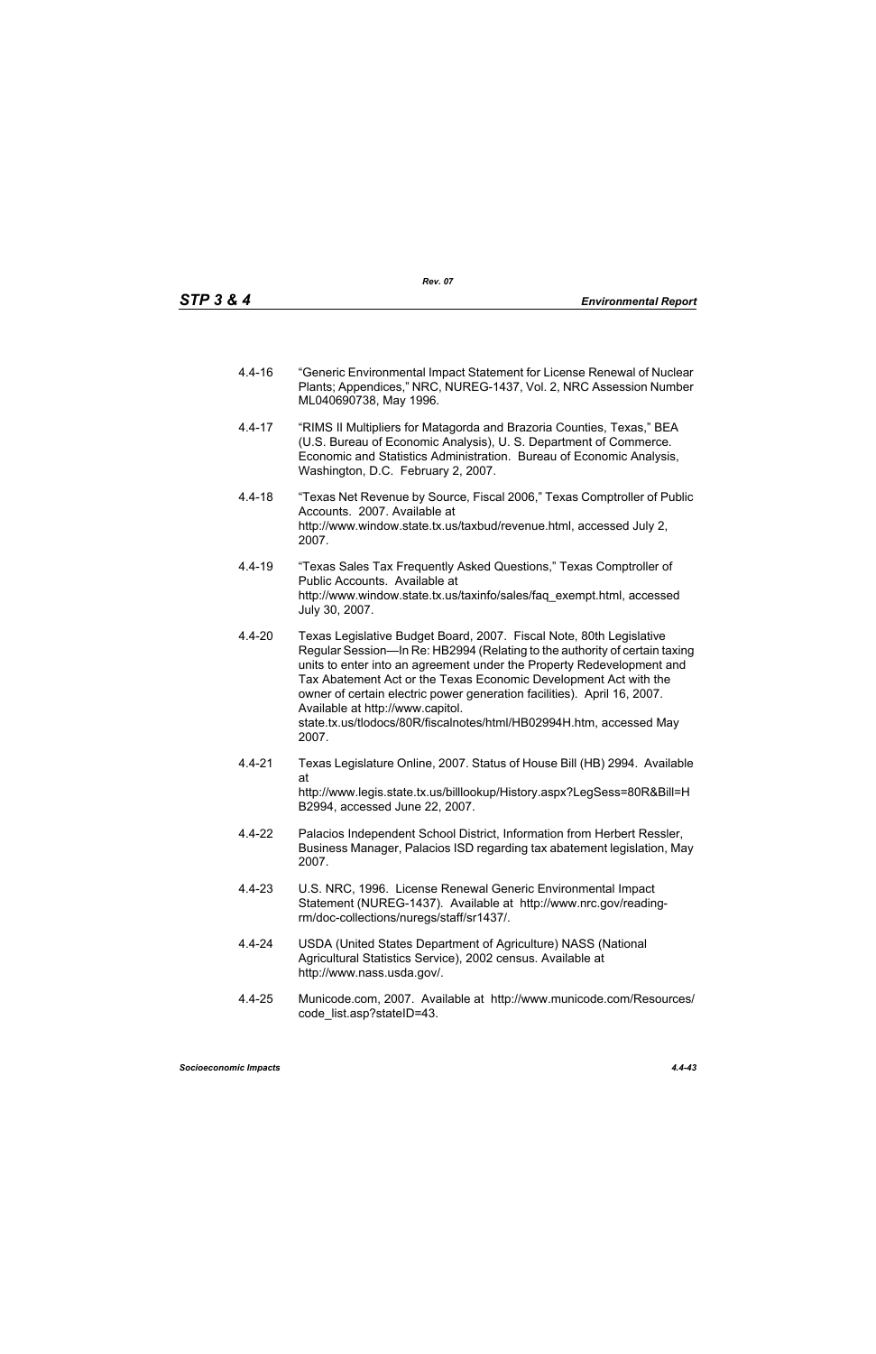4.4-16 "Generic Environmental Impact Statement for License Renewal of Nuclear Plants; Appendices," NRC, NUREG-1437, Vol. 2, NRC Assession Number ML040690738, May 1996.

4.4-17 "RIMS II Multipliers for Matagorda and Brazoria Counties, Texas," BEA (U.S. Bureau of Economic Analysis), U. S. Department of Commerce. Economic and Statistics Administration. Bureau of Economic Analysis, Washington, D.C. February 2, 2007.

4.4-18 "Texas Net Revenue by Source, Fiscal 2006," Texas Comptroller of Public Accounts. 2007. Available at http://www.window.state.tx.us/taxbud/revenue.html, accessed July 2, 2007.

4.4-19 "Texas Sales Tax Frequently Asked Questions," Texas Comptroller of Public Accounts. Available at http://www.window.state.tx.us/taxinfo/sales/faq_exempt.html, accessed July 30, 2007.

4.4-20 Texas Legislative Budget Board, 2007. Fiscal Note, 80th Legislative Regular Session—In Re: HB2994 (Relating to the authority of certain taxing units to enter into an agreement under the Property Redevelopment and Tax Abatement Act or the Texas Economic Development Act with the owner of certain electric power generation facilities). April 16, 2007. Available at http://www.capitol.state.tx.us/tlodocs/80R/fiscalnotes/html/HB02994H.htm, accessed May 2007.

4.4-21 Texas Legislature Online, 2007. Status of House Bill (HB) 2994. Available at http://www.legis.state.tx.us/billlookup/History.aspx?LegSess=80R&Bill=HB2994, accessed June 22, 2007.

4.4-22 Palacios Independent School District, Information from Herbert Ressler, Business Manager, Palacios ISD regarding tax abatement legislation, May 2007.

4.4-23 U.S. NRC, 1996. License Renewal Generic Environmental Impact Statement (NUREG-1437). Available at http://www.nrc.gov/reading-rm/doc-collections/nuregs/staff/sr1437/.

4.4-24 USDA (United States Department of Agriculture) NASS (National Agricultural Statistics Service), 2002 census. Available at http://www.nass.usda.gov/.

4.4-25 Municode.com, 2007. Available at http://www.municode.com/Resources/code_list.asp?stateID=43.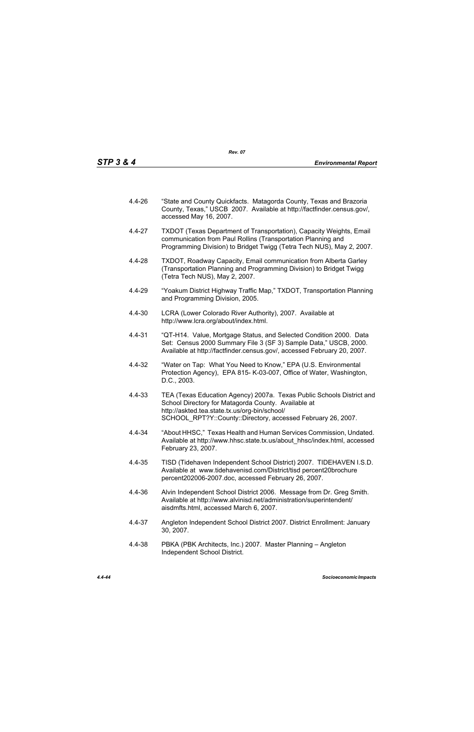4.4-26 "State and County Quickfacts. Matagorda County, Texas and Brazoria County, Texas," USCB 2007. Available at http://factfinder.census.gov/, accessed May 16, 2007.

4.4-27 TXDOT (Texas Department of Transportation), Capacity Weights, Email communication from Paul Rollins (Transportation Planning and Programming Division) to Bridget Twigg (Tetra Tech NUS), May 2, 2007.

4.4-28 TXDOT, Roadway Capacity, Email communication from Alberta Garley (Transportation Planning and Programming Division) to Bridget Twigg (Tetra Tech NUS), May 2, 2007.

4.4-29 "Yoakum District Highway Traffic Map," TXDOT, Transportation Planning and Programming Division, 2005.

4.4-30 LCRA (Lower Colorado River Authority), 2007. Available at http://www.lcra.org/about/index.html.

4.4-31 "QT-H14. Value, Mortgage Status, and Selected Condition 2000. Data Set: Census 2000 Summary File 3 (SF 3) Sample Data," USCB, 2000. Available at http://factfinder.census.gov/, accessed February 20, 2007.

4.4-32 "Water on Tap: What You Need to Know," EPA (U.S. Environmental Protection Agency), EPA 815- K-03-007, Office of Water, Washington, D.C., 2003.

4.4-33 TEA (Texas Education Agency) 2007a. Texas Public Schools District and School Directory for Matagorda County. Available at http://askted.tea.state.tx.us/org-bin/school/SCHOOL_RPT?Y::County::Directory, accessed February 26, 2007.

4.4-34 "About HHSC," Texas Health and Human Services Commission, Undated. Available at http://www.hhsc.state.tx.us/about_hhsc/index.html, accessed February 23, 2007.

4.4-35 TISD (Tidehaven Independent School District) 2007. TIDEHAVEN I.S.D. Available at www.tidehavenisd.com/District/tisd percent20brochure percent202006-2007.doc, accessed February 26, 2007.

4.4-36 Alvin Independent School District 2006. Message from Dr. Greg Smith. Available at http://www.alvinisd.net/administration/superintendent/aisdmfts.html, accessed March 6, 2007.

4.4-37 Angleton Independent School District 2007. District Enrollment: January 30, 2007.

4.4-38 PBKA (PBK Architects, Inc.) 2007. Master Planning – Angleton Independent School District.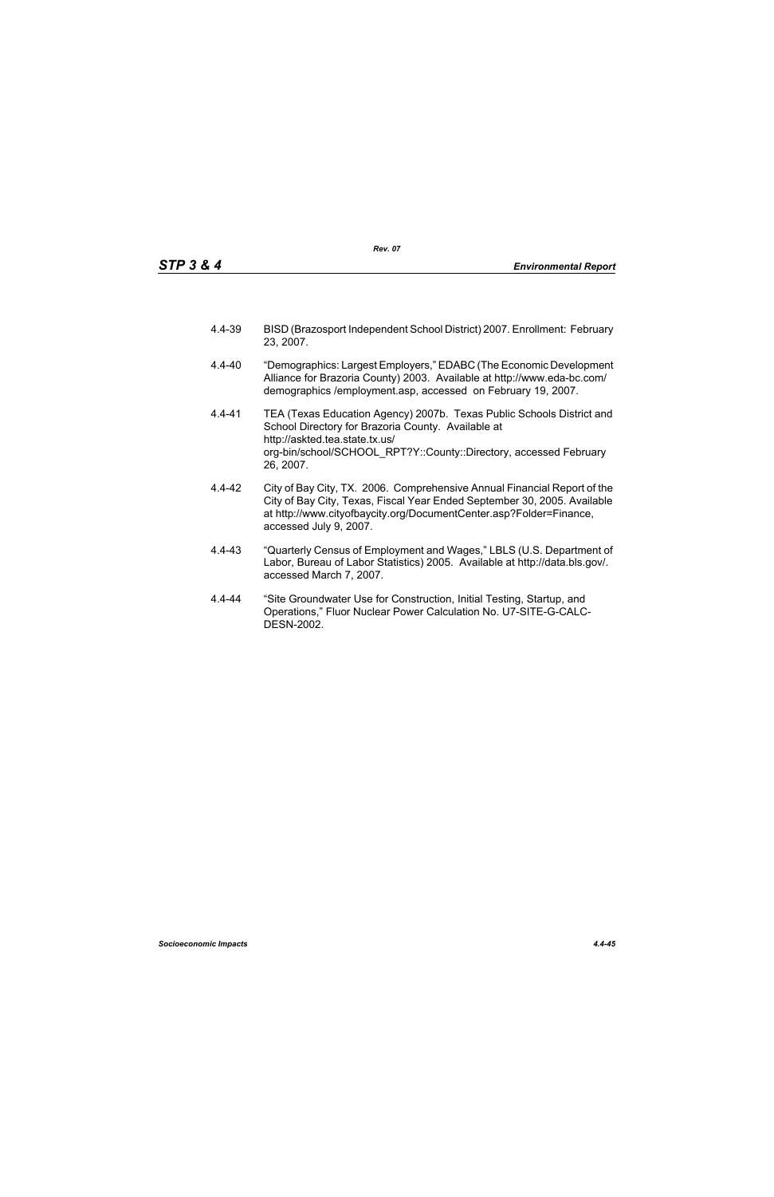4.4-39 BISD (Brazosport Independent School District) 2007. Enrollment: February 23, 2007.

4.4-40 "Demographics: Largest Employers," EDABC (The Economic Development Alliance for Brazoria County) 2003. Available at http://www.eda-bc.com/ demographics /employment.asp, accessed on February 19, 2007.

4.4-41 TEA (Texas Education Agency) 2007b. Texas Public Schools District and School Directory for Brazoria County. Available at http://askted.tea.state.tx.us/ org-bin/school/SCHOOL_RPT?Y::County::Directory, accessed February 26, 2007.

4.4-42 City of Bay City, TX. 2006. Comprehensive Annual Financial Report of the City of Bay City, Texas, Fiscal Year Ended September 30, 2005. Available at http://www.cityofbaycity.org/DocumentCenter.asp?Folder=Finance, accessed July 9, 2007.

4.4-43 "Quarterly Census of Employment and Wages," LBLS (U.S. Department of Labor, Bureau of Labor Statistics) 2005. Available at http://data.bls.gov/. accessed March 7, 2007.

4.4-44 "Site Groundwater Use for Construction, Initial Testing, Startup, and Operations," Fluor Nuclear Power Calculation No. U7-SITE-G-CALC-DESN-2002.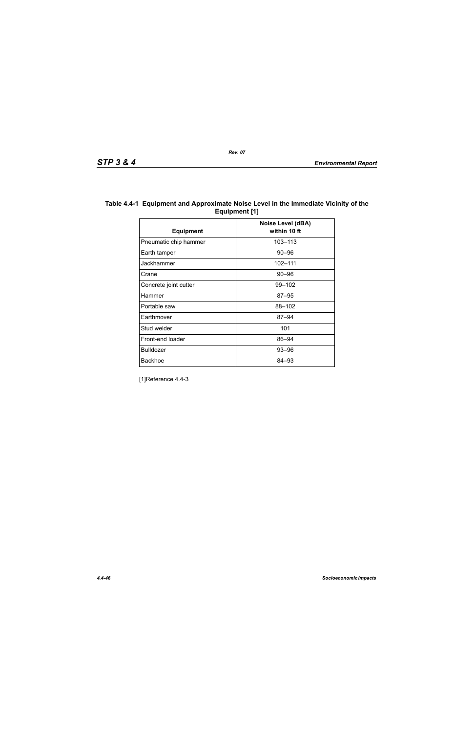**Table 4.4-1 Equipment and Approximate Noise Level in the Immediate Vicinity of the Equipment [1]**

| Equipment | Noise Level (dBA) within 10 ft |
|---|---|
| Pneumatic chip hammer | 103–113 |
| Earth tamper | 90–96 |
| Jackhammer | 102–111 |
| Crane | 90–96 |
| Concrete joint cutter | 99–102 |
| Hammer | 87–95 |
| Portable saw | 88–102 |
| Earthmover | 87–94 |
| Stud welder | 101 |
| Front-end loader | 86–94 |
| Bulldozer | 93–96 |
| Backhoe | 84–93 |

[1]Reference 4.4-3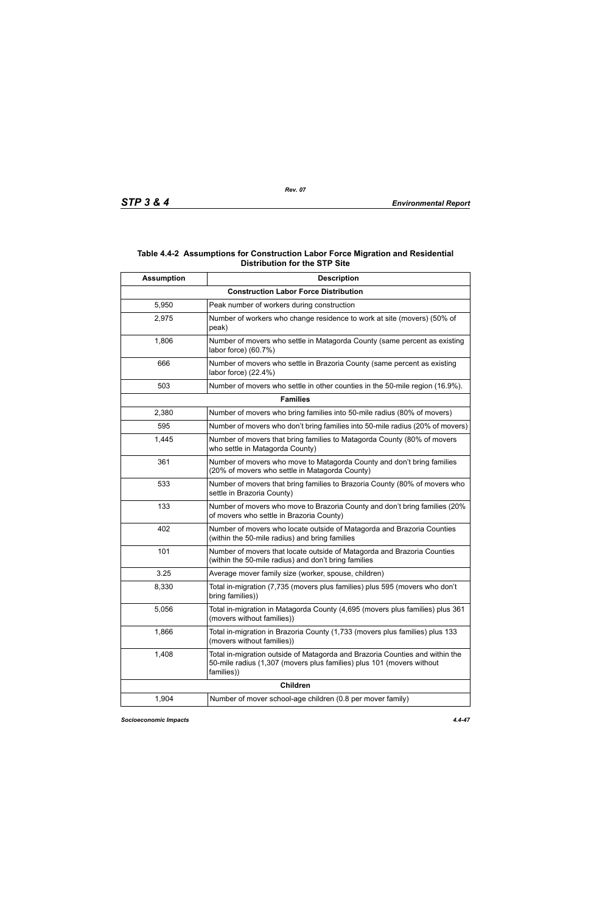### Table 4.4-2 Assumptions for Construction Labor Force Migration and Residential Distribution for the STP Site

| Assumption | Description |
|---|---|
| **Construction Labor Force Distribution** | |
| 5,950 | Peak number of workers during construction |
| 2,975 | Number of workers who change residence to work at site (movers) (50% of peak) |
| 1,806 | Number of movers who settle in Matagorda County (same percent as existing labor force) (60.7%) |
| 666 | Number of movers who settle in Brazoria County (same percent as existing labor force) (22.4%) |
| 503 | Number of movers who settle in other counties in the 50-mile region (16.9%). |
| **Families** | |
| 2,380 | Number of movers who bring families into 50-mile radius (80% of movers) |
| 595 | Number of movers who don't bring families into 50-mile radius (20% of movers) |
| 1,445 | Number of movers that bring families to Matagorda County (80% of movers who settle in Matagorda County) |
| 361 | Number of movers who move to Matagorda County and don't bring families (20% of movers who settle in Matagorda County) |
| 533 | Number of movers that bring families to Brazoria County (80% of movers who settle in Brazoria County) |
| 133 | Number of movers who move to Brazoria County and don't bring families (20% of movers who settle in Brazoria County) |
| 402 | Number of movers who locate outside of Matagorda and Brazoria Counties (within the 50-mile radius) and bring families |
| 101 | Number of movers that locate outside of Matagorda and Brazoria Counties (within the 50-mile radius) and don't bring families |
| 3.25 | Average mover family size (worker, spouse, children) |
| 8,330 | Total in-migration (7,735 (movers plus families) plus 595 (movers who don't bring families)) |
| 5,056 | Total in-migration in Matagorda County (4,695 (movers plus families) plus 361 (movers without families)) |
| 1,866 | Total in-migration in Brazoria County (1,733 (movers plus families) plus 133 (movers without families)) |
| 1,408 | Total in-migration outside of Matagorda and Brazoria Counties and within the 50-mile radius (1,307 (movers plus families) plus 101 (movers without families)) |
| **Children** | |
| 1,904 | Number of mover school-age children (0.8 per mover family) |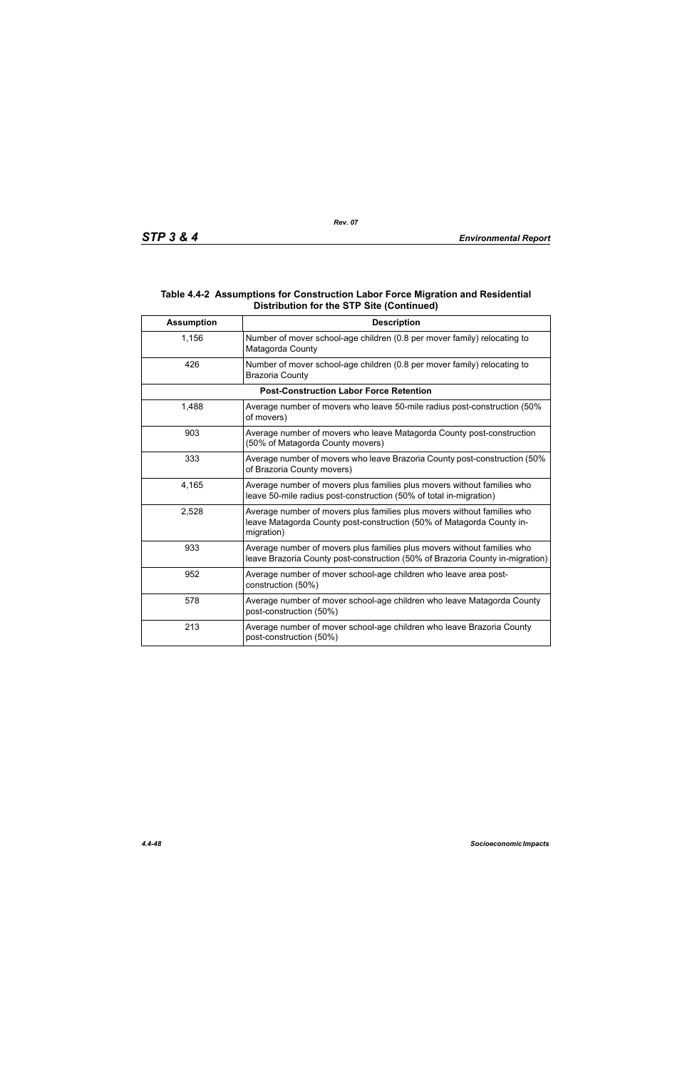**Table 4.4-2 Assumptions for Construction Labor Force Migration and Residential Distribution for the STP Site (Continued)**

| Assumption | Description |
|---|---|
| 1,156 | Number of mover school-age children (0.8 per mover family) relocating to Matagorda County |
| 426 | Number of mover school-age children (0.8 per mover family) relocating to Brazoria County |
| **Post-Construction Labor Force Retention** | |
| 1,488 | Average number of movers who leave 50-mile radius post-construction (50% of movers) |
| 903 | Average number of movers who leave Matagorda County post-construction (50% of Matagorda County movers) |
| 333 | Average number of movers who leave Brazoria County post-construction (50% of Brazoria County movers) |
| 4,165 | Average number of movers plus families plus movers without families who leave 50-mile radius post-construction (50% of total in-migration) |
| 2,528 | Average number of movers plus families plus movers without families who leave Matagorda County post-construction (50% of Matagorda County in-migration) |
| 933 | Average number of movers plus families plus movers without families who leave Brazoria County post-construction (50% of Brazoria County in-migration) |
| 952 | Average number of mover school-age children who leave area post-construction (50%) |
| 578 | Average number of mover school-age children who leave Matagorda County post-construction (50%) |
| 213 | Average number of mover school-age children who leave Brazoria County post-construction (50%) |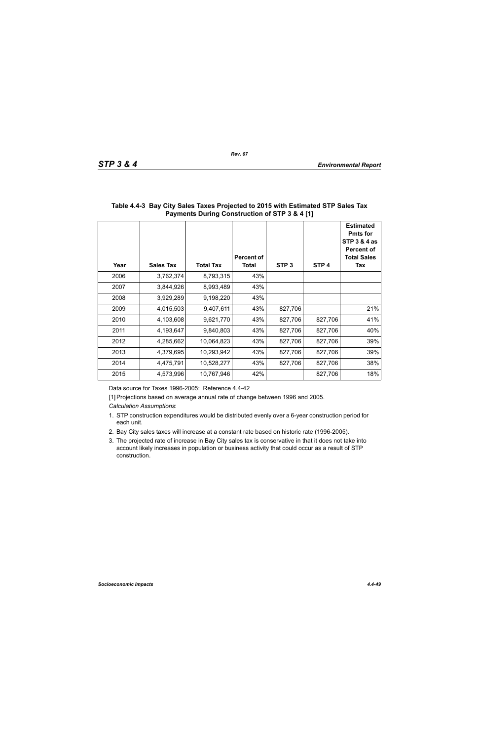**Table 4.4-3 Bay City Sales Taxes Projected to 2015 with Estimated STP Sales Tax Payments During Construction of STP 3 & 4 [1]**

| Year | Sales Tax | Total Tax | Percent of Total | STP 3 | STP 4 | Estimated Pmts for STP 3 & 4 as Percent of Total Sales Tax |
|---|---|---|---|---|---|---|
| 2006 | 3,762,374 | 8,793,315 | 43% | | | |
| 2007 | 3,844,926 | 8,993,489 | 43% | | | |
| 2008 | 3,929,289 | 9,198,220 | 43% | | | |
| 2009 | 4,015,503 | 9,407,611 | 43% | 827,706 | | 21% |
| 2010 | 4,103,608 | 9,621,770 | 43% | 827,706 | 827,706 | 41% |
| 2011 | 4,193,647 | 9,840,803 | 43% | 827,706 | 827,706 | 40% |
| 2012 | 4,285,662 | 10,064,823 | 43% | 827,706 | 827,706 | 39% |
| 2013 | 4,379,695 | 10,293,942 | 43% | 827,706 | 827,706 | 39% |
| 2014 | 4,475,791 | 10,528,277 | 43% | 827,706 | 827,706 | 38% |
| 2015 | 4,573,996 | 10,767,946 | 42% | | 827,706 | 18% |

Data source for Taxes 1996-2005: Reference 4.4-42

[1] Projections based on average annual rate of change between 1996 and 2005.

*Calculation Assumptions*:

1. STP construction expenditures would be distributed evenly over a 6-year construction period for each unit.
2. Bay City sales taxes will increase at a constant rate based on historic rate (1996-2005).
3. The projected rate of increase in Bay City sales tax is conservative in that it does not take into account likely increases in population or business activity that could occur as a result of STP construction.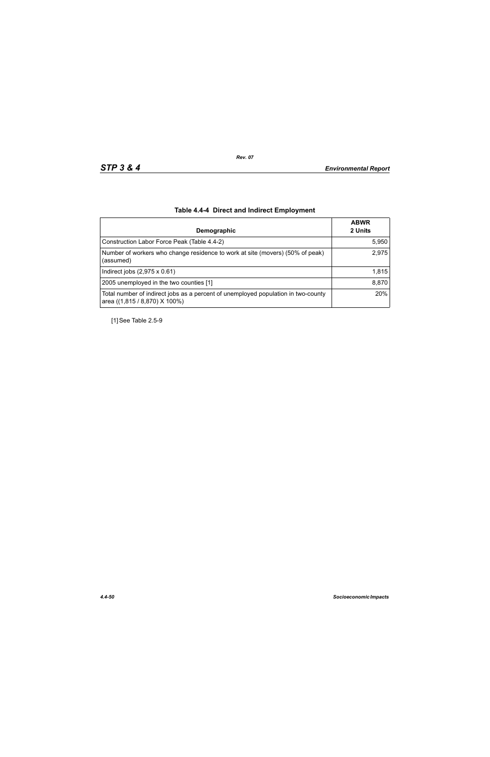**Table 4.4-4 Direct and Indirect Employment**

| Demographic | ABWR 2 Units |
|---|---|
| Construction Labor Force Peak (Table 4.4-2) | 5,950 |
| Number of workers who change residence to work at site (movers) (50% of peak) (assumed) | 2,975 |
| Indirect jobs (2,975 x 0.61) | 1,815 |
| 2005 unemployed in the two counties [1] | 8,870 |
| Total number of indirect jobs as a percent of unemployed population in two-county area ((1,815 / 8,870) X 100%) | 20% |

[1] See Table 2.5-9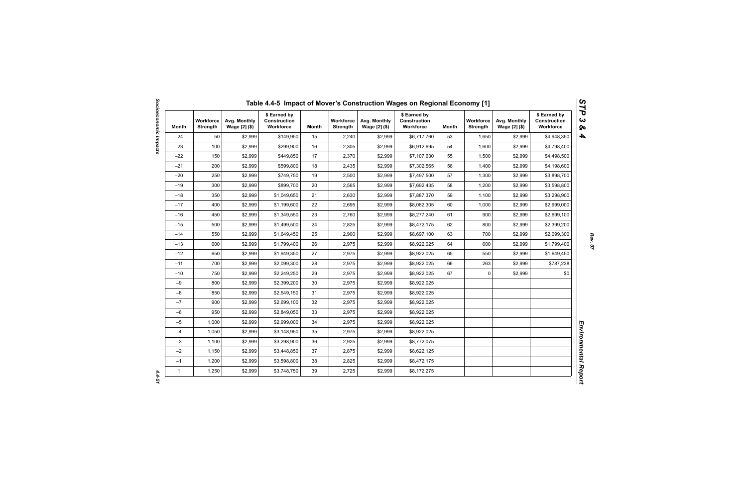## Table 4.4-5 Impact of Mover's Construction Wages on Regional Economy [1]

| Month | Workforce Strength | Avg. Monthly Wage [2] ($) | $ Earned by Construction Workforce | Month | Workforce Strength | Avg. Monthly Wage [2] ($) | $ Earned by Construction Workforce | Month | Workforce Strength | Avg. Monthly Wage [2] ($) | $ Earned by Construction Workforce |
|---|---|---|---|---|---|---|---|---|---|---|---|
| –24 | 50 | $2,999 | $149,950 | 15 | 2,240 | $2,999 | $6,717,760 | 53 | 1,650 | $2,999 | $4,948,350 |
| –23 | 100 | $2,999 | $299,900 | 16 | 2,305 | $2,999 | $6,912,695 | 54 | 1,600 | $2,999 | $4,798,400 |
| –22 | 150 | $2,999 | $449,850 | 17 | 2,370 | $2,999 | $7,107,630 | 55 | 1,500 | $2,999 | $4,498,500 |
| –21 | 200 | $2,999 | $599,800 | 18 | 2,435 | $2,999 | $7,302,565 | 56 | 1,400 | $2,999 | $4,198,600 |
| –20 | 250 | $2,999 | $749,750 | 19 | 2,500 | $2,999 | $7,497,500 | 57 | 1,300 | $2,999 | $3,898,700 |
| –19 | 300 | $2,999 | $899,700 | 20 | 2,565 | $2,999 | $7,692,435 | 58 | 1,200 | $2,999 | $3,598,800 |
| –18 | 350 | $2,999 | $1,049,650 | 21 | 2,630 | $2,999 | $7,887,370 | 59 | 1,100 | $2,999 | $3,298,900 |
| –17 | 400 | $2,999 | $1,199,600 | 22 | 2,695 | $2,999 | $8,082,305 | 60 | 1,000 | $2,999 | $2,999,000 |
| –16 | 450 | $2,999 | $1,349,550 | 23 | 2,760 | $2,999 | $8,277,240 | 61 | 900 | $2,999 | $2,699,100 |
| –15 | 500 | $2,999 | $1,499,500 | 24 | 2,825 | $2,999 | $8,472,175 | 62 | 800 | $2,999 | $2,399,200 |
| –14 | 550 | $2,999 | $1,649,450 | 25 | 2,900 | $2,999 | $8,697,100 | 63 | 700 | $2,999 | $2,099,300 |
| –13 | 600 | $2,999 | $1,799,400 | 26 | 2,975 | $2,999 | $8,922,025 | 64 | 600 | $2,999 | $1,799,400 |
| –12 | 650 | $2,999 | $1,949,350 | 27 | 2,975 | $2,999 | $8,922,025 | 65 | 550 | $2,999 | $1,649,450 |
| –11 | 700 | $2,999 | $2,099,300 | 28 | 2,975 | $2,999 | $8,922,025 | 66 | 263 | $2,999 | $787,238 |
| –10 | 750 | $2,999 | $2,249,250 | 29 | 2,975 | $2,999 | $8,922,025 | 67 | 0 | $2,999 | $0 |
| –9 | 800 | $2,999 | $2,399,200 | 30 | 2,975 | $2,999 | $8,922,025 | | | | |
| –8 | 850 | $2,999 | $2,549,150 | 31 | 2,975 | $2,999 | $8,922,025 | | | | |
| –7 | 900 | $2,999 | $2,699,100 | 32 | 2,975 | $2,999 | $8,922,025 | | | | |
| –6 | 950 | $2,999 | $2,849,050 | 33 | 2,975 | $2,999 | $8,922,025 | | | | |
| –5 | 1,000 | $2,999 | $2,999,000 | 34 | 2,975 | $2,999 | $8,922,025 | | | | |
| –4 | 1,050 | $2,999 | $3,148,950 | 35 | 2,975 | $2,999 | $8,922,025 | | | | |
| –3 | 1,100 | $2,999 | $3,298,900 | 36 | 2,925 | $2,999 | $8,772,075 | | | | |
| –2 | 1,150 | $2,999 | $3,448,850 | 37 | 2,875 | $2,999 | $8,622,125 | | | | |
| –1 | 1,200 | $2,999 | $3,598,800 | 38 | 2,825 | $2,999 | $8,472,175 | | | | |
| 1 | 1,250 | $2,999 | $3,748,750 | 39 | 2,725 | $2,999 | $8,172,275 | | | | |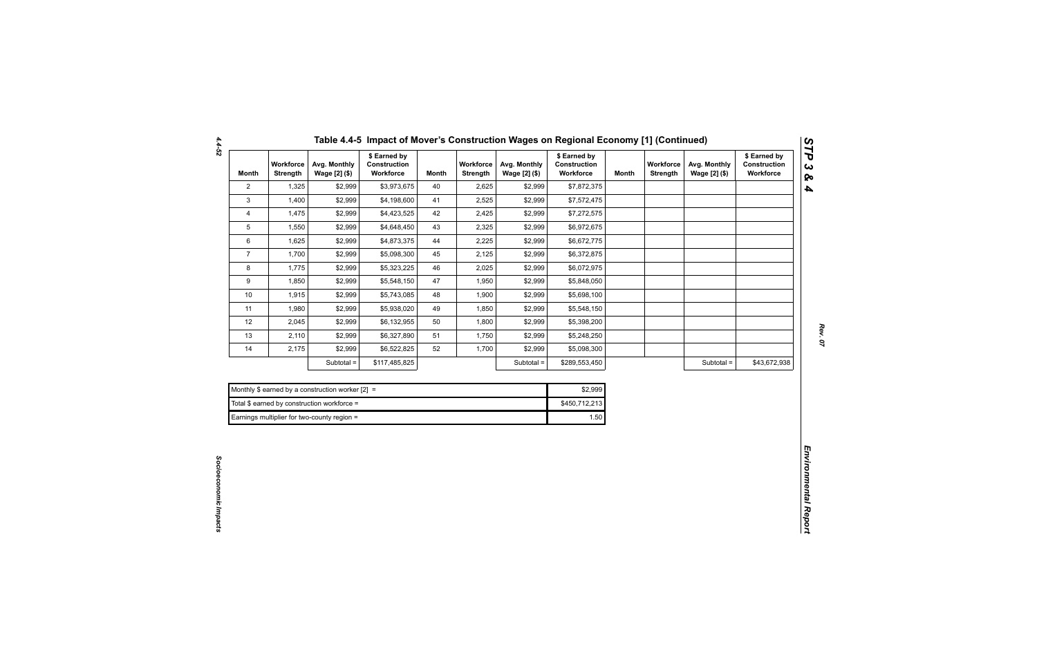## Table 4.4-5 Impact of Mover's Construction Wages on Regional Economy [1] (Continued)

| Month | Workforce Strength | Avg. Monthly Wage [2] ($) | $ Earned by Construction Workforce | Month | Workforce Strength | Avg. Monthly Wage [2] ($) | $ Earned by Construction Workforce | Month | Workforce Strength | Avg. Monthly Wage [2] ($) | $ Earned by Construction Workforce |
|---|---|---|---|---|---|---|---|---|---|---|---|
| 2 | 1,325 | $2,999 | $3,973,675 | 40 | 2,625 | $2,999 | $7,872,375 | | | | |
| 3 | 1,400 | $2,999 | $4,198,600 | 41 | 2,525 | $2,999 | $7,572,475 | | | | |
| 4 | 1,475 | $2,999 | $4,423,525 | 42 | 2,425 | $2,999 | $7,272,575 | | | | |
| 5 | 1,550 | $2,999 | $4,648,450 | 43 | 2,325 | $2,999 | $6,972,675 | | | | |
| 6 | 1,625 | $2,999 | $4,873,375 | 44 | 2,225 | $2,999 | $6,672,775 | | | | |
| 7 | 1,700 | $2,999 | $5,098,300 | 45 | 2,125 | $2,999 | $6,372,875 | | | | |
| 8 | 1,775 | $2,999 | $5,323,225 | 46 | 2,025 | $2,999 | $6,072,975 | | | | |
| 9 | 1,850 | $2,999 | $5,548,150 | 47 | 1,950 | $2,999 | $5,848,050 | | | | |
| 10 | 1,915 | $2,999 | $5,743,085 | 48 | 1,900 | $2,999 | $5,698,100 | | | | |
| 11 | 1,980 | $2,999 | $5,938,020 | 49 | 1,850 | $2,999 | $5,548,150 | | | | |
| 12 | 2,045 | $2,999 | $6,132,955 | 50 | 1,800 | $2,999 | $5,398,200 | | | | |
| 13 | 2,110 | $2,999 | $6,327,890 | 51 | 1,750 | $2,999 | $5,248,250 | | | | |
| 14 | 2,175 | $2,999 | $6,522,825 | 52 | 1,700 | $2,999 | $5,098,300 | | | | |
| | | Subtotal = | $117,485,825 | | | Subtotal = | $289,553,450 | | | Subtotal = | $43,672,938 |

| | |
|---|---|
| Monthly $ earned by a construction worker [2] = | $2,999 |
| Total $ earned by construction workforce = | $450,712,213 |
| Earnings multiplier for two-county region = | 1.50 |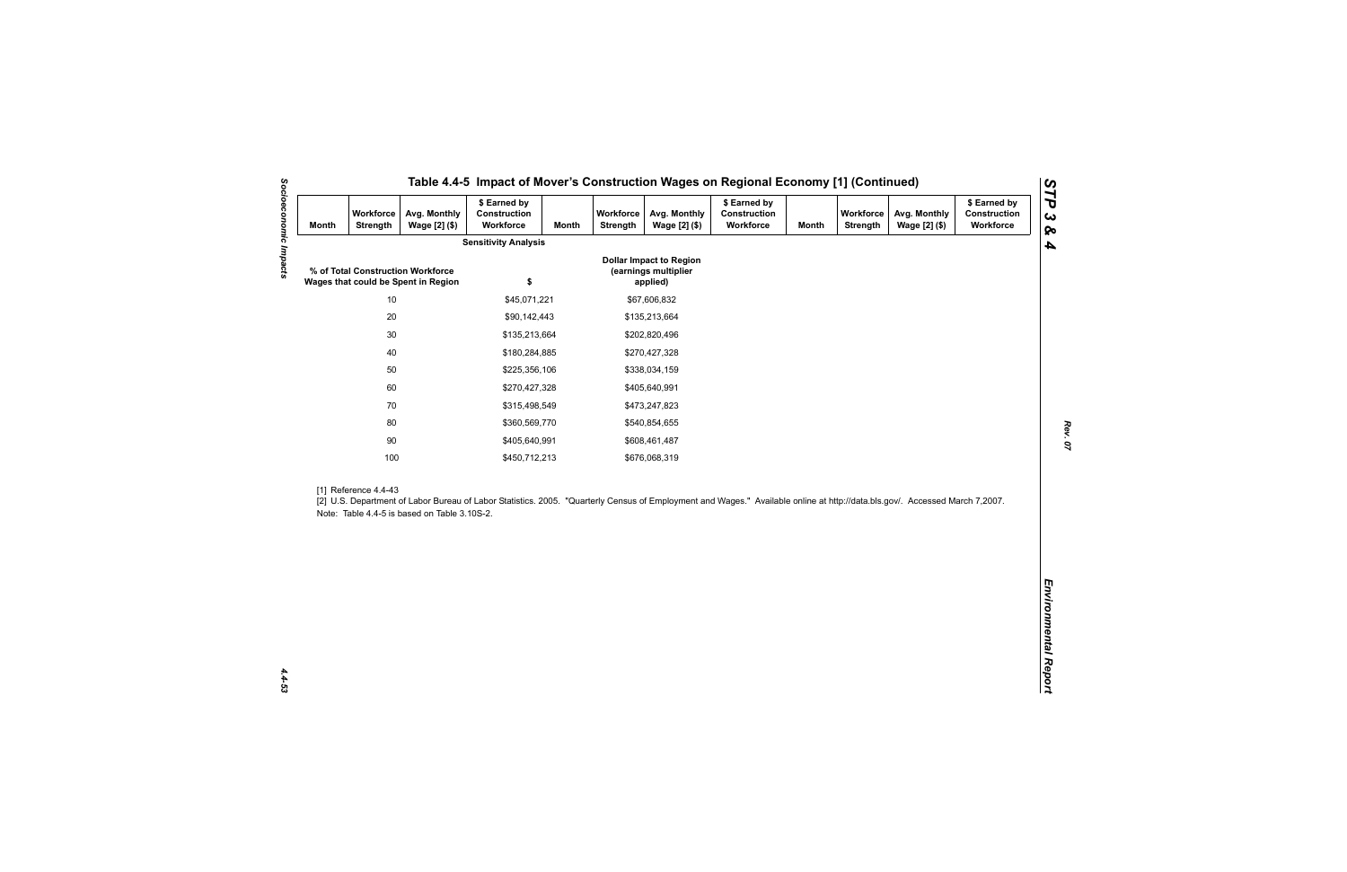## Table 4.4-5 Impact of Mover's Construction Wages on Regional Economy [1] (Continued)

| Month | Workforce Strength | Avg. Monthly Wage [2] ($) | $ Earned by Construction Workforce | Month | Workforce Strength | Avg. Monthly Wage [2] ($) | $ Earned by Construction Workforce | Month | Workforce Strength | Avg. Monthly Wage [2] ($) | $ Earned by Construction Workforce |
|---|---|---|---|---|---|---|---|---|---|---|---|

**Sensitivity Analysis**

| % of Total Construction Workforce Wages that could be Spent in Region | $ | Dollar Impact to Region (earnings multiplier applied) |
|---|---|---|
| 10 | $45,071,221 | $67,606,832 |
| 20 | $90,142,443 | $135,213,664 |
| 30 | $135,213,664 | $202,820,496 |
| 40 | $180,284,885 | $270,427,328 |
| 50 | $225,356,106 | $338,034,159 |
| 60 | $270,427,328 | $405,640,991 |
| 70 | $315,498,549 | $473,247,823 |
| 80 | $360,569,770 | $540,854,655 |
| 90 | $405,640,991 | $608,461,487 |
| 100 | $450,712,213 | $676,068,319 |

[1] Reference 4.4-43

[2] U.S. Department of Labor Bureau of Labor Statistics. 2005. "Quarterly Census of Employment and Wages." Available online at http://data.bls.gov/. Accessed March 7,2007.

Note: Table 4.4-5 is based on Table 3.10S-2.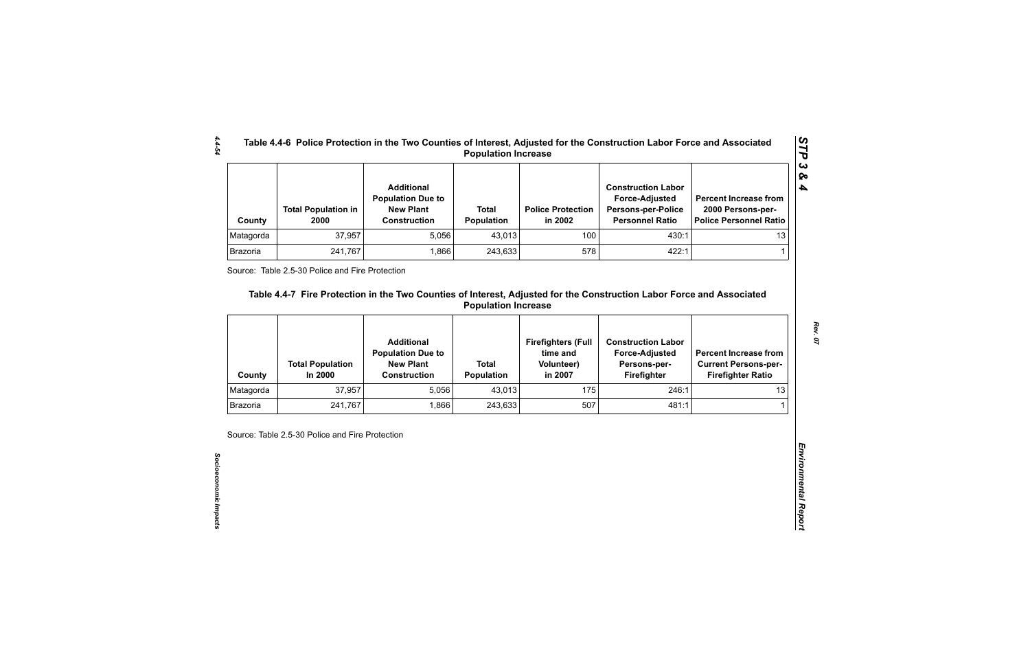## Table 4.4-6 Police Protection in the Two Counties of Interest, Adjusted for the Construction Labor Force and Associated Population Increase

| County | Total Population in 2000 | Additional Population Due to New Plant Construction | Total Population | Police Protection in 2002 | Construction Labor Force-Adjusted Persons-per-Police Personnel Ratio | Percent Increase from 2000 Persons-per-Police Personnel Ratio |
|---|---|---|---|---|---|---|
| Matagorda | 37,957 | 5,056 | 43,013 | 100 | 430:1 | 13 |
| Brazoria | 241,767 | 1,866 | 243,633 | 578 | 422:1 | 1 |

Source: Table 2.5-30 Police and Fire Protection

## Table 4.4-7 Fire Protection in the Two Counties of Interest, Adjusted for the Construction Labor Force and Associated Population Increase

| County | Total Population In 2000 | Additional Population Due to New Plant Construction | Total Population | Firefighters (Full time and Volunteer) in 2007 | Construction Labor Force-Adjusted Persons-per-Firefighter | Percent Increase from Current Persons-per-Firefighter Ratio |
|---|---|---|---|---|---|---|
| Matagorda | 37,957 | 5,056 | 43,013 | 175 | 246:1 | 13 |
| Brazoria | 241,767 | 1,866 | 243,633 | 507 | 481:1 | 1 |

Source: Table 2.5-30 Police and Fire Protection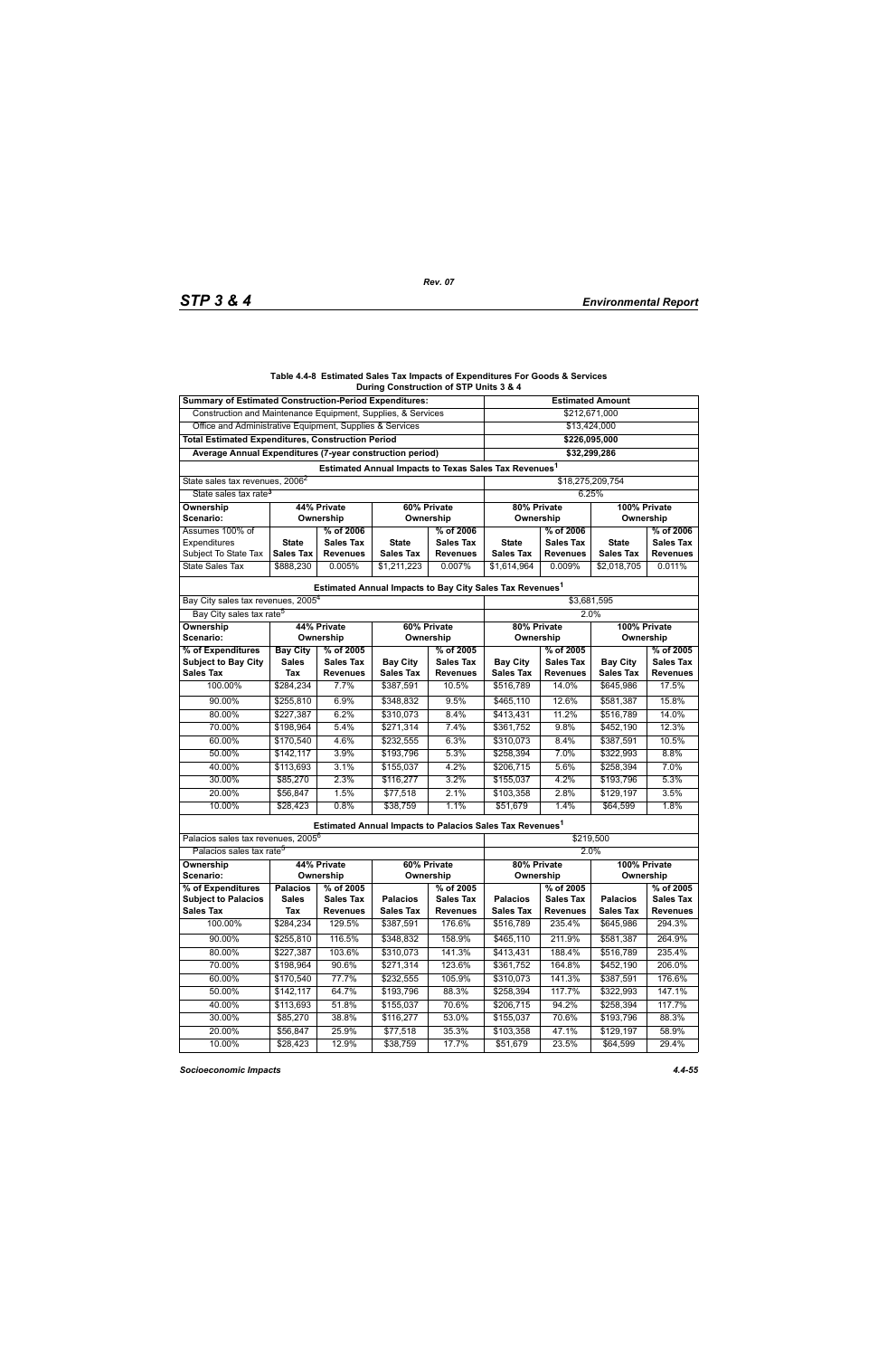**Table 4.4-8 Estimated Sales Tax Impacts of Expenditures For Goods & Services During Construction of STP Units 3 & 4**

| Summary of Estimated Construction-Period Expenditures: | | | | | Estimated Amount | | | |
|---|---|---|---|---|---|---|---|---|
| Construction and Maintenance Equipment, Supplies, & Services | | | | | $212,671,000 | | | |
| Office and Administrative Equipment, Supplies & Services | | | | | $13,424,000 | | | |
| **Total Estimated Expenditures, Construction Period** | | | | | **$226,095,000** | | | |
| **Average Annual Expenditures (7-year construction period)** | | | | | **$32,299,286** | | | |
| **Estimated Annual Impacts to Texas Sales Tax Revenues[1]** | | | | | | | | |
| State sales tax revenues, 2006[2] | | | | | $18,275,209,754 | | | |
| State sales tax rate[3] | | | | | 6.25% | | | |
| **Ownership Scenario:** | **44% Private Ownership** | | **60% Private Ownership** | | **80% Private Ownership** | | **100% Private Ownership** | |
| Assumes 100% of Expenditures Subject To State Tax | **State Sales Tax** | **% of 2006 Sales Tax Revenues** | **State Sales Tax** | **% of 2006 Sales Tax Revenues** | **State Sales Tax** | **% of 2006 Sales Tax Revenues** | **State Sales Tax** | **% of 2006 Sales Tax Revenues** |
| State Sales Tax | $888,230 | 0.005% | $1,211,223 | 0.007% | $1,614,964 | 0.009% | $2,018,705 | 0.011% |
| **Estimated Annual Impacts to Bay City Sales Tax Revenues[1]** | | | | | | | | |
| Bay City sales tax revenues, 2005[4] | | | | | $3,681,595 | | | |
| Bay City sales tax rate[5] | | | | | 2.0% | | | |
| **Ownership Scenario:** | **44% Private Ownership** | | **60% Private Ownership** | | **80% Private Ownership** | | **100% Private Ownership** | |
| **% of Expenditures Subject to Bay City Sales Tax** | **Bay City Sales Tax** | **% of 2005 Sales Tax Revenues** | **Bay City Sales Tax** | **% of 2005 Sales Tax Revenues** | **Bay City Sales Tax** | **% of 2005 Sales Tax Revenues** | **Bay City Sales Tax** | **% of 2005 Sales Tax Revenues** |
| 100.00% | $284,234 | 7.7% | $387,591 | 10.5% | $516,789 | 14.0% | $645,986 | 17.5% |
| 90.00% | $255,810 | 6.9% | $348,832 | 9.5% | $465,110 | 12.6% | $581,387 | 15.8% |
| 80.00% | $227,387 | 6.2% | $310,073 | 8.4% | $413,431 | 11.2% | $516,789 | 14.0% |
| 70.00% | $198,964 | 5.4% | $271,314 | 7.4% | $361,752 | 9.8% | $452,190 | 12.3% |
| 60.00% | $170,540 | 4.6% | $232,555 | 6.3% | $310,073 | 8.4% | $387,591 | 10.5% |
| 50.00% | $142,117 | 3.9% | $193,796 | 5.3% | $258,394 | 7.0% | $322,993 | 8.8% |
| 40.00% | $113,693 | 3.1% | $155,037 | 4.2% | $206,715 | 5.6% | $258,394 | 7.0% |
| 30.00% | $85,270 | 2.3% | $116,277 | 3.2% | $155,037 | 4.2% | $193,796 | 5.3% |
| 20.00% | $56,847 | 1.5% | $77,518 | 2.1% | $103,358 | 2.8% | $129,197 | 3.5% |
| 10.00% | $28,423 | 0.8% | $38,759 | 1.1% | $51,679 | 1.4% | $64,599 | 1.8% |
| **Estimated Annual Impacts to Palacios Sales Tax Revenues[1]** | | | | | | | | |
| Palacios sales tax revenues, 2005[6] | | | | | $219,500 | | | |
| Palacios sales tax rate[5] | | | | | 2.0% | | | |
| **Ownership Scenario:** | **44% Private Ownership** | | **60% Private Ownership** | | **80% Private Ownership** | | **100% Private Ownership** | |
| **% of Expenditures Subject to Palacios Sales Tax** | **Palacios Sales Tax** | **% of 2005 Sales Tax Revenues** | **Palacios Sales Tax** | **% of 2005 Sales Tax Revenues** | **Palacios Sales Tax** | **% of 2005 Sales Tax Revenues** | **Palacios Sales Tax** | **% of 2005 Sales Tax Revenues** |
| 100.00% | $284,234 | 129.5% | $387,591 | 176.6% | $516,789 | 235.4% | $645,986 | 294.3% |
| 90.00% | $255,810 | 116.5% | $348,832 | 158.9% | $465,110 | 211.9% | $581,387 | 264.9% |
| 80.00% | $227,387 | 103.6% | $310,073 | 141.3% | $413,431 | 188.4% | $516,789 | 235.4% |
| 70.00% | $198,964 | 90.6% | $271,314 | 123.6% | $361,752 | 164.8% | $452,190 | 206.0% |
| 60.00% | $170,540 | 77.7% | $232,555 | 105.9% | $310,073 | 141.3% | $387,591 | 176.6% |
| 50.00% | $142,117 | 64.7% | $193,796 | 88.3% | $258,394 | 117.7% | $322,993 | 147.1% |
| 40.00% | $113,693 | 51.8% | $155,037 | 70.6% | $206,715 | 94.2% | $258,394 | 117.7% |
| 30.00% | $85,270 | 38.8% | $116,277 | 53.0% | $155,037 | 70.6% | $193,796 | 88.3% |
| 20.00% | $56,847 | 25.9% | $77,518 | 35.3% | $103,358 | 47.1% | $129,197 | 58.9% |
| 10.00% | $28,423 | 12.9% | $38,759 | 17.7% | $51,679 | 23.5% | $64,599 | 29.4% |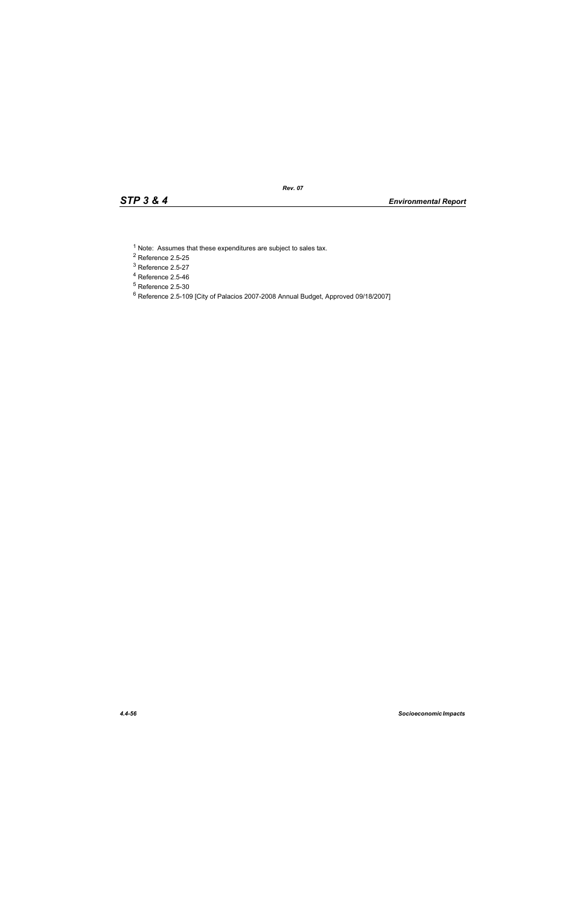[1] Note: Assumes that these expenditures are subject to sales tax.

[2] Reference 2.5-25

[3] Reference 2.5-27

[4] Reference 2.5-46

[5] Reference 2.5-30

[6] Reference 2.5-109 [City of Palacios 2007-2008 Annual Budget, Approved 09/18/2007]